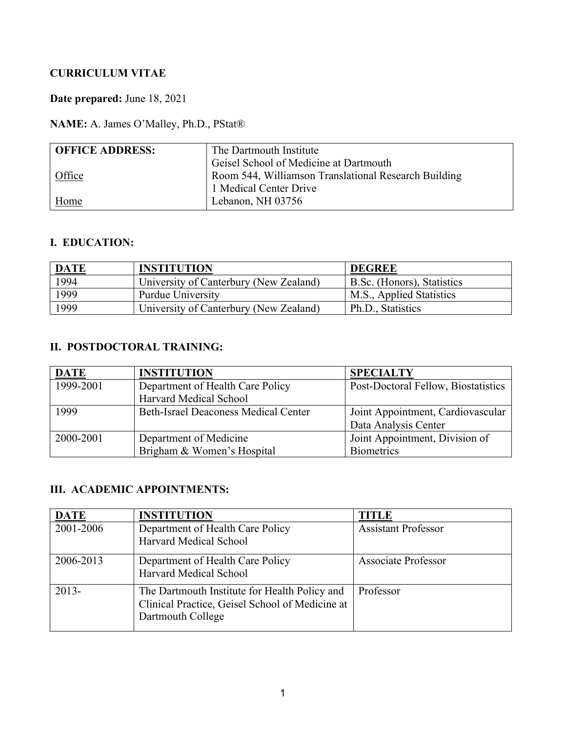**CURRICULUM VITAE**

**Date prepared:** June 18, 2021

**NAME:** A. James O'Malley, Ph.D., PStat®

| **OFFICE ADDRESS:** | The Dartmouth Institute |
|---|---|
| | Geisel School of Medicine at Dartmouth |
| Office | Room 544, Williamson Translational Research Building |
| | 1 Medical Center Drive |
| Home | Lebanon, NH 03756 |

## I. EDUCATION:

| DATE | INSTITUTION | DEGREE |
|---|---|---|
| 1994 | University of Canterbury (New Zealand) | B.Sc. (Honors), Statistics |
| 1999 | Purdue University | M.S., Applied Statistics |
| 1999 | University of Canterbury (New Zealand) | Ph.D., Statistics |

## II. POSTDOCTORAL TRAINING:

| DATE | INSTITUTION | SPECIALTY |
|---|---|---|
| 1999-2001 | Department of Health Care Policy Harvard Medical School | Post-Doctoral Fellow, Biostatistics |
| 1999 | Beth-Israel Deaconess Medical Center | Joint Appointment, Cardiovascular Data Analysis Center |
| 2000-2001 | Department of Medicine Brigham & Women's Hospital | Joint Appointment, Division of Biometrics |

## III. ACADEMIC APPOINTMENTS:

| DATE | INSTITUTION | TITLE |
|---|---|---|
| 2001-2006 | Department of Health Care Policy Harvard Medical School | Assistant Professor |
| 2006-2013 | Department of Health Care Policy Harvard Medical School | Associate Professor |
| 2013- | The Dartmouth Institute for Health Policy and Clinical Practice, Geisel School of Medicine at Dartmouth College | Professor |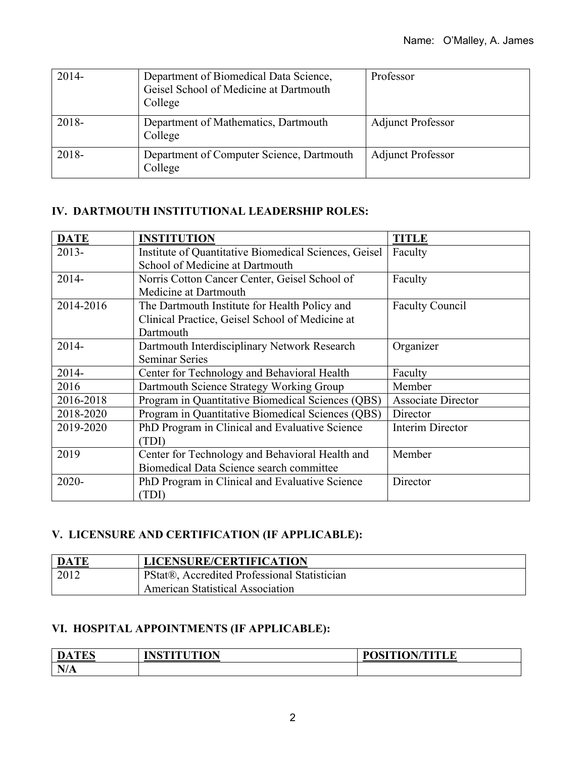| | | |
|---|---|---|
| 2014- | Department of Biomedical Data Science, Geisel School of Medicine at Dartmouth College | Professor |
| 2018- | Department of Mathematics, Dartmouth College | Adjunct Professor |
| 2018- | Department of Computer Science, Dartmouth College | Adjunct Professor |

## IV. DARTMOUTH INSTITUTIONAL LEADERSHIP ROLES:

| DATE | INSTITUTION | TITLE |
|---|---|---|
| 2013- | Institute of Quantitative Biomedical Sciences, Geisel School of Medicine at Dartmouth | Faculty |
| 2014- | Norris Cotton Cancer Center, Geisel School of Medicine at Dartmouth | Faculty |
| 2014-2016 | The Dartmouth Institute for Health Policy and Clinical Practice, Geisel School of Medicine at Dartmouth | Faculty Council |
| 2014- | Dartmouth Interdisciplinary Network Research Seminar Series | Organizer |
| 2014- | Center for Technology and Behavioral Health | Faculty |
| 2016 | Dartmouth Science Strategy Working Group | Member |
| 2016-2018 | Program in Quantitative Biomedical Sciences (QBS) | Associate Director |
| 2018-2020 | Program in Quantitative Biomedical Sciences (QBS) | Director |
| 2019-2020 | PhD Program in Clinical and Evaluative Science (TDI) | Interim Director |
| 2019 | Center for Technology and Behavioral Health and Biomedical Data Science search committee | Member |
| 2020- | PhD Program in Clinical and Evaluative Science (TDI) | Director |

## V. LICENSURE AND CERTIFICATION (IF APPLICABLE):

| DATE | LICENSURE/CERTIFICATION |
|---|---|
| 2012 | PStat®, Accredited Professional Statistician American Statistical Association |

## VI. HOSPITAL APPOINTMENTS (IF APPLICABLE):

| DATES | INSTITUTION | POSITION/TITLE |
|---|---|---|
| N/A | | |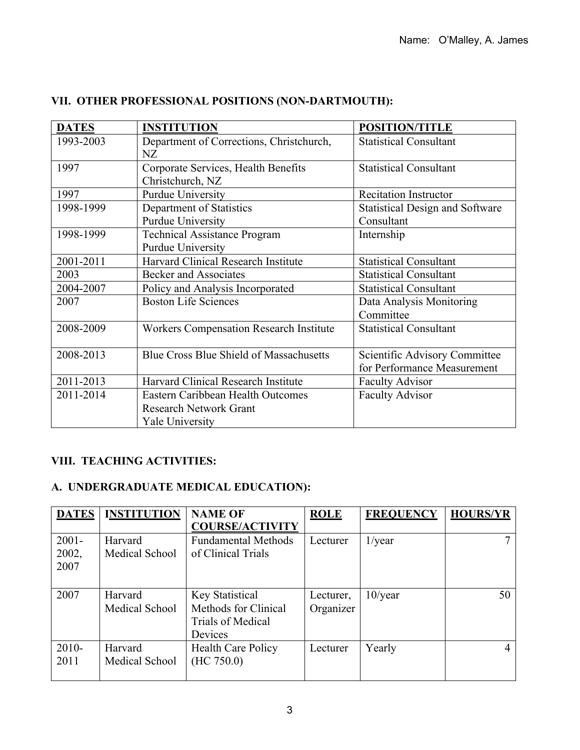## VII. OTHER PROFESSIONAL POSITIONS (NON-DARTMOUTH):

| DATES | INSTITUTION | POSITION/TITLE |
|---|---|---|
| 1993-2003 | Department of Corrections, Christchurch, NZ | Statistical Consultant |
| 1997 | Corporate Services, Health Benefits Christchurch, NZ | Statistical Consultant |
| 1997 | Purdue University | Recitation Instructor |
| 1998-1999 | Department of Statistics Purdue University | Statistical Design and Software Consultant |
| 1998-1999 | Technical Assistance Program Purdue University | Internship |
| 2001-2011 | Harvard Clinical Research Institute | Statistical Consultant |
| 2003 | Becker and Associates | Statistical Consultant |
| 2004-2007 | Policy and Analysis Incorporated | Statistical Consultant |
| 2007 | Boston Life Sciences | Data Analysis Monitoring Committee |
| 2008-2009 | Workers Compensation Research Institute | Statistical Consultant |
| 2008-2013 | Blue Cross Blue Shield of Massachusetts | Scientific Advisory Committee for Performance Measurement |
| 2011-2013 | Harvard Clinical Research Institute | Faculty Advisor |
| 2011-2014 | Eastern Caribbean Health Outcomes Research Network Grant Yale University | Faculty Advisor |

## VIII. TEACHING ACTIVITIES:

### A. UNDERGRADUATE MEDICAL EDUCATION):

| DATES | INSTITUTION | NAME OF COURSE/ACTIVITY | ROLE | FREQUENCY | HOURS/YR |
|---|---|---|---|---|---|
| 2001-2002, 2007 | Harvard Medical School | Fundamental Methods of Clinical Trials | Lecturer | 1/year | 7 |
| 2007 | Harvard Medical School | Key Statistical Methods for Clinical Trials of Medical Devices | Lecturer, Organizer | 10/year | 50 |
| 2010-2011 | Harvard Medical School | Health Care Policy (HC 750.0) | Lecturer | Yearly | 4 |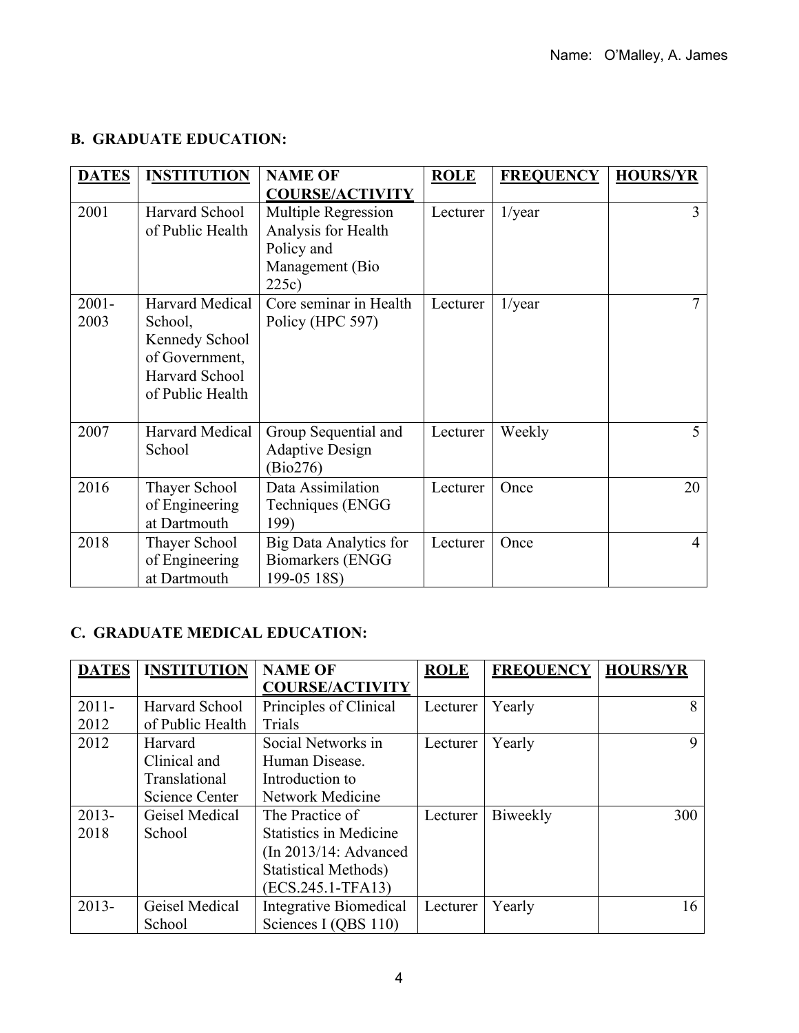## B. GRADUATE EDUCATION:

| DATES | INSTITUTION | NAME OF COURSE/ACTIVITY | ROLE | FREQUENCY | HOURS/YR |
|---|---|---|---|---|---|
| 2001 | Harvard School of Public Health | Multiple Regression Analysis for Health Policy and Management (Bio 225c) | Lecturer | 1/year | 3 |
| 2001-2003 | Harvard Medical School, Kennedy School of Government, Harvard School of Public Health | Core seminar in Health Policy (HPC 597) | Lecturer | 1/year | 7 |
| 2007 | Harvard Medical School | Group Sequential and Adaptive Design (Bio276) | Lecturer | Weekly | 5 |
| 2016 | Thayer School of Engineering at Dartmouth | Data Assimilation Techniques (ENGG 199) | Lecturer | Once | 20 |
| 2018 | Thayer School of Engineering at Dartmouth | Big Data Analytics for Biomarkers (ENGG 199-05 18S) | Lecturer | Once | 4 |

## C. GRADUATE MEDICAL EDUCATION:

| DATES | INSTITUTION | NAME OF COURSE/ACTIVITY | ROLE | FREQUENCY | HOURS/YR |
|---|---|---|---|---|---|
| 2011-2012 | Harvard School of Public Health | Principles of Clinical Trials | Lecturer | Yearly | 8 |
| 2012 | Harvard Clinical and Translational Science Center | Social Networks in Human Disease. Introduction to Network Medicine | Lecturer | Yearly | 9 |
| 2013-2018 | Geisel Medical School | The Practice of Statistics in Medicine (In 2013/14: Advanced Statistical Methods) (ECS.245.1-TFA13) | Lecturer | Biweekly | 300 |
| 2013- | Geisel Medical School | Integrative Biomedical Sciences I (QBS 110) | Lecturer | Yearly | 16 |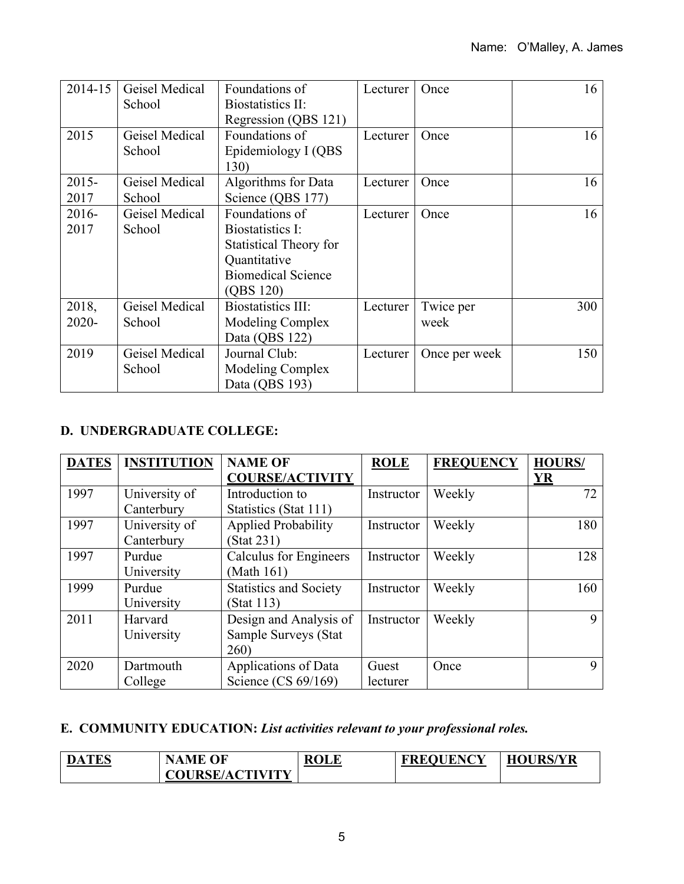| | | | | | |
|---|---|---|---|---|---|
| 2014-15 | Geisel Medical School | Foundations of Biostatistics II: Regression (QBS 121) | Lecturer | Once | 16 |
| 2015 | Geisel Medical School | Foundations of Epidemiology I (QBS 130) | Lecturer | Once | 16 |
| 2015-2017 | Geisel Medical School | Algorithms for Data Science (QBS 177) | Lecturer | Once | 16 |
| 2016-2017 | Geisel Medical School | Foundations of Biostatistics I: Statistical Theory for Quantitative Biomedical Science (QBS 120) | Lecturer | Once | 16 |
| 2018, 2020- | Geisel Medical School | Biostatistics III: Modeling Complex Data (QBS 122) | Lecturer | Twice per week | 300 |
| 2019 | Geisel Medical School | Journal Club: Modeling Complex Data (QBS 193) | Lecturer | Once per week | 150 |

**D. UNDERGRADUATE COLLEGE:**

| DATES | INSTITUTION | NAME OF COURSE/ACTIVITY | ROLE | FREQUENCY | HOURS/ YR |
|---|---|---|---|---|---|
| 1997 | University of Canterbury | Introduction to Statistics (Stat 111) | Instructor | Weekly | 72 |
| 1997 | University of Canterbury | Applied Probability (Stat 231) | Instructor | Weekly | 180 |
| 1997 | Purdue University | Calculus for Engineers (Math 161) | Instructor | Weekly | 128 |
| 1999 | Purdue University | Statistics and Society (Stat 113) | Instructor | Weekly | 160 |
| 2011 | Harvard University | Design and Analysis of Sample Surveys (Stat 260) | Instructor | Weekly | 9 |
| 2020 | Dartmouth College | Applications of Data Science (CS 69/169) | Guest lecturer | Once | 9 |

**E. COMMUNITY EDUCATION:** ***List activities relevant to your professional roles.***

| DATES | NAME OF COURSE/ACTIVITY | ROLE | FREQUENCY | HOURS/YR |
|---|---|---|---|---|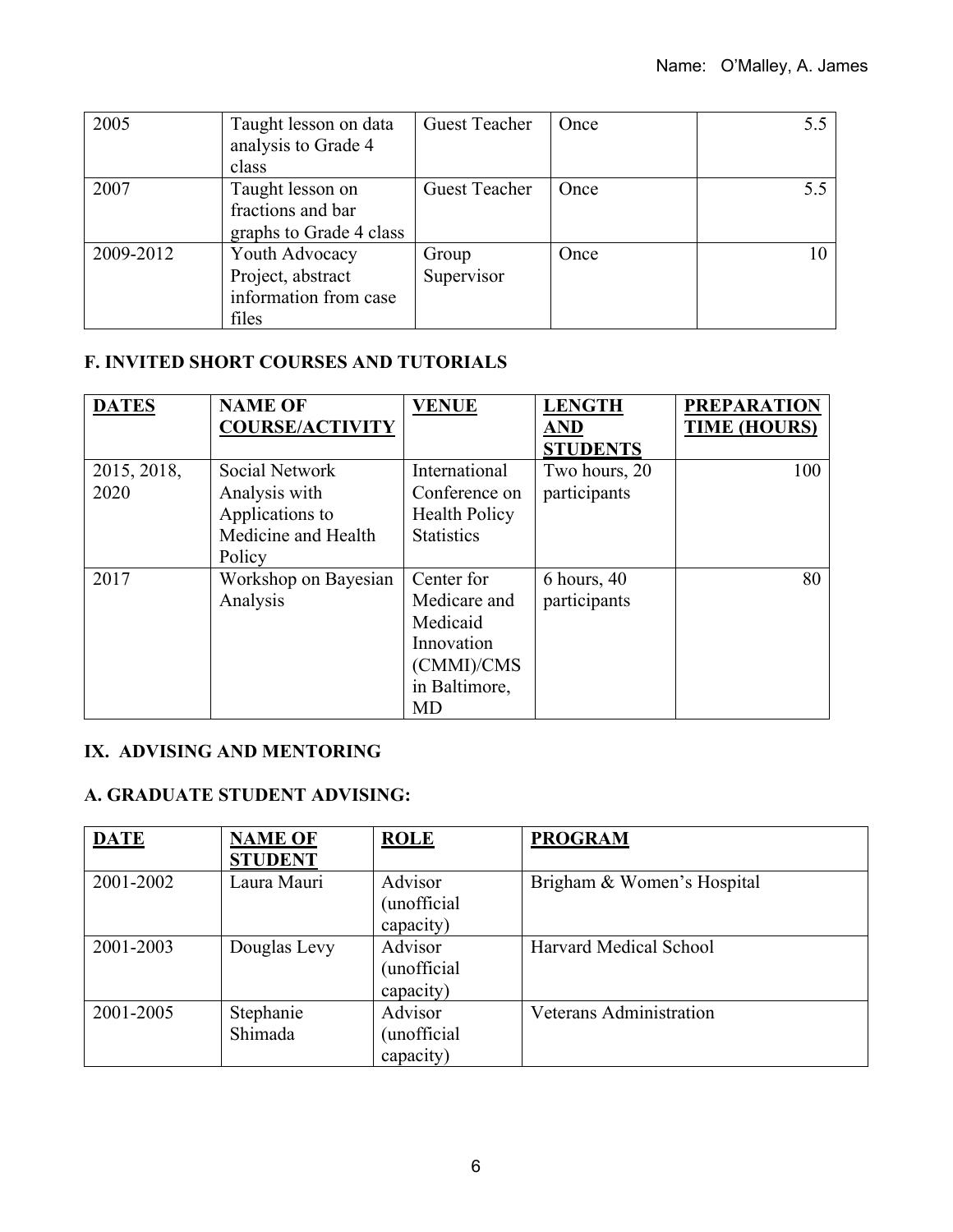| | | | | |
|---|---|---|---|---|
| 2005 | Taught lesson on data analysis to Grade 4 class | Guest Teacher | Once | 5.5 |
| 2007 | Taught lesson on fractions and bar graphs to Grade 4 class | Guest Teacher | Once | 5.5 |
| 2009-2012 | Youth Advocacy Project, abstract information from case files | Group Supervisor | Once | 10 |

### F. INVITED SHORT COURSES AND TUTORIALS

| DATES | NAME OF COURSE/ACTIVITY | VENUE | LENGTH AND STUDENTS | PREPARATION TIME (HOURS) |
|---|---|---|---|---|
| 2015, 2018, 2020 | Social Network Analysis with Applications to Medicine and Health Policy | International Conference on Health Policy Statistics | Two hours, 20 participants | 100 |
| 2017 | Workshop on Bayesian Analysis | Center for Medicare and Medicaid Innovation (CMMI)/CMS in Baltimore, MD | 6 hours, 40 participants | 80 |

## IX. ADVISING AND MENTORING

### A. GRADUATE STUDENT ADVISING:

| DATE | NAME OF STUDENT | ROLE | PROGRAM |
|---|---|---|---|
| 2001-2002 | Laura Mauri | Advisor (unofficial capacity) | Brigham & Women's Hospital |
| 2001-2003 | Douglas Levy | Advisor (unofficial capacity) | Harvard Medical School |
| 2001-2005 | Stephanie Shimada | Advisor (unofficial capacity) | Veterans Administration |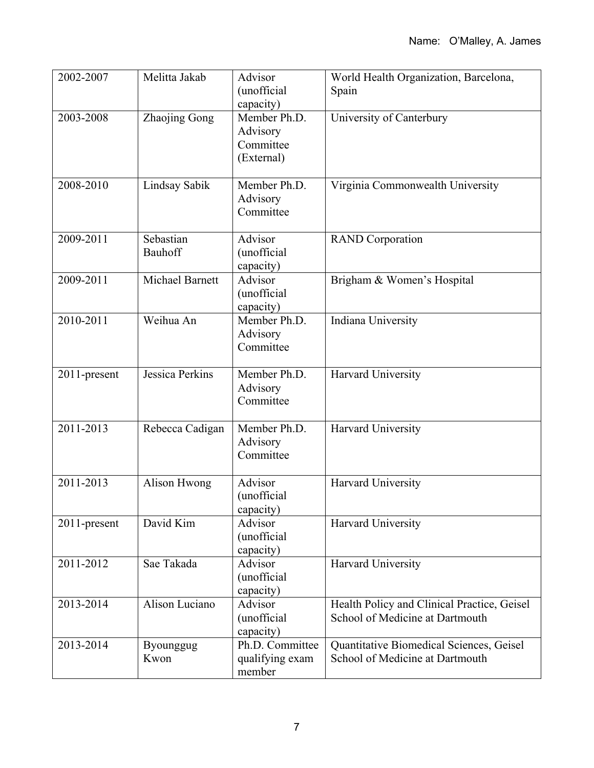| | | | |
|---|---|---|---|
| 2002-2007 | Melitta Jakab | Advisor (unofficial capacity) | World Health Organization, Barcelona, Spain |
| 2003-2008 | Zhaojing Gong | Member Ph.D. Advisory Committee (External) | University of Canterbury |
| 2008-2010 | Lindsay Sabik | Member Ph.D. Advisory Committee | Virginia Commonwealth University |
| 2009-2011 | Sebastian Bauhoff | Advisor (unofficial capacity) | RAND Corporation |
| 2009-2011 | Michael Barnett | Advisor (unofficial capacity) | Brigham & Women's Hospital |
| 2010-2011 | Weihua An | Member Ph.D. Advisory Committee | Indiana University |
| 2011-present | Jessica Perkins | Member Ph.D. Advisory Committee | Harvard University |
| 2011-2013 | Rebecca Cadigan | Member Ph.D. Advisory Committee | Harvard University |
| 2011-2013 | Alison Hwong | Advisor (unofficial capacity) | Harvard University |
| 2011-present | David Kim | Advisor (unofficial capacity) | Harvard University |
| 2011-2012 | Sae Takada | Advisor (unofficial capacity) | Harvard University |
| 2013-2014 | Alison Luciano | Advisor (unofficial capacity) | Health Policy and Clinical Practice, Geisel School of Medicine at Dartmouth |
| 2013-2014 | Byounggug Kwon | Ph.D. Committee qualifying exam member | Quantitative Biomedical Sciences, Geisel School of Medicine at Dartmouth |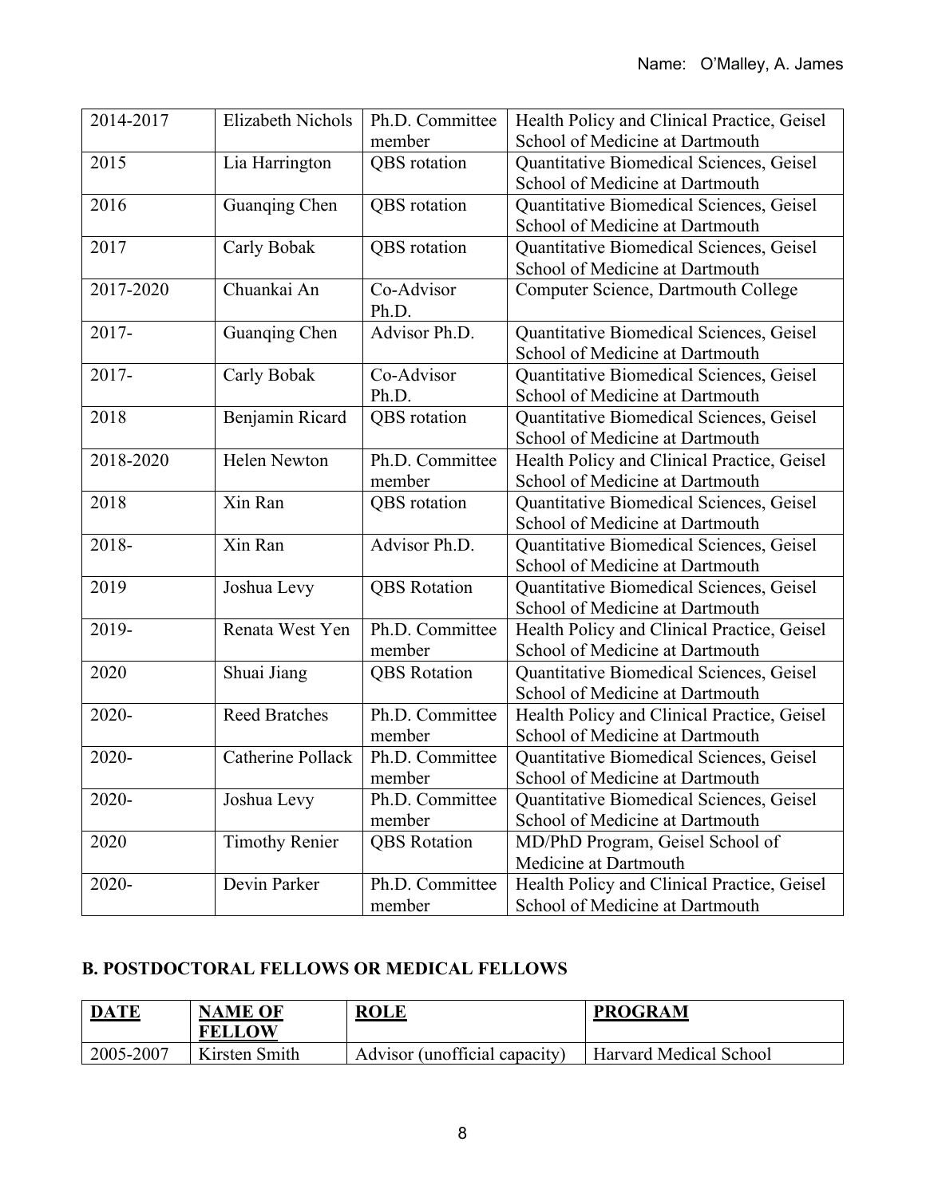| | | | |
|---|---|---|---|
| 2014-2017 | Elizabeth Nichols | Ph.D. Committee member | Health Policy and Clinical Practice, Geisel School of Medicine at Dartmouth |
| 2015 | Lia Harrington | QBS rotation | Quantitative Biomedical Sciences, Geisel School of Medicine at Dartmouth |
| 2016 | Guanqing Chen | QBS rotation | Quantitative Biomedical Sciences, Geisel School of Medicine at Dartmouth |
| 2017 | Carly Bobak | QBS rotation | Quantitative Biomedical Sciences, Geisel School of Medicine at Dartmouth |
| 2017-2020 | Chuankai An | Co-Advisor Ph.D. | Computer Science, Dartmouth College |
| 2017- | Guanqing Chen | Advisor Ph.D. | Quantitative Biomedical Sciences, Geisel School of Medicine at Dartmouth |
| 2017- | Carly Bobak | Co-Advisor Ph.D. | Quantitative Biomedical Sciences, Geisel School of Medicine at Dartmouth |
| 2018 | Benjamin Ricard | QBS rotation | Quantitative Biomedical Sciences, Geisel School of Medicine at Dartmouth |
| 2018-2020 | Helen Newton | Ph.D. Committee member | Health Policy and Clinical Practice, Geisel School of Medicine at Dartmouth |
| 2018 | Xin Ran | QBS rotation | Quantitative Biomedical Sciences, Geisel School of Medicine at Dartmouth |
| 2018- | Xin Ran | Advisor Ph.D. | Quantitative Biomedical Sciences, Geisel School of Medicine at Dartmouth |
| 2019 | Joshua Levy | QBS Rotation | Quantitative Biomedical Sciences, Geisel School of Medicine at Dartmouth |
| 2019- | Renata West Yen | Ph.D. Committee member | Health Policy and Clinical Practice, Geisel School of Medicine at Dartmouth |
| 2020 | Shuai Jiang | QBS Rotation | Quantitative Biomedical Sciences, Geisel School of Medicine at Dartmouth |
| 2020- | Reed Bratches | Ph.D. Committee member | Health Policy and Clinical Practice, Geisel School of Medicine at Dartmouth |
| 2020- | Catherine Pollack | Ph.D. Committee member | Quantitative Biomedical Sciences, Geisel School of Medicine at Dartmouth |
| 2020- | Joshua Levy | Ph.D. Committee member | Quantitative Biomedical Sciences, Geisel School of Medicine at Dartmouth |
| 2020 | Timothy Renier | QBS Rotation | MD/PhD Program, Geisel School of Medicine at Dartmouth |
| 2020- | Devin Parker | Ph.D. Committee member | Health Policy and Clinical Practice, Geisel School of Medicine at Dartmouth |

### B. POSTDOCTORAL FELLOWS OR MEDICAL FELLOWS

| DATE | NAME OF FELLOW | ROLE | PROGRAM |
|---|---|---|---|
| 2005-2007 | Kirsten Smith | Advisor (unofficial capacity) | Harvard Medical School |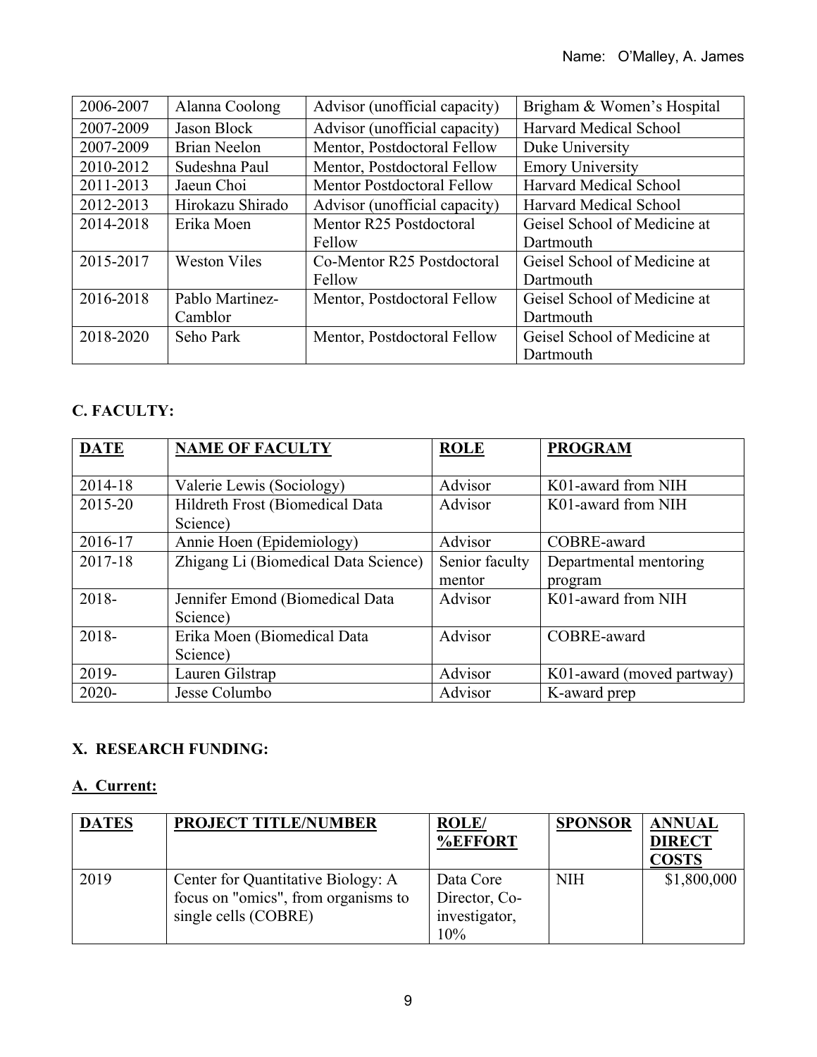| | | | |
|---|---|---|---|
| 2006-2007 | Alanna Coolong | Advisor (unofficial capacity) | Brigham & Women's Hospital |
| 2007-2009 | Jason Block | Advisor (unofficial capacity) | Harvard Medical School |
| 2007-2009 | Brian Neelon | Mentor, Postdoctoral Fellow | Duke University |
| 2010-2012 | Sudeshna Paul | Mentor, Postdoctoral Fellow | Emory University |
| 2011-2013 | Jaeun Choi | Mentor Postdoctoral Fellow | Harvard Medical School |
| 2012-2013 | Hirokazu Shirado | Advisor (unofficial capacity) | Harvard Medical School |
| 2014-2018 | Erika Moen | Mentor R25 Postdoctoral Fellow | Geisel School of Medicine at Dartmouth |
| 2015-2017 | Weston Viles | Co-Mentor R25 Postdoctoral Fellow | Geisel School of Medicine at Dartmouth |
| 2016-2018 | Pablo Martinez-Camblor | Mentor, Postdoctoral Fellow | Geisel School of Medicine at Dartmouth |
| 2018-2020 | Seho Park | Mentor, Postdoctoral Fellow | Geisel School of Medicine at Dartmouth |

### C. FACULTY:

| DATE | NAME OF FACULTY | ROLE | PROGRAM |
|---|---|---|---|
| 2014-18 | Valerie Lewis (Sociology) | Advisor | K01-award from NIH |
| 2015-20 | Hildreth Frost (Biomedical Data Science) | Advisor | K01-award from NIH |
| 2016-17 | Annie Hoen (Epidemiology) | Advisor | COBRE-award |
| 2017-18 | Zhigang Li (Biomedical Data Science) | Senior faculty mentor | Departmental mentoring program |
| 2018- | Jennifer Emond (Biomedical Data Science) | Advisor | K01-award from NIH |
| 2018- | Erika Moen (Biomedical Data Science) | Advisor | COBRE-award |
| 2019- | Lauren Gilstrap | Advisor | K01-award (moved partway) |
| 2020- | Jesse Columbo | Advisor | K-award prep |

## X. RESEARCH FUNDING:

### A. Current:

| DATES | PROJECT TITLE/NUMBER | ROLE/ %EFFORT | SPONSOR | ANNUAL DIRECT COSTS |
|---|---|---|---|---|
| 2019 | Center for Quantitative Biology: A focus on "omics", from organisms to single cells (COBRE) | Data Core Director, Co-investigator, 10% | NIH | $1,800,000 |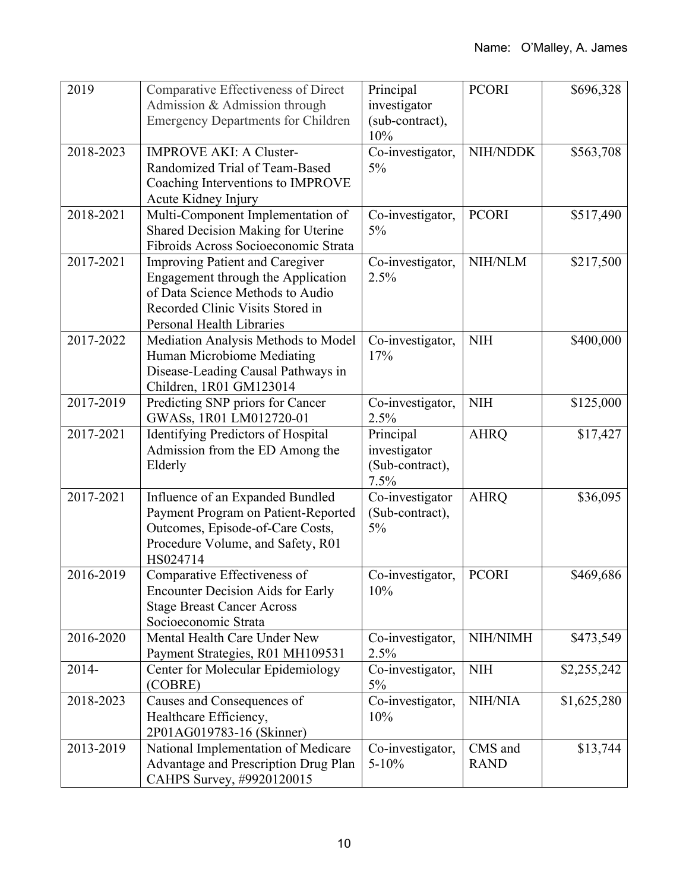| | | | | |
|---|---|---|---|---|
| 2019 | Comparative Effectiveness of Direct Admission & Admission through Emergency Departments for Children | Principal investigator (sub-contract), 10% | PCORI | \$696,328 |
| 2018-2023 | IMPROVE AKI: A Cluster-Randomized Trial of Team-Based Coaching Interventions to IMPROVE Acute Kidney Injury | Co-investigator, 5% | NIH/NDDK | \$563,708 |
| 2018-2021 | Multi-Component Implementation of Shared Decision Making for Uterine Fibroids Across Socioeconomic Strata | Co-investigator, 5% | PCORI | \$517,490 |
| 2017-2021 | Improving Patient and Caregiver Engagement through the Application of Data Science Methods to Audio Recorded Clinic Visits Stored in Personal Health Libraries | Co-investigator, 2.5% | NIH/NLM | \$217,500 |
| 2017-2022 | Mediation Analysis Methods to Model Human Microbiome Mediating Disease-Leading Causal Pathways in Children, 1R01 GM123014 | Co-investigator, 17% | NIH | \$400,000 |
| 2017-2019 | Predicting SNP priors for Cancer GWASs, 1R01 LM012720-01 | Co-investigator, 2.5% | NIH | \$125,000 |
| 2017-2021 | Identifying Predictors of Hospital Admission from the ED Among the Elderly | Principal investigator (Sub-contract), 7.5% | AHRQ | \$17,427 |
| 2017-2021 | Influence of an Expanded Bundled Payment Program on Patient-Reported Outcomes, Episode-of-Care Costs, Procedure Volume, and Safety, R01 HS024714 | Co-investigator (Sub-contract), 5% | AHRQ | \$36,095 |
| 2016-2019 | Comparative Effectiveness of Encounter Decision Aids for Early Stage Breast Cancer Across Socioeconomic Strata | Co-investigator, 10% | PCORI | \$469,686 |
| 2016-2020 | Mental Health Care Under New Payment Strategies, R01 MH109531 | Co-investigator, 2.5% | NIH/NIMH | \$473,549 |
| 2014- | Center for Molecular Epidemiology (COBRE) | Co-investigator, 5% | NIH | \$2,255,242 |
| 2018-2023 | Causes and Consequences of Healthcare Efficiency, 2P01AG019783-16 (Skinner) | Co-investigator, 10% | NIH/NIA | \$1,625,280 |
| 2013-2019 | National Implementation of Medicare Advantage and Prescription Drug Plan CAHPS Survey, #9920120015 | Co-investigator, 5-10% | CMS and RAND | \$13,744 |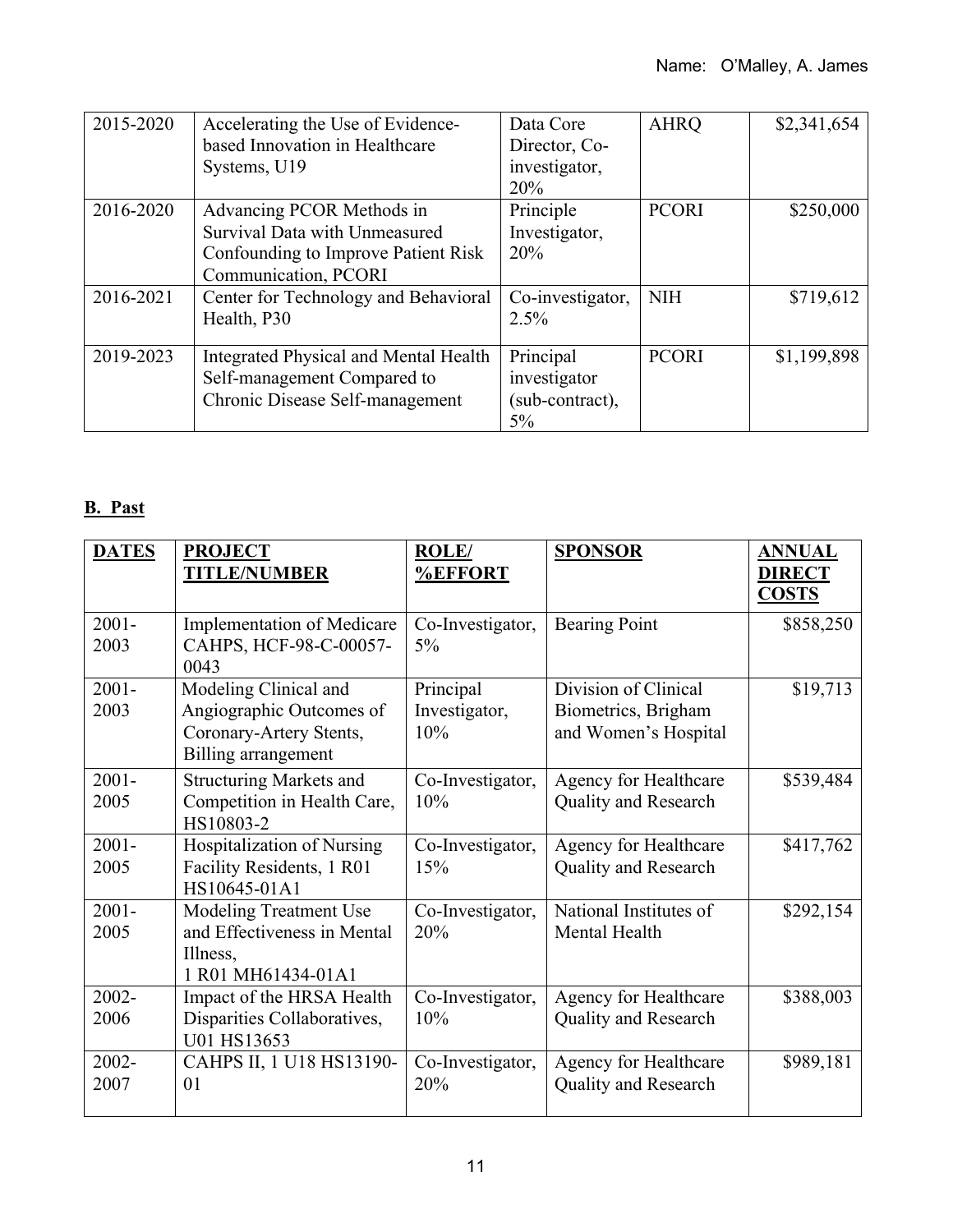| | | | | |
|---|---|---|---|---|
| 2015-2020 | Accelerating the Use of Evidence-based Innovation in Healthcare Systems, U19 | Data Core Director, Co-investigator, 20% | AHRQ | $2,341,654 |
| 2016-2020 | Advancing PCOR Methods in Survival Data with Unmeasured Confounding to Improve Patient Risk Communication, PCORI | Principle Investigator, 20% | PCORI | $250,000 |
| 2016-2021 | Center for Technology and Behavioral Health, P30 | Co-investigator, 2.5% | NIH | $719,612 |
| 2019-2023 | Integrated Physical and Mental Health Self-management Compared to Chronic Disease Self-management | Principal investigator (sub-contract), 5% | PCORI | $1,199,898 |

## B. Past

| DATES | PROJECT TITLE/NUMBER | ROLE/ %EFFORT | SPONSOR | ANNUAL DIRECT COSTS |
|---|---|---|---|---|
| 2001-2003 | Implementation of Medicare CAHPS, HCF-98-C-00057-0043 | Co-Investigator, 5% | Bearing Point | $858,250 |
| 2001-2003 | Modeling Clinical and Angiographic Outcomes of Coronary-Artery Stents, Billing arrangement | Principal Investigator, 10% | Division of Clinical Biometrics, Brigham and Women's Hospital | $19,713 |
| 2001-2005 | Structuring Markets and Competition in Health Care, HS10803-2 | Co-Investigator, 10% | Agency for Healthcare Quality and Research | $539,484 |
| 2001-2005 | Hospitalization of Nursing Facility Residents, 1 R01 HS10645-01A1 | Co-Investigator, 15% | Agency for Healthcare Quality and Research | $417,762 |
| 2001-2005 | Modeling Treatment Use and Effectiveness in Mental Illness, 1 R01 MH61434-01A1 | Co-Investigator, 20% | National Institutes of Mental Health | $292,154 |
| 2002-2006 | Impact of the HRSA Health Disparities Collaboratives, U01 HS13653 | Co-Investigator, 10% | Agency for Healthcare Quality and Research | $388,003 |
| 2002-2007 | CAHPS II, 1 U18 HS13190-01 | Co-Investigator, 20% | Agency for Healthcare Quality and Research | $989,181 |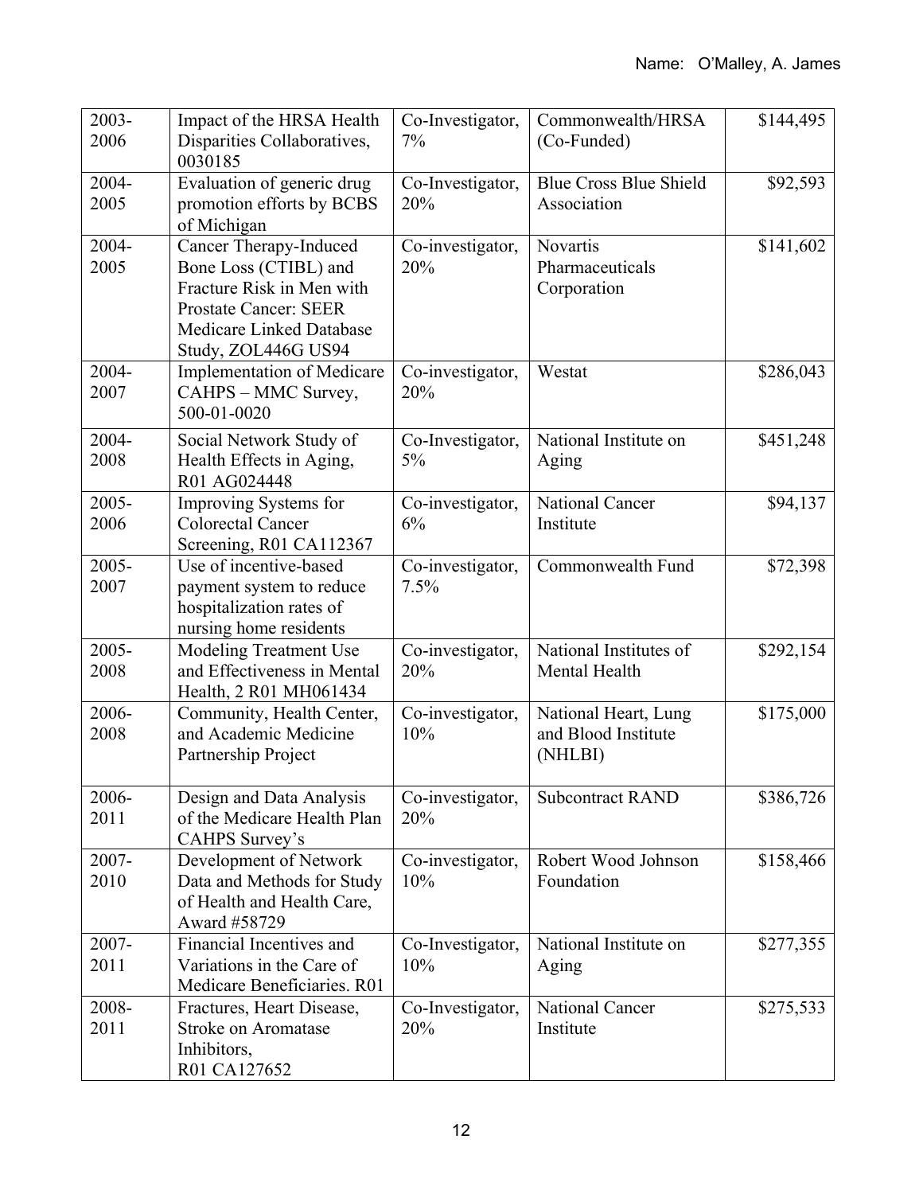| | | | | |
|---|---|---|---|---|
| 2003-2006 | Impact of the HRSA Health Disparities Collaboratives, 0030185 | Co-Investigator, 7% | Commonwealth/HRSA (Co-Funded) | $144,495 |
| 2004-2005 | Evaluation of generic drug promotion efforts by BCBS of Michigan | Co-Investigator, 20% | Blue Cross Blue Shield Association | $92,593 |
| 2004-2005 | Cancer Therapy-Induced Bone Loss (CTIBL) and Fracture Risk in Men with Prostate Cancer: SEER Medicare Linked Database Study, ZOL446G US94 | Co-investigator, 20% | Novartis Pharmaceuticals Corporation | $141,602 |
| 2004-2007 | Implementation of Medicare CAHPS – MMC Survey, 500-01-0020 | Co-investigator, 20% | Westat | $286,043 |
| 2004-2008 | Social Network Study of Health Effects in Aging, R01 AG024448 | Co-Investigator, 5% | National Institute on Aging | $451,248 |
| 2005-2006 | Improving Systems for Colorectal Cancer Screening, R01 CA112367 | Co-investigator, 6% | National Cancer Institute | $94,137 |
| 2005-2007 | Use of incentive-based payment system to reduce hospitalization rates of nursing home residents | Co-investigator, 7.5% | Commonwealth Fund | $72,398 |
| 2005-2008 | Modeling Treatment Use and Effectiveness in Mental Health, 2 R01 MH061434 | Co-investigator, 20% | National Institutes of Mental Health | $292,154 |
| 2006-2008 | Community, Health Center, and Academic Medicine Partnership Project | Co-investigator, 10% | National Heart, Lung and Blood Institute (NHLBI) | $175,000 |
| 2006-2011 | Design and Data Analysis of the Medicare Health Plan CAHPS Survey's | Co-investigator, 20% | Subcontract RAND | $386,726 |
| 2007-2010 | Development of Network Data and Methods for Study of Health and Health Care, Award #58729 | Co-investigator, 10% | Robert Wood Johnson Foundation | $158,466 |
| 2007-2011 | Financial Incentives and Variations in the Care of Medicare Beneficiaries. R01 | Co-Investigator, 10% | National Institute on Aging | $277,355 |
| 2008-2011 | Fractures, Heart Disease, Stroke on Aromatase Inhibitors, R01 CA127652 | Co-Investigator, 20% | National Cancer Institute | $275,533 |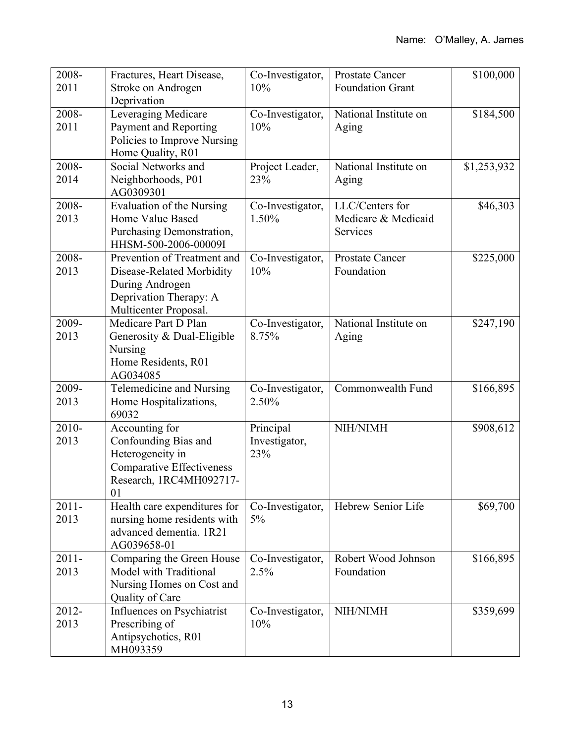| 2008-2011 | Fractures, Heart Disease, Stroke on Androgen Deprivation | Co-Investigator, 10% | Prostate Cancer Foundation Grant | $100,000 |
|---|---|---|---|---|
| 2008-2011 | Leveraging Medicare Payment and Reporting Policies to Improve Nursing Home Quality, R01 | Co-Investigator, 10% | National Institute on Aging | $184,500 |
| 2008-2014 | Social Networks and Neighborhoods, P01 AG0309301 | Project Leader, 23% | National Institute on Aging | $1,253,932 |
| 2008-2013 | Evaluation of the Nursing Home Value Based Purchasing Demonstration, HHSM-500-2006-00009I | Co-Investigator, 1.50% | LLC/Centers for Medicare & Medicaid Services | $46,303 |
| 2008-2013 | Prevention of Treatment and Disease-Related Morbidity During Androgen Deprivation Therapy: A Multicenter Proposal. | Co-Investigator, 10% | Prostate Cancer Foundation | $225,000 |
| 2009-2013 | Medicare Part D Plan Generosity & Dual-Eligible Nursing Home Residents, R01 AG034085 | Co-Investigator, 8.75% | National Institute on Aging | $247,190 |
| 2009-2013 | Telemedicine and Nursing Home Hospitalizations, 69032 | Co-Investigator, 2.50% | Commonwealth Fund | $166,895 |
| 2010-2013 | Accounting for Confounding Bias and Heterogeneity in Comparative Effectiveness Research, 1RC4MH092717-01 | Principal Investigator, 23% | NIH/NIMH | $908,612 |
| 2011-2013 | Health care expenditures for nursing home residents with advanced dementia. 1R21 AG039658-01 | Co-Investigator, 5% | Hebrew Senior Life | $69,700 |
| 2011-2013 | Comparing the Green House Model with Traditional Nursing Homes on Cost and Quality of Care | Co-Investigator, 2.5% | Robert Wood Johnson Foundation | $166,895 |
| 2012-2013 | Influences on Psychiatrist Prescribing of Antipsychotics, R01 MH093359 | Co-Investigator, 10% | NIH/NIMH | $359,699 |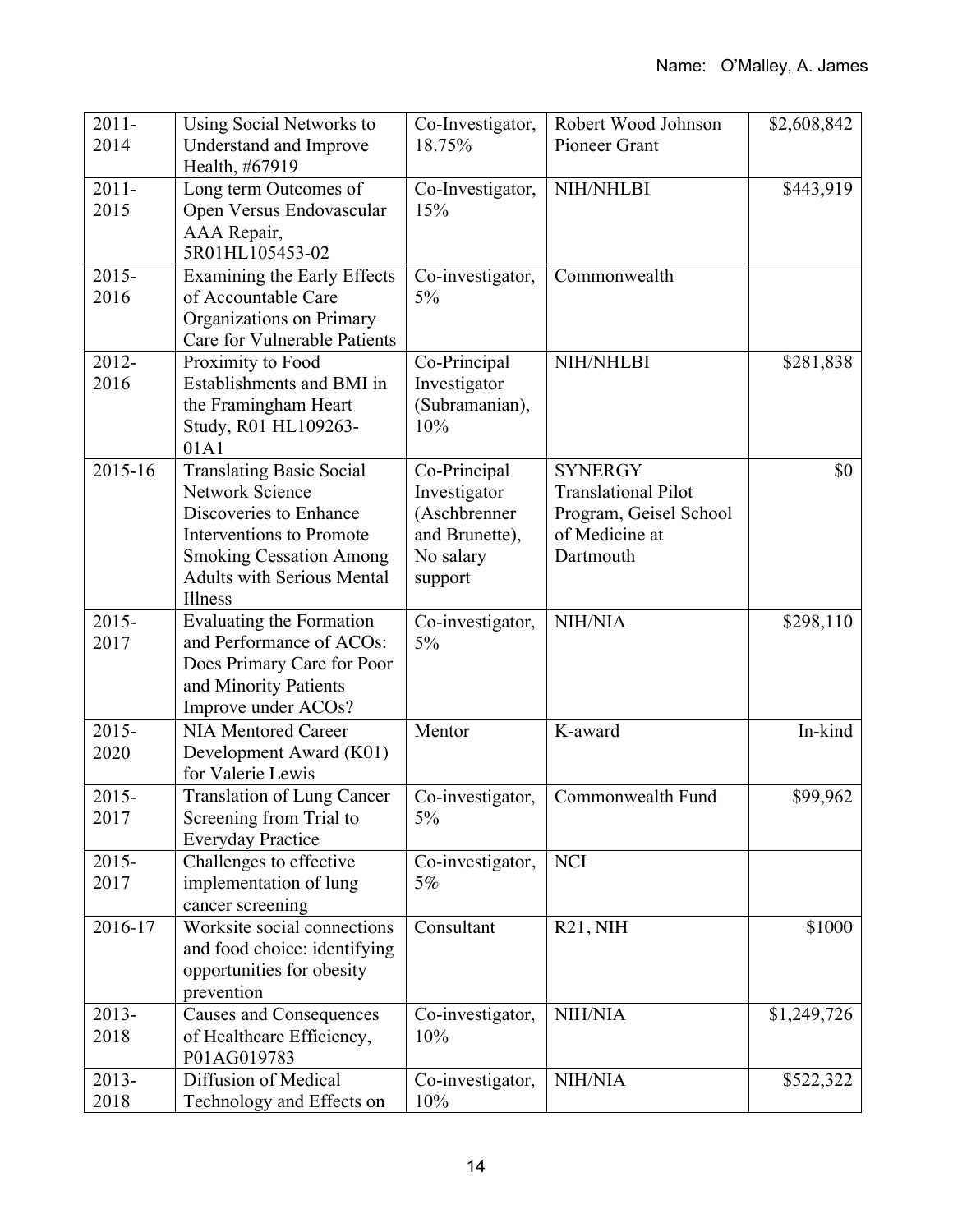| | | | | |
|---|---|---|---|---|
| 2011-2014 | Using Social Networks to Understand and Improve Health, #67919 | Co-Investigator, 18.75% | Robert Wood Johnson Pioneer Grant | $2,608,842 |
| 2011-2015 | Long term Outcomes of Open Versus Endovascular AAA Repair, 5R01HL105453-02 | Co-Investigator, 15% | NIH/NHLBI | $443,919 |
| 2015-2016 | Examining the Early Effects of Accountable Care Organizations on Primary Care for Vulnerable Patients | Co-investigator, 5% | Commonwealth | |
| 2012-2016 | Proximity to Food Establishments and BMI in the Framingham Heart Study, R01 HL109263-01A1 | Co-Principal Investigator (Subramanian), 10% | NIH/NHLBI | $281,838 |
| 2015-16 | Translating Basic Social Network Science Discoveries to Enhance Interventions to Promote Smoking Cessation Among Adults with Serious Mental Illness | Co-Principal Investigator (Aschbrenner and Brunette), No salary support | SYNERGY Translational Pilot Program, Geisel School of Medicine at Dartmouth | $0 |
| 2015-2017 | Evaluating the Formation and Performance of ACOs: Does Primary Care for Poor and Minority Patients Improve under ACOs? | Co-investigator, 5% | NIH/NIA | $298,110 |
| 2015-2020 | NIA Mentored Career Development Award (K01) for Valerie Lewis | Mentor | K-award | In-kind |
| 2015-2017 | Translation of Lung Cancer Screening from Trial to Everyday Practice | Co-investigator, 5% | Commonwealth Fund | $99,962 |
| 2015-2017 | Challenges to effective implementation of lung cancer screening | Co-investigator, 5% | NCI | |
| 2016-17 | Worksite social connections and food choice: identifying opportunities for obesity prevention | Consultant | R21, NIH | $1000 |
| 2013-2018 | Causes and Consequences of Healthcare Efficiency, P01AG019783 | Co-investigator, 10% | NIH/NIA | $1,249,726 |
| 2013-2018 | Diffusion of Medical Technology and Effects on | Co-investigator, 10% | NIH/NIA | $522,322 |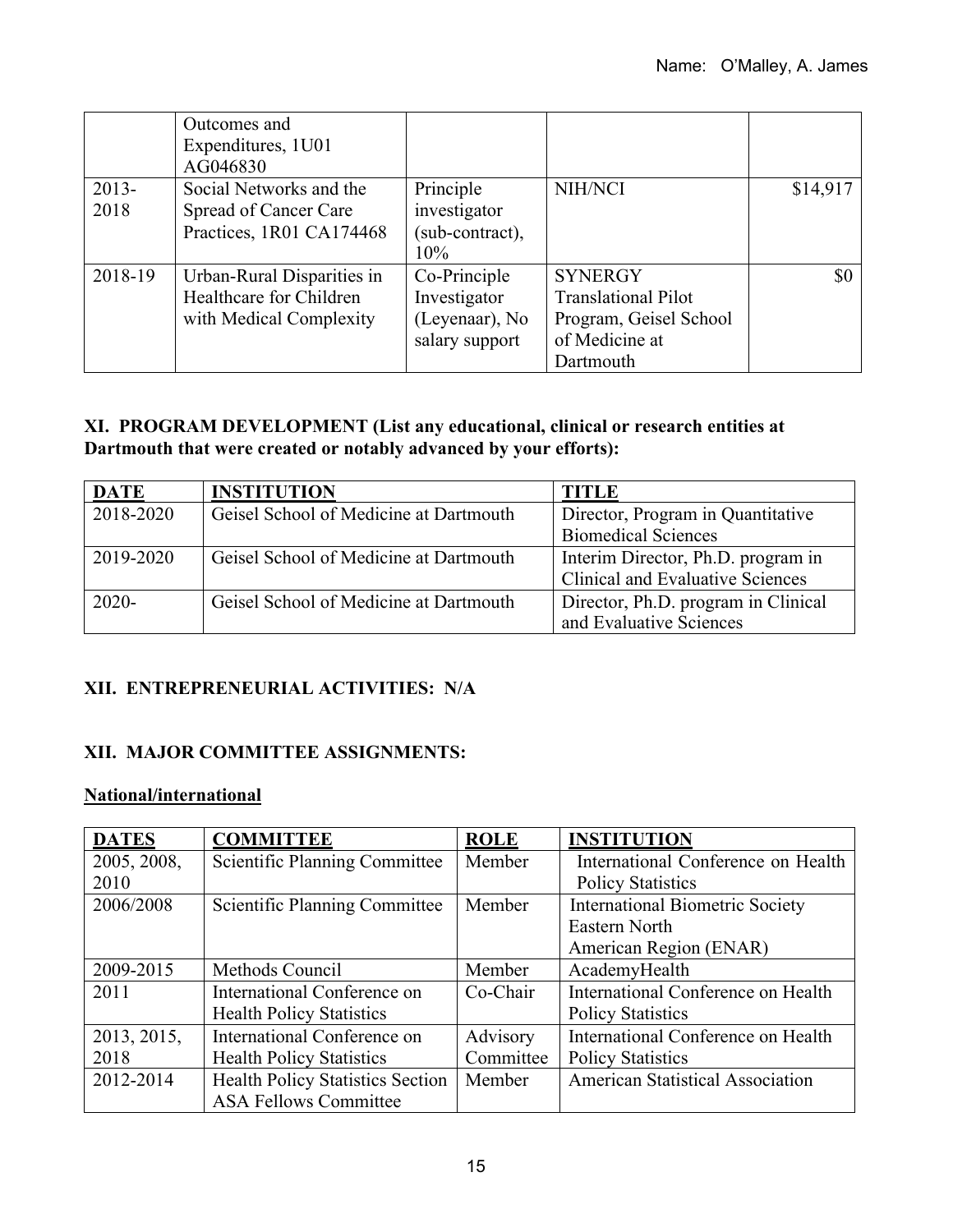| | | | | |
|---|---|---|---|---|
| | Outcomes and Expenditures, 1U01 AG046830 | | | |
| 2013-2018 | Social Networks and the Spread of Cancer Care Practices, 1R01 CA174468 | Principle investigator (sub-contract), 10% | NIH/NCI | $14,917 |
| 2018-19 | Urban-Rural Disparities in Healthcare for Children with Medical Complexity | Co-Principle Investigator (Leyenaar), No salary support | SYNERGY Translational Pilot Program, Geisel School of Medicine at Dartmouth | $0 |

## XI. PROGRAM DEVELOPMENT (List any educational, clinical or research entities at Dartmouth that were created or notably advanced by your efforts):

| DATE | INSTITUTION | TITLE |
|---|---|---|
| 2018-2020 | Geisel School of Medicine at Dartmouth | Director, Program in Quantitative Biomedical Sciences |
| 2019-2020 | Geisel School of Medicine at Dartmouth | Interim Director, Ph.D. program in Clinical and Evaluative Sciences |
| 2020- | Geisel School of Medicine at Dartmouth | Director, Ph.D. program in Clinical and Evaluative Sciences |

## XII. ENTREPRENEURIAL ACTIVITIES: N/A

## XII. MAJOR COMMITTEE ASSIGNMENTS:

**National/international**

| DATES | COMMITTEE | ROLE | INSTITUTION |
|---|---|---|---|
| 2005, 2008, 2010 | Scientific Planning Committee | Member | International Conference on Health Policy Statistics |
| 2006/2008 | Scientific Planning Committee | Member | International Biometric Society Eastern North American Region (ENAR) |
| 2009-2015 | Methods Council | Member | AcademyHealth |
| 2011 | International Conference on Health Policy Statistics | Co-Chair | International Conference on Health Policy Statistics |
| 2013, 2015, 2018 | International Conference on Health Policy Statistics | Advisory Committee | International Conference on Health Policy Statistics |
| 2012-2014 | Health Policy Statistics Section ASA Fellows Committee | Member | American Statistical Association |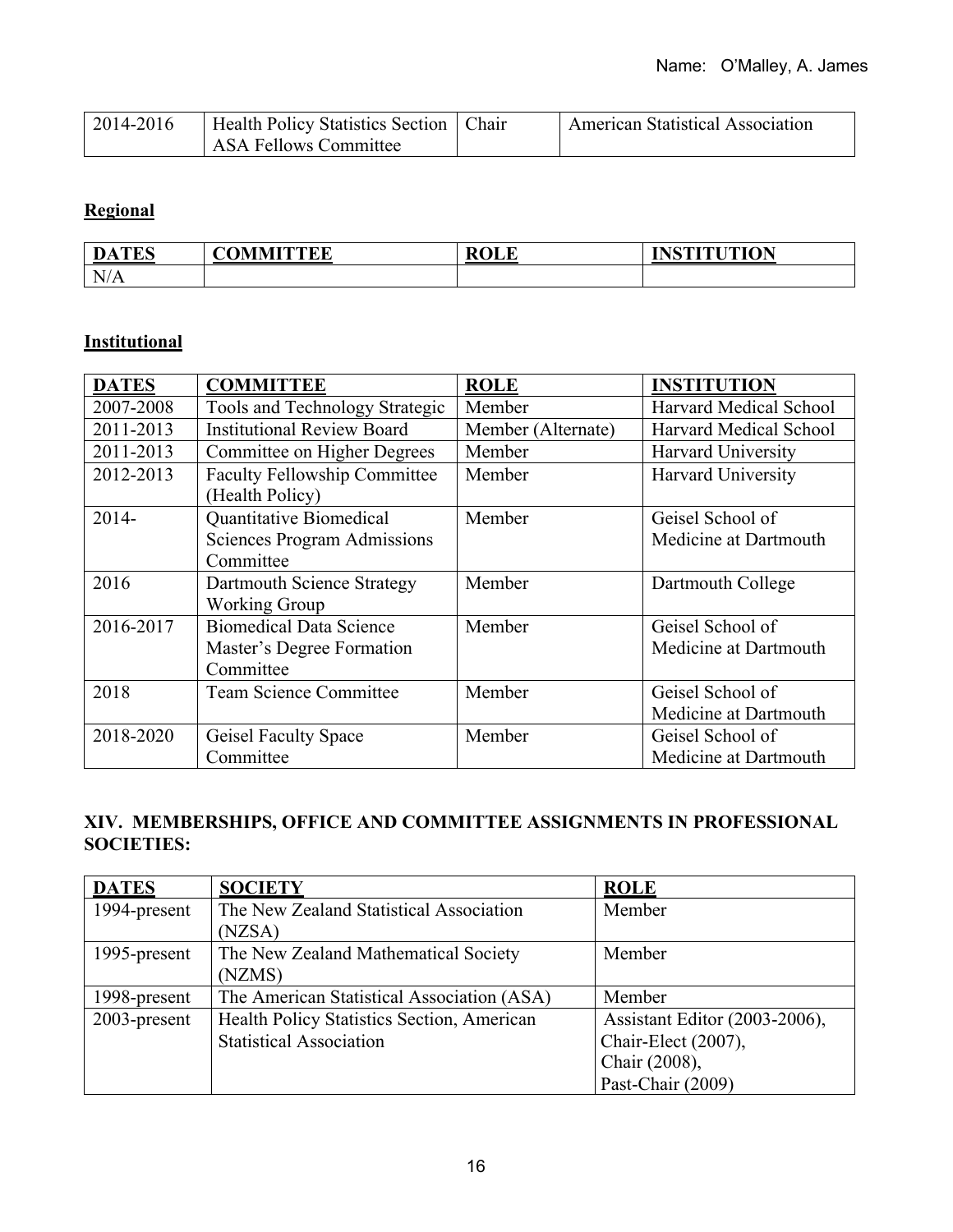| | | | |
|---|---|---|---|
| 2014-2016 | Health Policy Statistics Section ASA Fellows Committee | Chair | American Statistical Association |

**Regional**

| DATES | COMMITTEE | ROLE | INSTITUTION |
|---|---|---|---|
| N/A | | | |

**Institutional**

| DATES | COMMITTEE | ROLE | INSTITUTION |
|---|---|---|---|
| 2007-2008 | Tools and Technology Strategic | Member | Harvard Medical School |
| 2011-2013 | Institutional Review Board | Member (Alternate) | Harvard Medical School |
| 2011-2013 | Committee on Higher Degrees | Member | Harvard University |
| 2012-2013 | Faculty Fellowship Committee (Health Policy) | Member | Harvard University |
| 2014- | Quantitative Biomedical Sciences Program Admissions Committee | Member | Geisel School of Medicine at Dartmouth |
| 2016 | Dartmouth Science Strategy Working Group | Member | Dartmouth College |
| 2016-2017 | Biomedical Data Science Master's Degree Formation Committee | Member | Geisel School of Medicine at Dartmouth |
| 2018 | Team Science Committee | Member | Geisel School of Medicine at Dartmouth |
| 2018-2020 | Geisel Faculty Space Committee | Member | Geisel School of Medicine at Dartmouth |

## XIV. MEMBERSHIPS, OFFICE AND COMMITTEE ASSIGNMENTS IN PROFESSIONAL SOCIETIES:

| DATES | SOCIETY | ROLE |
|---|---|---|
| 1994-present | The New Zealand Statistical Association (NZSA) | Member |
| 1995-present | The New Zealand Mathematical Society (NZMS) | Member |
| 1998-present | The American Statistical Association (ASA) | Member |
| 2003-present | Health Policy Statistics Section, American Statistical Association | Assistant Editor (2003-2006), Chair-Elect (2007), Chair (2008), Past-Chair (2009) |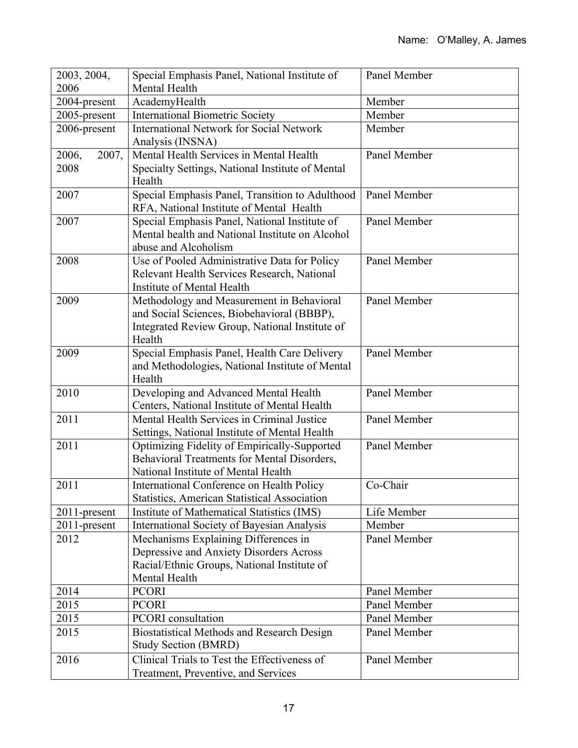| 2003, 2004, 2006 | Special Emphasis Panel, National Institute of Mental Health | Panel Member |
|---|---|---|
| 2004-present | AcademyHealth | Member |
| 2005-present | International Biometric Society | Member |
| 2006-present | International Network for Social Network Analysis (INSNA) | Member |
| 2006, 2007, 2008 | Mental Health Services in Mental Health Specialty Settings, National Institute of Mental Health | Panel Member |
| 2007 | Special Emphasis Panel, Transition to Adulthood RFA, National Institute of Mental Health | Panel Member |
| 2007 | Special Emphasis Panel, National Institute of Mental health and National Institute on Alcohol abuse and Alcoholism | Panel Member |
| 2008 | Use of Pooled Administrative Data for Policy Relevant Health Services Research, National Institute of Mental Health | Panel Member |
| 2009 | Methodology and Measurement in Behavioral and Social Sciences, Biobehavioral (BBBP), Integrated Review Group, National Institute of Health | Panel Member |
| 2009 | Special Emphasis Panel, Health Care Delivery and Methodologies, National Institute of Mental Health | Panel Member |
| 2010 | Developing and Advanced Mental Health Centers, National Institute of Mental Health | Panel Member |
| 2011 | Mental Health Services in Criminal Justice Settings, National Institute of Mental Health | Panel Member |
| 2011 | Optimizing Fidelity of Empirically-Supported Behavioral Treatments for Mental Disorders, National Institute of Mental Health | Panel Member |
| 2011 | International Conference on Health Policy Statistics, American Statistical Association | Co-Chair |
| 2011-present | Institute of Mathematical Statistics (IMS) | Life Member |
| 2011-present | International Society of Bayesian Analysis | Member |
| 2012 | Mechanisms Explaining Differences in Depressive and Anxiety Disorders Across Racial/Ethnic Groups, National Institute of Mental Health | Panel Member |
| 2014 | PCORI | Panel Member |
| 2015 | PCORI | Panel Member |
| 2015 | PCORI consultation | Panel Member |
| 2015 | Biostatistical Methods and Research Design Study Section (BMRD) | Panel Member |
| 2016 | Clinical Trials to Test the Effectiveness of Treatment, Preventive, and Services | Panel Member |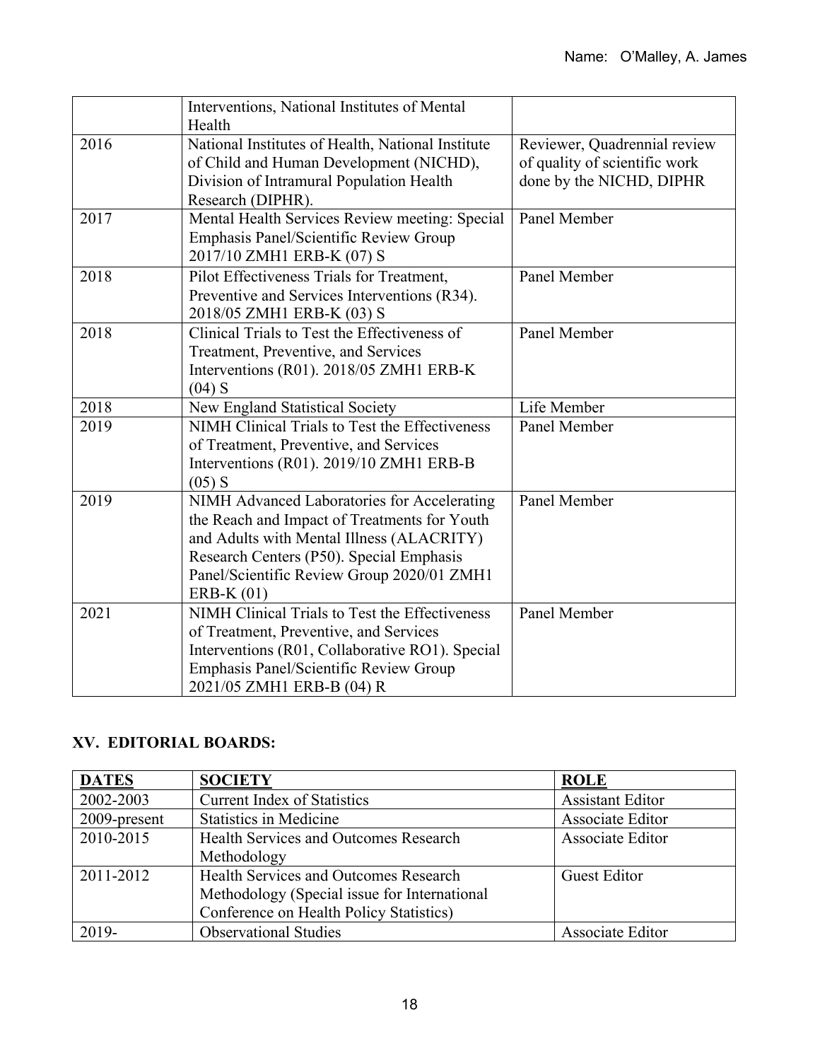| | | |
|---|---|---|
| | Interventions, National Institutes of Mental Health | |
| 2016 | National Institutes of Health, National Institute of Child and Human Development (NICHD), Division of Intramural Population Health Research (DIPHR). | Reviewer, Quadrennial review of quality of scientific work done by the NICHD, DIPHR |
| 2017 | Mental Health Services Review meeting: Special Emphasis Panel/Scientific Review Group 2017/10 ZMH1 ERB-K (07) S | Panel Member |
| 2018 | Pilot Effectiveness Trials for Treatment, Preventive and Services Interventions (R34). 2018/05 ZMH1 ERB-K (03) S | Panel Member |
| 2018 | Clinical Trials to Test the Effectiveness of Treatment, Preventive, and Services Interventions (R01). 2018/05 ZMH1 ERB-K (04) S | Panel Member |
| 2018 | New England Statistical Society | Life Member |
| 2019 | NIMH Clinical Trials to Test the Effectiveness of Treatment, Preventive, and Services Interventions (R01). 2019/10 ZMH1 ERB-B (05) S | Panel Member |
| 2019 | NIMH Advanced Laboratories for Accelerating the Reach and Impact of Treatments for Youth and Adults with Mental Illness (ALACRITY) Research Centers (P50). Special Emphasis Panel/Scientific Review Group 2020/01 ZMH1 ERB-K (01) | Panel Member |
| 2021 | NIMH Clinical Trials to Test the Effectiveness of Treatment, Preventive, and Services Interventions (R01, Collaborative RO1). Special Emphasis Panel/Scientific Review Group 2021/05 ZMH1 ERB-B (04) R | Panel Member |

## XV. EDITORIAL BOARDS:

| **DATES** | **SOCIETY** | **ROLE** |
|---|---|---|
| 2002-2003 | Current Index of Statistics | Assistant Editor |
| 2009-present | Statistics in Medicine | Associate Editor |
| 2010-2015 | Health Services and Outcomes Research Methodology | Associate Editor |
| 2011-2012 | Health Services and Outcomes Research Methodology (Special issue for International Conference on Health Policy Statistics) | Guest Editor |
| 2019- | Observational Studies | Associate Editor |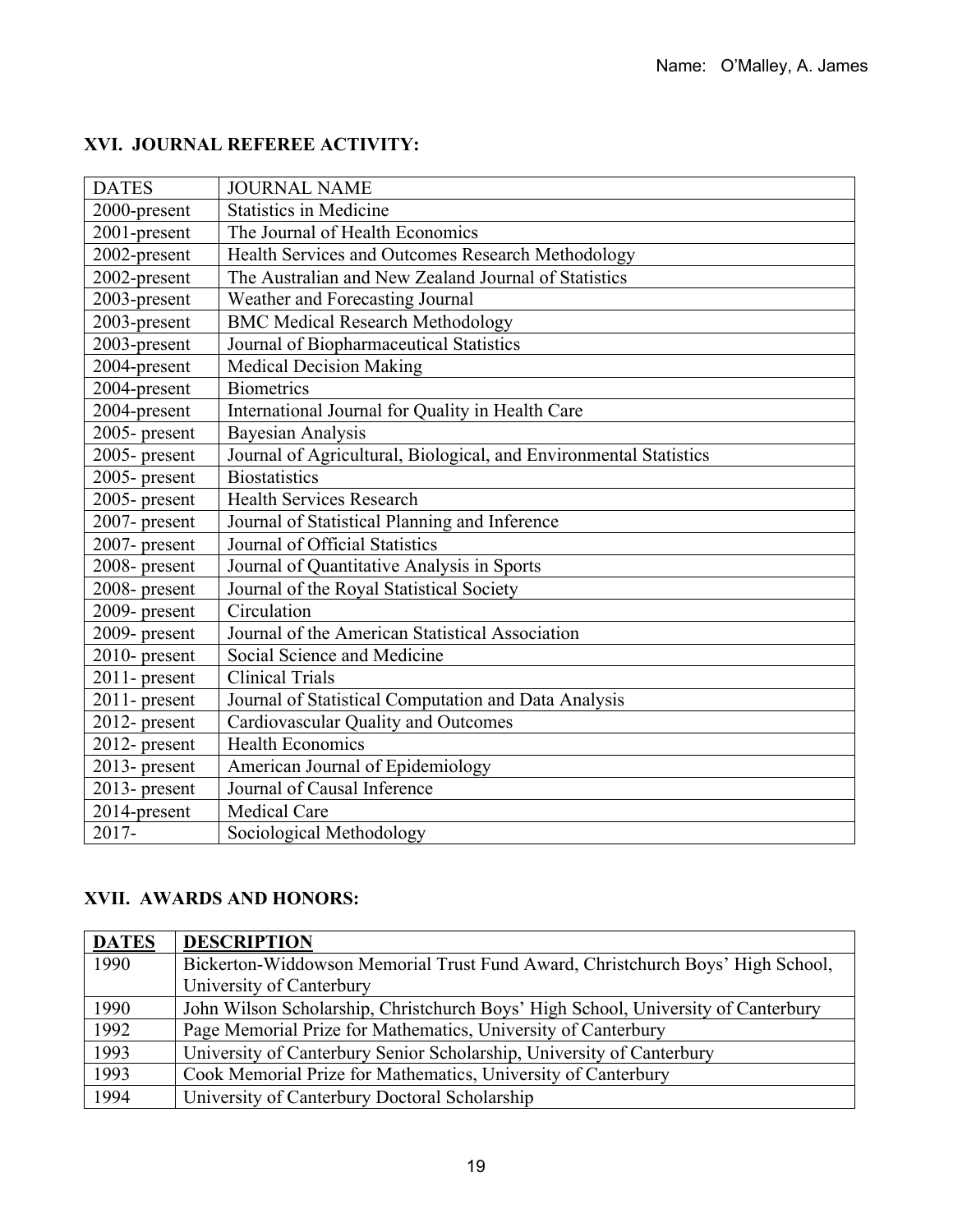## XVI. JOURNAL REFEREE ACTIVITY:

| DATES | JOURNAL NAME |
|---|---|
| 2000-present | Statistics in Medicine |
| 2001-present | The Journal of Health Economics |
| 2002-present | Health Services and Outcomes Research Methodology |
| 2002-present | The Australian and New Zealand Journal of Statistics |
| 2003-present | Weather and Forecasting Journal |
| 2003-present | BMC Medical Research Methodology |
| 2003-present | Journal of Biopharmaceutical Statistics |
| 2004-present | Medical Decision Making |
| 2004-present | Biometrics |
| 2004-present | International Journal for Quality in Health Care |
| 2005- present | Bayesian Analysis |
| 2005- present | Journal of Agricultural, Biological, and Environmental Statistics |
| 2005- present | Biostatistics |
| 2005- present | Health Services Research |
| 2007- present | Journal of Statistical Planning and Inference |
| 2007- present | Journal of Official Statistics |
| 2008- present | Journal of Quantitative Analysis in Sports |
| 2008- present | Journal of the Royal Statistical Society |
| 2009- present | Circulation |
| 2009- present | Journal of the American Statistical Association |
| 2010- present | Social Science and Medicine |
| 2011- present | Clinical Trials |
| 2011- present | Journal of Statistical Computation and Data Analysis |
| 2012- present | Cardiovascular Quality and Outcomes |
| 2012- present | Health Economics |
| 2013- present | American Journal of Epidemiology |
| 2013- present | Journal of Causal Inference |
| 2014-present | Medical Care |
| 2017- | Sociological Methodology |

## XVII. AWARDS AND HONORS:

| DATES | DESCRIPTION |
|---|---|
| 1990 | Bickerton-Widdowson Memorial Trust Fund Award, Christchurch Boys' High School, University of Canterbury |
| 1990 | John Wilson Scholarship, Christchurch Boys' High School, University of Canterbury |
| 1992 | Page Memorial Prize for Mathematics, University of Canterbury |
| 1993 | University of Canterbury Senior Scholarship, University of Canterbury |
| 1993 | Cook Memorial Prize for Mathematics, University of Canterbury |
| 1994 | University of Canterbury Doctoral Scholarship |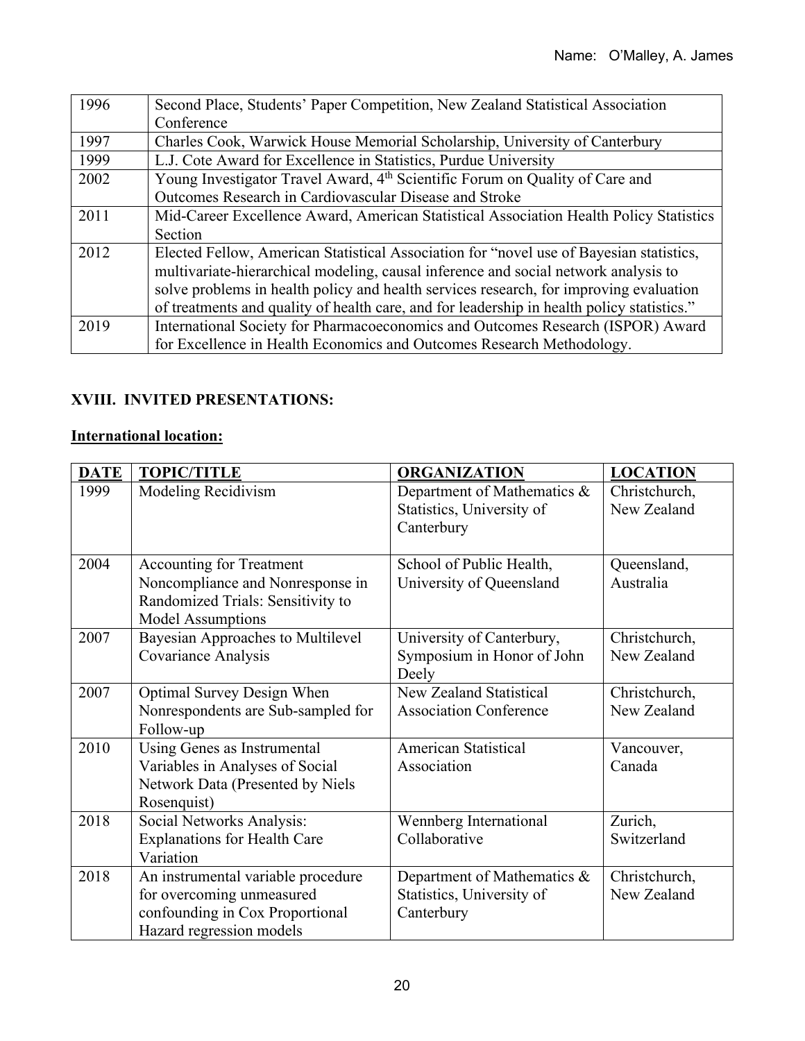| | |
|---|---|
| 1996 | Second Place, Students' Paper Competition, New Zealand Statistical Association Conference |
| 1997 | Charles Cook, Warwick House Memorial Scholarship, University of Canterbury |
| 1999 | L.J. Cote Award for Excellence in Statistics, Purdue University |
| 2002 | Young Investigator Travel Award, 4th Scientific Forum on Quality of Care and Outcomes Research in Cardiovascular Disease and Stroke |
| 2011 | Mid-Career Excellence Award, American Statistical Association Health Policy Statistics Section |
| 2012 | Elected Fellow, American Statistical Association for "novel use of Bayesian statistics, multivariate-hierarchical modeling, causal inference and social network analysis to solve problems in health policy and health services research, for improving evaluation of treatments and quality of health care, and for leadership in health policy statistics." |
| 2019 | International Society for Pharmacoeconomics and Outcomes Research (ISPOR) Award for Excellence in Health Economics and Outcomes Research Methodology. |

## XVIII. INVITED PRESENTATIONS:

**International location:**

| DATE | TOPIC/TITLE | ORGANIZATION | LOCATION |
|---|---|---|---|
| 1999 | Modeling Recidivism | Department of Mathematics & Statistics, University of Canterbury | Christchurch, New Zealand |
| 2004 | Accounting for Treatment Noncompliance and Nonresponse in Randomized Trials: Sensitivity to Model Assumptions | School of Public Health, University of Queensland | Queensland, Australia |
| 2007 | Bayesian Approaches to Multilevel Covariance Analysis | University of Canterbury, Symposium in Honor of John Deely | Christchurch, New Zealand |
| 2007 | Optimal Survey Design When Nonrespondents are Sub-sampled for Follow-up | New Zealand Statistical Association Conference | Christchurch, New Zealand |
| 2010 | Using Genes as Instrumental Variables in Analyses of Social Network Data (Presented by Niels Rosenquist) | American Statistical Association | Vancouver, Canada |
| 2018 | Social Networks Analysis: Explanations for Health Care Variation | Wennberg International Collaborative | Zurich, Switzerland |
| 2018 | An instrumental variable procedure for overcoming unmeasured confounding in Cox Proportional Hazard regression models | Department of Mathematics & Statistics, University of Canterbury | Christchurch, New Zealand |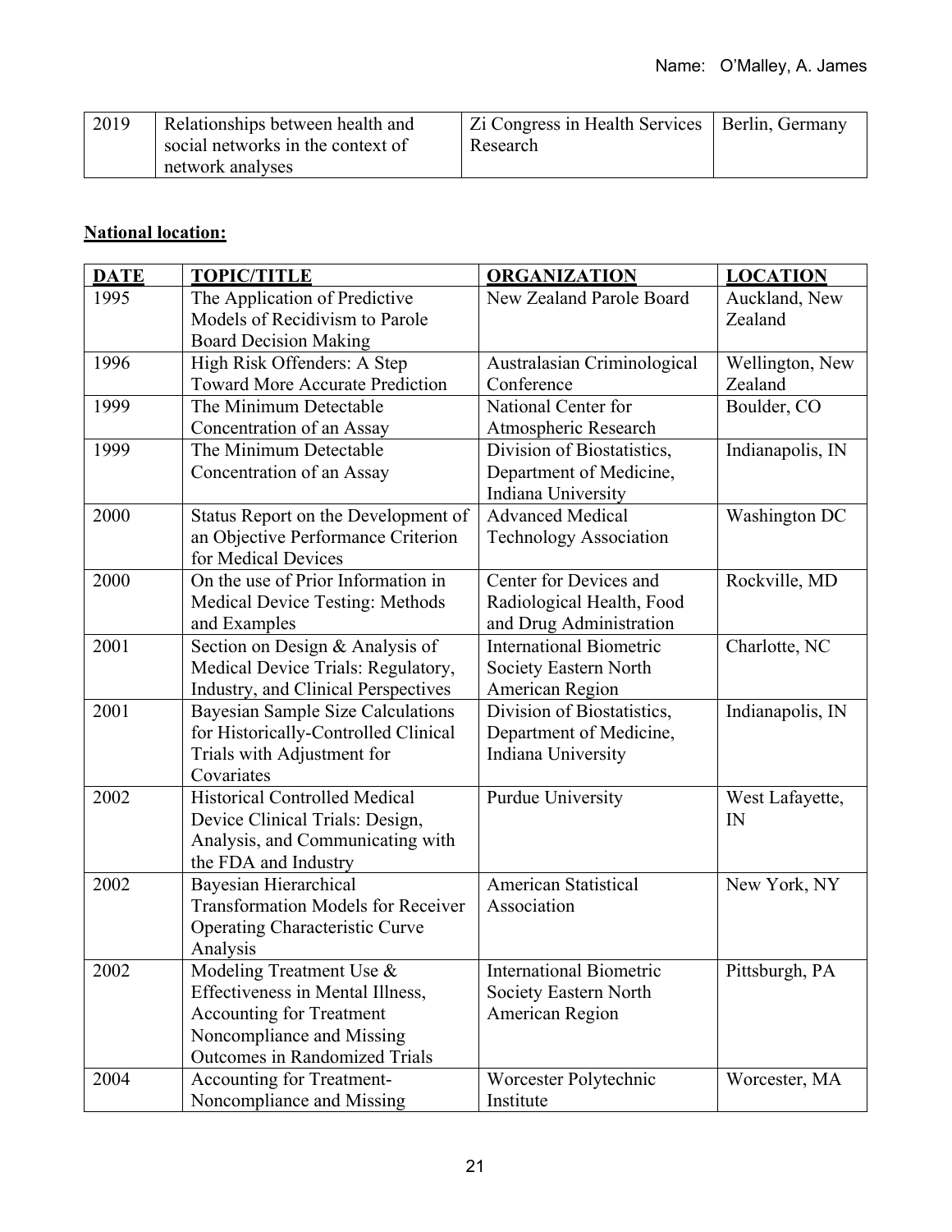| | | | |
|---|---|---|---|
| 2019 | Relationships between health and social networks in the context of network analyses | Zi Congress in Health Services Research | Berlin, Germany |

**National location:**

| DATE | TOPIC/TITLE | ORGANIZATION | LOCATION |
|---|---|---|---|
| 1995 | The Application of Predictive Models of Recidivism to Parole Board Decision Making | New Zealand Parole Board | Auckland, New Zealand |
| 1996 | High Risk Offenders: A Step Toward More Accurate Prediction | Australasian Criminological Conference | Wellington, New Zealand |
| 1999 | The Minimum Detectable Concentration of an Assay | National Center for Atmospheric Research | Boulder, CO |
| 1999 | The Minimum Detectable Concentration of an Assay | Division of Biostatistics, Department of Medicine, Indiana University | Indianapolis, IN |
| 2000 | Status Report on the Development of an Objective Performance Criterion for Medical Devices | Advanced Medical Technology Association | Washington DC |
| 2000 | On the use of Prior Information in Medical Device Testing: Methods and Examples | Center for Devices and Radiological Health, Food and Drug Administration | Rockville, MD |
| 2001 | Section on Design & Analysis of Medical Device Trials: Regulatory, Industry, and Clinical Perspectives | International Biometric Society Eastern North American Region | Charlotte, NC |
| 2001 | Bayesian Sample Size Calculations for Historically-Controlled Clinical Trials with Adjustment for Covariates | Division of Biostatistics, Department of Medicine, Indiana University | Indianapolis, IN |
| 2002 | Historical Controlled Medical Device Clinical Trials: Design, Analysis, and Communicating with the FDA and Industry | Purdue University | West Lafayette, IN |
| 2002 | Bayesian Hierarchical Transformation Models for Receiver Operating Characteristic Curve Analysis | American Statistical Association | New York, NY |
| 2002 | Modeling Treatment Use & Effectiveness in Mental Illness, Accounting for Treatment Noncompliance and Missing Outcomes in Randomized Trials | International Biometric Society Eastern North American Region | Pittsburgh, PA |
| 2004 | Accounting for Treatment-Noncompliance and Missing | Worcester Polytechnic Institute | Worcester, MA |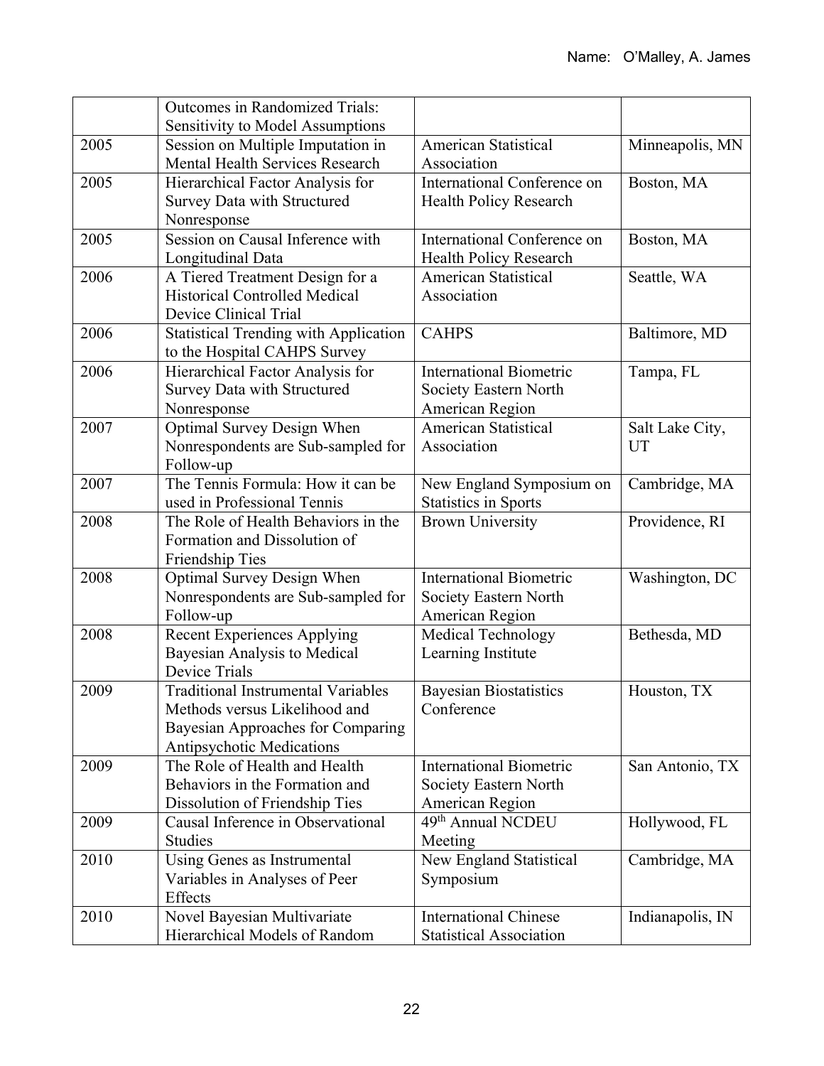| | | | |
|---|---|---|---|
| | Outcomes in Randomized Trials: Sensitivity to Model Assumptions | | |
| 2005 | Session on Multiple Imputation in Mental Health Services Research | American Statistical Association | Minneapolis, MN |
| 2005 | Hierarchical Factor Analysis for Survey Data with Structured Nonresponse | International Conference on Health Policy Research | Boston, MA |
| 2005 | Session on Causal Inference with Longitudinal Data | International Conference on Health Policy Research | Boston, MA |
| 2006 | A Tiered Treatment Design for a Historical Controlled Medical Device Clinical Trial | American Statistical Association | Seattle, WA |
| 2006 | Statistical Trending with Application to the Hospital CAHPS Survey | CAHPS | Baltimore, MD |
| 2006 | Hierarchical Factor Analysis for Survey Data with Structured Nonresponse | International Biometric Society Eastern North American Region | Tampa, FL |
| 2007 | Optimal Survey Design When Nonrespondents are Sub-sampled for Follow-up | American Statistical Association | Salt Lake City, UT |
| 2007 | The Tennis Formula: How it can be used in Professional Tennis | New England Symposium on Statistics in Sports | Cambridge, MA |
| 2008 | The Role of Health Behaviors in the Formation and Dissolution of Friendship Ties | Brown University | Providence, RI |
| 2008 | Optimal Survey Design When Nonrespondents are Sub-sampled for Follow-up | International Biometric Society Eastern North American Region | Washington, DC |
| 2008 | Recent Experiences Applying Bayesian Analysis to Medical Device Trials | Medical Technology Learning Institute | Bethesda, MD |
| 2009 | Traditional Instrumental Variables Methods versus Likelihood and Bayesian Approaches for Comparing Antipsychotic Medications | Bayesian Biostatistics Conference | Houston, TX |
| 2009 | The Role of Health and Health Behaviors in the Formation and Dissolution of Friendship Ties | International Biometric Society Eastern North American Region | San Antonio, TX |
| 2009 | Causal Inference in Observational Studies | 49th Annual NCDEU Meeting | Hollywood, FL |
| 2010 | Using Genes as Instrumental Variables in Analyses of Peer Effects | New England Statistical Symposium | Cambridge, MA |
| 2010 | Novel Bayesian Multivariate Hierarchical Models of Random | International Chinese Statistical Association | Indianapolis, IN |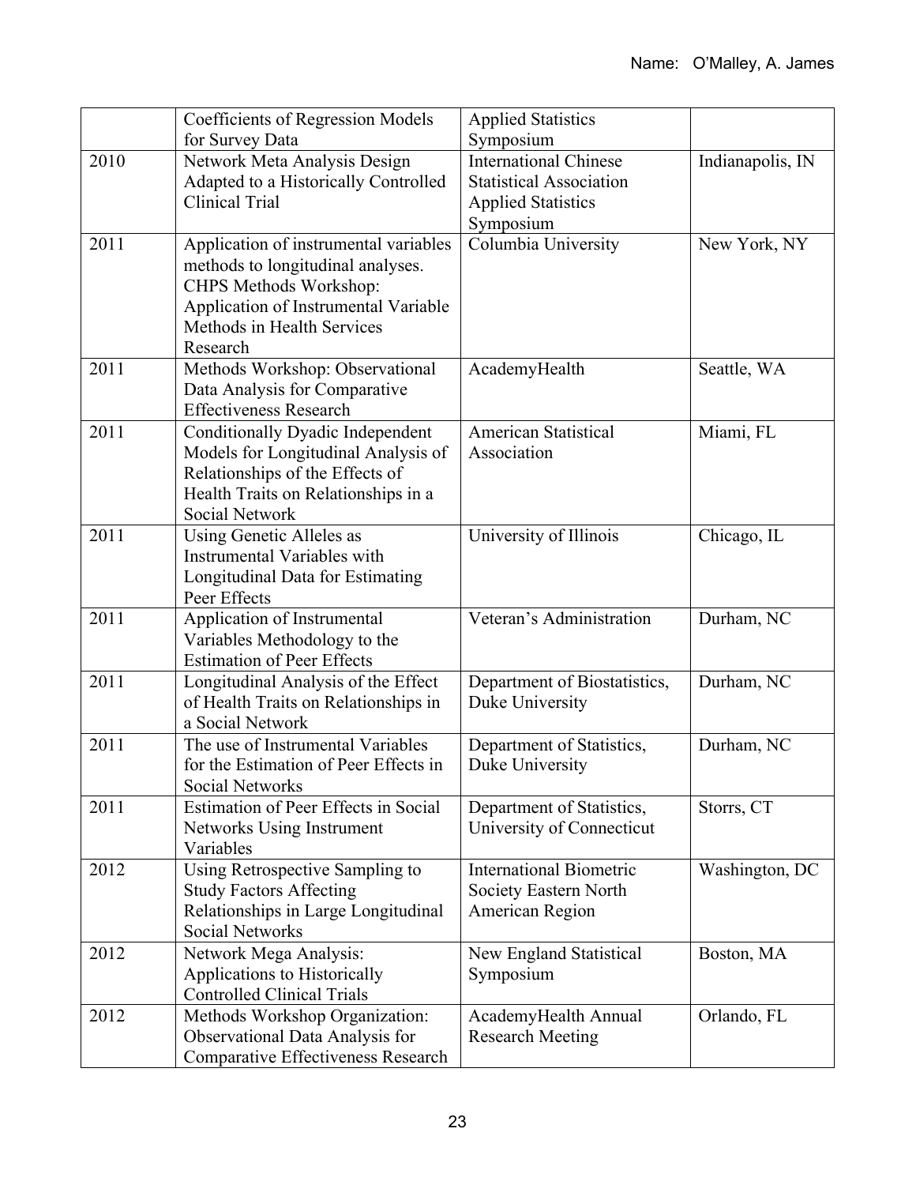| | | | |
|---|---|---|---|
| | Coefficients of Regression Models for Survey Data | Applied Statistics Symposium | |
| 2010 | Network Meta Analysis Design Adapted to a Historically Controlled Clinical Trial | International Chinese Statistical Association Applied Statistics Symposium | Indianapolis, IN |
| 2011 | Application of instrumental variables methods to longitudinal analyses. CHPS Methods Workshop: Application of Instrumental Variable Methods in Health Services Research | Columbia University | New York, NY |
| 2011 | Methods Workshop: Observational Data Analysis for Comparative Effectiveness Research | AcademyHealth | Seattle, WA |
| 2011 | Conditionally Dyadic Independent Models for Longitudinal Analysis of Relationships of the Effects of Health Traits on Relationships in a Social Network | American Statistical Association | Miami, FL |
| 2011 | Using Genetic Alleles as Instrumental Variables with Longitudinal Data for Estimating Peer Effects | University of Illinois | Chicago, IL |
| 2011 | Application of Instrumental Variables Methodology to the Estimation of Peer Effects | Veteran's Administration | Durham, NC |
| 2011 | Longitudinal Analysis of the Effect of Health Traits on Relationships in a Social Network | Department of Biostatistics, Duke University | Durham, NC |
| 2011 | The use of Instrumental Variables for the Estimation of Peer Effects in Social Networks | Department of Statistics, Duke University | Durham, NC |
| 2011 | Estimation of Peer Effects in Social Networks Using Instrument Variables | Department of Statistics, University of Connecticut | Storrs, CT |
| 2012 | Using Retrospective Sampling to Study Factors Affecting Relationships in Large Longitudinal Social Networks | International Biometric Society Eastern North American Region | Washington, DC |
| 2012 | Network Mega Analysis: Applications to Historically Controlled Clinical Trials | New England Statistical Symposium | Boston, MA |
| 2012 | Methods Workshop Organization: Observational Data Analysis for Comparative Effectiveness Research | AcademyHealth Annual Research Meeting | Orlando, FL |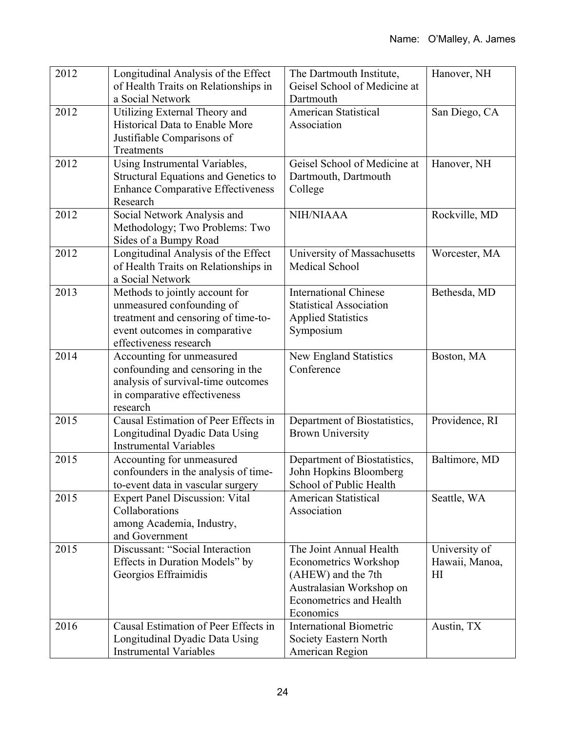| | | | |
|---|---|---|---|
| 2012 | Longitudinal Analysis of the Effect of Health Traits on Relationships in a Social Network | The Dartmouth Institute, Geisel School of Medicine at Dartmouth | Hanover, NH |
| 2012 | Utilizing External Theory and Historical Data to Enable More Justifiable Comparisons of Treatments | American Statistical Association | San Diego, CA |
| 2012 | Using Instrumental Variables, Structural Equations and Genetics to Enhance Comparative Effectiveness Research | Geisel School of Medicine at Dartmouth, Dartmouth College | Hanover, NH |
| 2012 | Social Network Analysis and Methodology; Two Problems: Two Sides of a Bumpy Road | NIH/NIAAA | Rockville, MD |
| 2012 | Longitudinal Analysis of the Effect of Health Traits on Relationships in a Social Network | University of Massachusetts Medical School | Worcester, MA |
| 2013 | Methods to jointly account for unmeasured confounding of treatment and censoring of time-to-event outcomes in comparative effectiveness research | International Chinese Statistical Association Applied Statistics Symposium | Bethesda, MD |
| 2014 | Accounting for unmeasured confounding and censoring in the analysis of survival-time outcomes in comparative effectiveness research | New England Statistics Conference | Boston, MA |
| 2015 | Causal Estimation of Peer Effects in Longitudinal Dyadic Data Using Instrumental Variables | Department of Biostatistics, Brown University | Providence, RI |
| 2015 | Accounting for unmeasured confounders in the analysis of time-to-event data in vascular surgery | Department of Biostatistics, John Hopkins Bloomberg School of Public Health | Baltimore, MD |
| 2015 | Expert Panel Discussion: Vital Collaborations among Academia, Industry, and Government | American Statistical Association | Seattle, WA |
| 2015 | Discussant: "Social Interaction Effects in Duration Models" by Georgios Effraimidis | The Joint Annual Health Econometrics Workshop (AHEW) and the 7th Australasian Workshop on Econometrics and Health Economics | University of Hawaii, Manoa, HI |
| 2016 | Causal Estimation of Peer Effects in Longitudinal Dyadic Data Using Instrumental Variables | International Biometric Society Eastern North American Region | Austin, TX |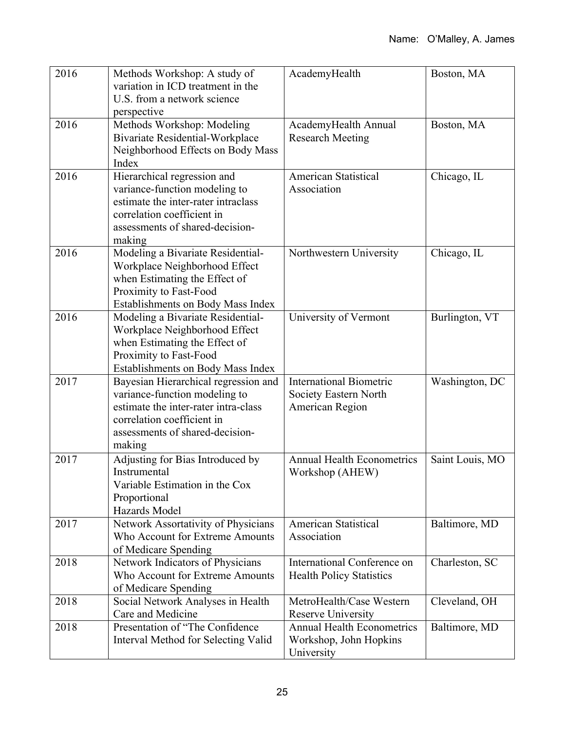| 2016 | Methods Workshop: A study of variation in ICD treatment in the U.S. from a network science perspective | AcademyHealth | Boston, MA |
|---|---|---|---|
| 2016 | Methods Workshop: Modeling Bivariate Residential-Workplace Neighborhood Effects on Body Mass Index | AcademyHealth Annual Research Meeting | Boston, MA |
| 2016 | Hierarchical regression and variance-function modeling to estimate the inter-rater intraclass correlation coefficient in assessments of shared-decision-making | American Statistical Association | Chicago, IL |
| 2016 | Modeling a Bivariate Residential-Workplace Neighborhood Effect when Estimating the Effect of Proximity to Fast-Food Establishments on Body Mass Index | Northwestern University | Chicago, IL |
| 2016 | Modeling a Bivariate Residential-Workplace Neighborhood Effect when Estimating the Effect of Proximity to Fast-Food Establishments on Body Mass Index | University of Vermont | Burlington, VT |
| 2017 | Bayesian Hierarchical regression and variance-function modeling to estimate the inter-rater intra-class correlation coefficient in assessments of shared-decision-making | International Biometric Society Eastern North American Region | Washington, DC |
| 2017 | Adjusting for Bias Introduced by Instrumental Variable Estimation in the Cox Proportional Hazards Model | Annual Health Econometrics Workshop (AHEW) | Saint Louis, MO |
| 2017 | Network Assortativity of Physicians Who Account for Extreme Amounts of Medicare Spending | American Statistical Association | Baltimore, MD |
| 2018 | Network Indicators of Physicians Who Account for Extreme Amounts of Medicare Spending | International Conference on Health Policy Statistics | Charleston, SC |
| 2018 | Social Network Analyses in Health Care and Medicine | MetroHealth/Case Western Reserve University | Cleveland, OH |
| 2018 | Presentation of "The Confidence Interval Method for Selecting Valid | Annual Health Econometrics Workshop, John Hopkins University | Baltimore, MD |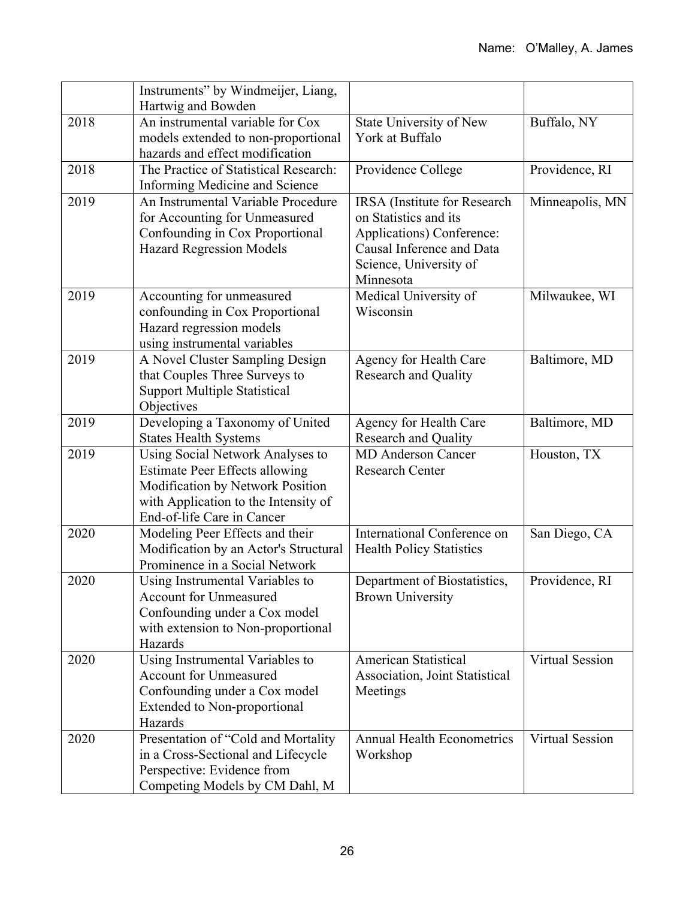| | | | |
|---|---|---|---|
| | Instruments" by Windmeijer, Liang, Hartwig and Bowden | | |
| 2018 | An instrumental variable for Cox models extended to non-proportional hazards and effect modification | State University of New York at Buffalo | Buffalo, NY |
| 2018 | The Practice of Statistical Research: Informing Medicine and Science | Providence College | Providence, RI |
| 2019 | An Instrumental Variable Procedure for Accounting for Unmeasured Confounding in Cox Proportional Hazard Regression Models | IRSA (Institute for Research on Statistics and its Applications) Conference: Causal Inference and Data Science, University of Minnesota | Minneapolis, MN |
| 2019 | Accounting for unmeasured confounding in Cox Proportional Hazard regression models using instrumental variables | Medical University of Wisconsin | Milwaukee, WI |
| 2019 | A Novel Cluster Sampling Design that Couples Three Surveys to Support Multiple Statistical Objectives | Agency for Health Care Research and Quality | Baltimore, MD |
| 2019 | Developing a Taxonomy of United States Health Systems | Agency for Health Care Research and Quality | Baltimore, MD |
| 2019 | Using Social Network Analyses to Estimate Peer Effects allowing Modification by Network Position with Application to the Intensity of End-of-life Care in Cancer | MD Anderson Cancer Research Center | Houston, TX |
| 2020 | Modeling Peer Effects and their Modification by an Actor's Structural Prominence in a Social Network | International Conference on Health Policy Statistics | San Diego, CA |
| 2020 | Using Instrumental Variables to Account for Unmeasured Confounding under a Cox model with extension to Non-proportional Hazards | Department of Biostatistics, Brown University | Providence, RI |
| 2020 | Using Instrumental Variables to Account for Unmeasured Confounding under a Cox model Extended to Non-proportional Hazards | American Statistical Association, Joint Statistical Meetings | Virtual Session |
| 2020 | Presentation of "Cold and Mortality in a Cross-Sectional and Lifecycle Perspective: Evidence from Competing Models by CM Dahl, M | Annual Health Econometrics Workshop | Virtual Session |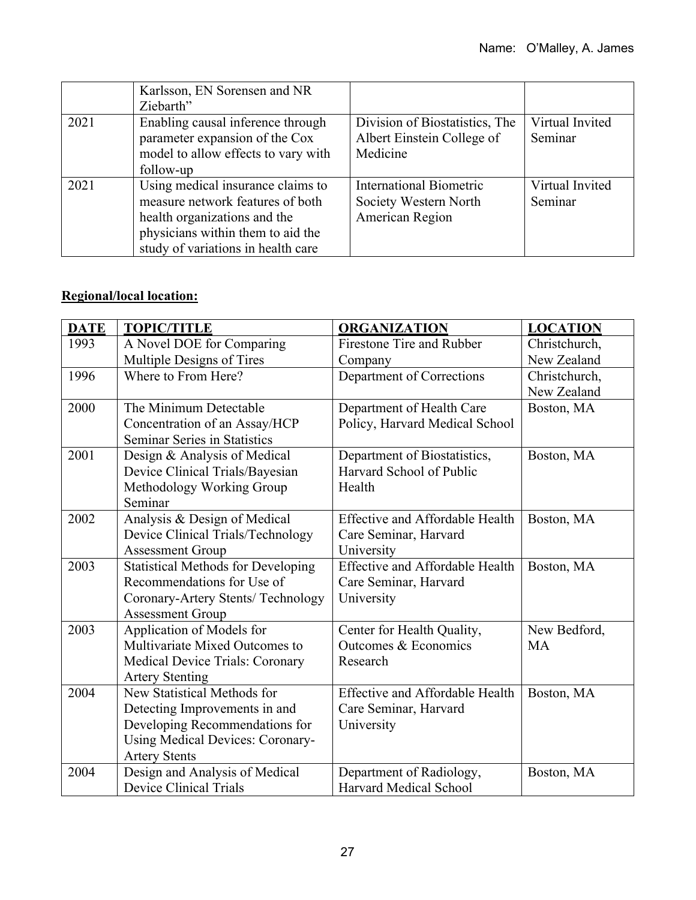| | | | |
|---|---|---|---|
| | Karlsson, EN Sorensen and NR Ziebarth" | | |
| 2021 | Enabling causal inference through parameter expansion of the Cox model to allow effects to vary with follow-up | Division of Biostatistics, The Albert Einstein College of Medicine | Virtual Invited Seminar |
| 2021 | Using medical insurance claims to measure network features of both health organizations and the physicians within them to aid the study of variations in health care | International Biometric Society Western North American Region | Virtual Invited Seminar |

**Regional/local location:**

| DATE | TOPIC/TITLE | ORGANIZATION | LOCATION |
|---|---|---|---|
| 1993 | A Novel DOE for Comparing Multiple Designs of Tires | Firestone Tire and Rubber Company | Christchurch, New Zealand |
| 1996 | Where to From Here? | Department of Corrections | Christchurch, New Zealand |
| 2000 | The Minimum Detectable Concentration of an Assay/HCP Seminar Series in Statistics | Department of Health Care Policy, Harvard Medical School | Boston, MA |
| 2001 | Design & Analysis of Medical Device Clinical Trials/Bayesian Methodology Working Group Seminar | Department of Biostatistics, Harvard School of Public Health | Boston, MA |
| 2002 | Analysis & Design of Medical Device Clinical Trials/Technology Assessment Group | Effective and Affordable Health Care Seminar, Harvard University | Boston, MA |
| 2003 | Statistical Methods for Developing Recommendations for Use of Coronary-Artery Stents/ Technology Assessment Group | Effective and Affordable Health Care Seminar, Harvard University | Boston, MA |
| 2003 | Application of Models for Multivariate Mixed Outcomes to Medical Device Trials: Coronary Artery Stenting | Center for Health Quality, Outcomes & Economics Research | New Bedford, MA |
| 2004 | New Statistical Methods for Detecting Improvements in and Developing Recommendations for Using Medical Devices: Coronary-Artery Stents | Effective and Affordable Health Care Seminar, Harvard University | Boston, MA |
| 2004 | Design and Analysis of Medical Device Clinical Trials | Department of Radiology, Harvard Medical School | Boston, MA |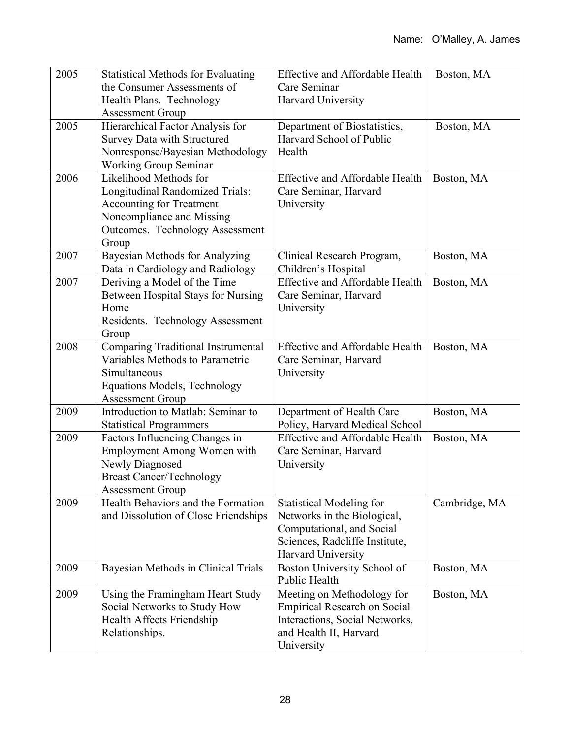| | | | |
|---|---|---|---|
| 2005 | Statistical Methods for Evaluating the Consumer Assessments of Health Plans. Technology Assessment Group | Effective and Affordable Health Care Seminar Harvard University | Boston, MA |
| 2005 | Hierarchical Factor Analysis for Survey Data with Structured Nonresponse/Bayesian Methodology Working Group Seminar | Department of Biostatistics, Harvard School of Public Health | Boston, MA |
| 2006 | Likelihood Methods for Longitudinal Randomized Trials: Accounting for Treatment Noncompliance and Missing Outcomes. Technology Assessment Group | Effective and Affordable Health Care Seminar, Harvard University | Boston, MA |
| 2007 | Bayesian Methods for Analyzing Data in Cardiology and Radiology | Clinical Research Program, Children's Hospital | Boston, MA |
| 2007 | Deriving a Model of the Time Between Hospital Stays for Nursing Home Residents. Technology Assessment Group | Effective and Affordable Health Care Seminar, Harvard University | Boston, MA |
| 2008 | Comparing Traditional Instrumental Variables Methods to Parametric Simultaneous Equations Models, Technology Assessment Group | Effective and Affordable Health Care Seminar, Harvard University | Boston, MA |
| 2009 | Introduction to Matlab: Seminar to Statistical Programmers | Department of Health Care Policy, Harvard Medical School | Boston, MA |
| 2009 | Factors Influencing Changes in Employment Among Women with Newly Diagnosed Breast Cancer/Technology Assessment Group | Effective and Affordable Health Care Seminar, Harvard University | Boston, MA |
| 2009 | Health Behaviors and the Formation and Dissolution of Close Friendships | Statistical Modeling for Networks in the Biological, Computational, and Social Sciences, Radcliffe Institute, Harvard University | Cambridge, MA |
| 2009 | Bayesian Methods in Clinical Trials | Boston University School of Public Health | Boston, MA |
| 2009 | Using the Framingham Heart Study Social Networks to Study How Health Affects Friendship Relationships. | Meeting on Methodology for Empirical Research on Social Interactions, Social Networks, and Health II, Harvard University | Boston, MA |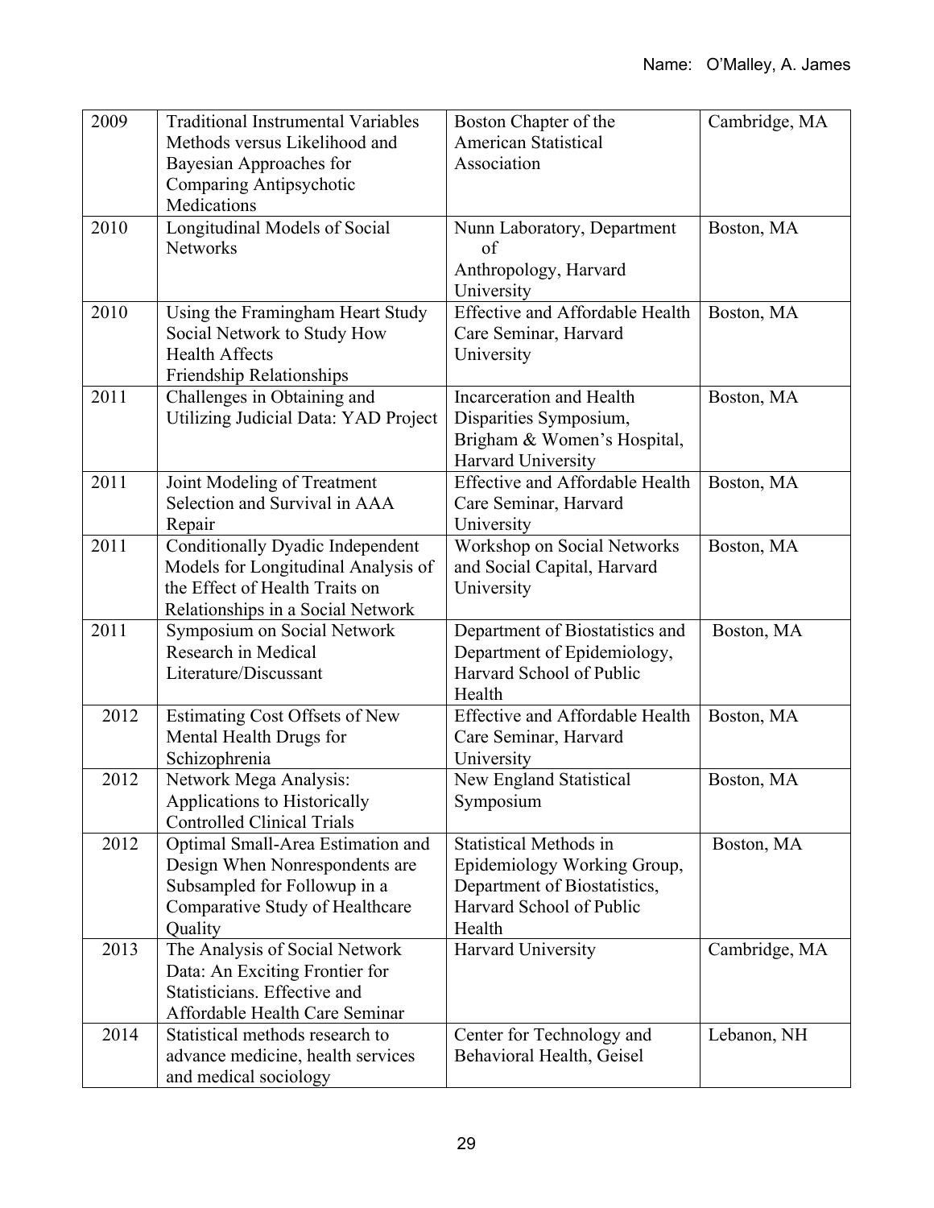| | | | |
|---|---|---|---|
| 2009 | Traditional Instrumental Variables Methods versus Likelihood and Bayesian Approaches for Comparing Antipsychotic Medications | Boston Chapter of the American Statistical Association | Cambridge, MA |
| 2010 | Longitudinal Models of Social Networks | Nunn Laboratory, Department of Anthropology, Harvard University | Boston, MA |
| 2010 | Using the Framingham Heart Study Social Network to Study How Health Affects Friendship Relationships | Effective and Affordable Health Care Seminar, Harvard University | Boston, MA |
| 2011 | Challenges in Obtaining and Utilizing Judicial Data: YAD Project | Incarceration and Health Disparities Symposium, Brigham & Women's Hospital, Harvard University | Boston, MA |
| 2011 | Joint Modeling of Treatment Selection and Survival in AAA Repair | Effective and Affordable Health Care Seminar, Harvard University | Boston, MA |
| 2011 | Conditionally Dyadic Independent Models for Longitudinal Analysis of the Effect of Health Traits on Relationships in a Social Network | Workshop on Social Networks and Social Capital, Harvard University | Boston, MA |
| 2011 | Symposium on Social Network Research in Medical Literature/Discussant | Department of Biostatistics and Department of Epidemiology, Harvard School of Public Health | Boston, MA |
| 2012 | Estimating Cost Offsets of New Mental Health Drugs for Schizophrenia | Effective and Affordable Health Care Seminar, Harvard University | Boston, MA |
| 2012 | Network Mega Analysis: Applications to Historically Controlled Clinical Trials | New England Statistical Symposium | Boston, MA |
| 2012 | Optimal Small-Area Estimation and Design When Nonrespondents are Subsampled for Followup in a Comparative Study of Healthcare Quality | Statistical Methods in Epidemiology Working Group, Department of Biostatistics, Harvard School of Public Health | Boston, MA |
| 2013 | The Analysis of Social Network Data: An Exciting Frontier for Statisticians. Effective and Affordable Health Care Seminar | Harvard University | Cambridge, MA |
| 2014 | Statistical methods research to advance medicine, health services and medical sociology | Center for Technology and Behavioral Health, Geisel | Lebanon, NH |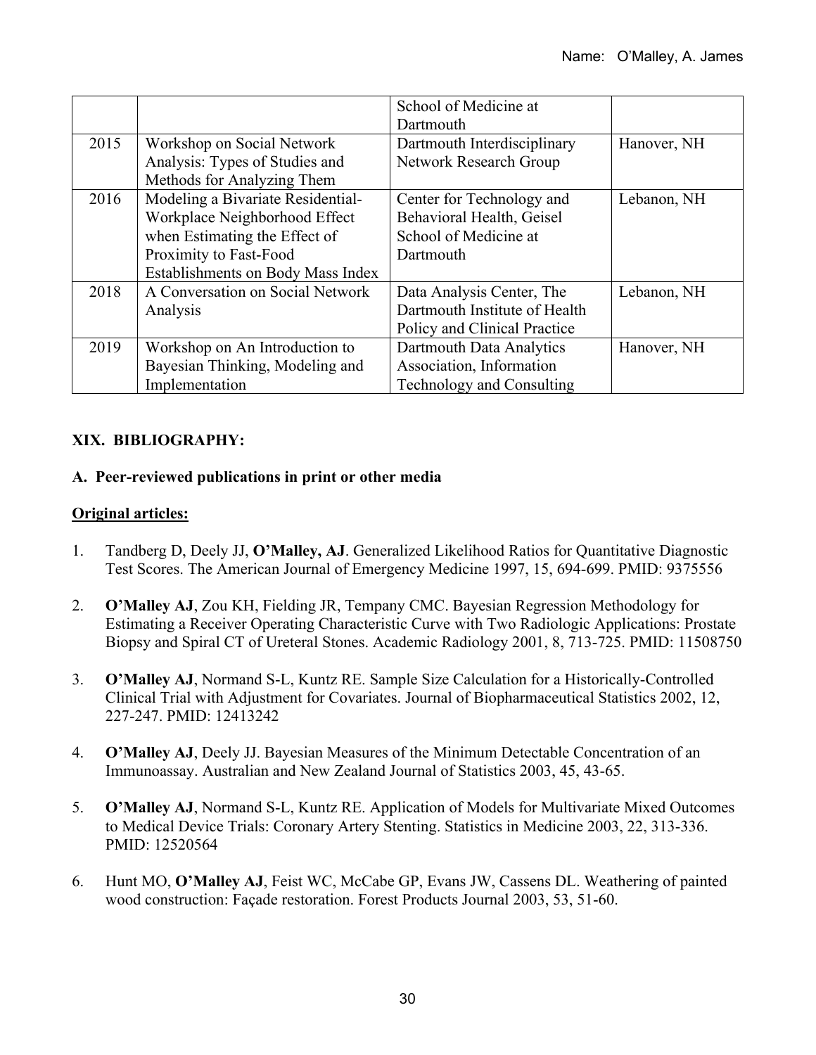| | | | |
|---|---|---|---|
| | | School of Medicine at Dartmouth | |
| 2015 | Workshop on Social Network Analysis: Types of Studies and Methods for Analyzing Them | Dartmouth Interdisciplinary Network Research Group | Hanover, NH |
| 2016 | Modeling a Bivariate Residential-Workplace Neighborhood Effect when Estimating the Effect of Proximity to Fast-Food Establishments on Body Mass Index | Center for Technology and Behavioral Health, Geisel School of Medicine at Dartmouth | Lebanon, NH |
| 2018 | A Conversation on Social Network Analysis | Data Analysis Center, The Dartmouth Institute of Health Policy and Clinical Practice | Lebanon, NH |
| 2019 | Workshop on An Introduction to Bayesian Thinking, Modeling and Implementation | Dartmouth Data Analytics Association, Information Technology and Consulting | Hanover, NH |

## XIX. BIBLIOGRAPHY:

### A. Peer-reviewed publications in print or other media

**Original articles:**

1. Tandberg D, Deely JJ, **O'Malley, AJ**. Generalized Likelihood Ratios for Quantitative Diagnostic Test Scores. The American Journal of Emergency Medicine 1997, 15, 694-699. PMID: 9375556

2. **O'Malley AJ**, Zou KH, Fielding JR, Tempany CMC. Bayesian Regression Methodology for Estimating a Receiver Operating Characteristic Curve with Two Radiologic Applications: Prostate Biopsy and Spiral CT of Ureteral Stones. Academic Radiology 2001, 8, 713-725. PMID: 11508750

3. **O'Malley AJ**, Normand S-L, Kuntz RE. Sample Size Calculation for a Historically-Controlled Clinical Trial with Adjustment for Covariates. Journal of Biopharmaceutical Statistics 2002, 12, 227-247. PMID: 12413242

4. **O'Malley AJ**, Deely JJ. Bayesian Measures of the Minimum Detectable Concentration of an Immunoassay. Australian and New Zealand Journal of Statistics 2003, 45, 43-65.

5. **O'Malley AJ**, Normand S-L, Kuntz RE. Application of Models for Multivariate Mixed Outcomes to Medical Device Trials: Coronary Artery Stenting. Statistics in Medicine 2003, 22, 313-336. PMID: 12520564

6. Hunt MO, **O'Malley AJ**, Feist WC, McCabe GP, Evans JW, Cassens DL. Weathering of painted wood construction: Façade restoration. Forest Products Journal 2003, 53, 51-60.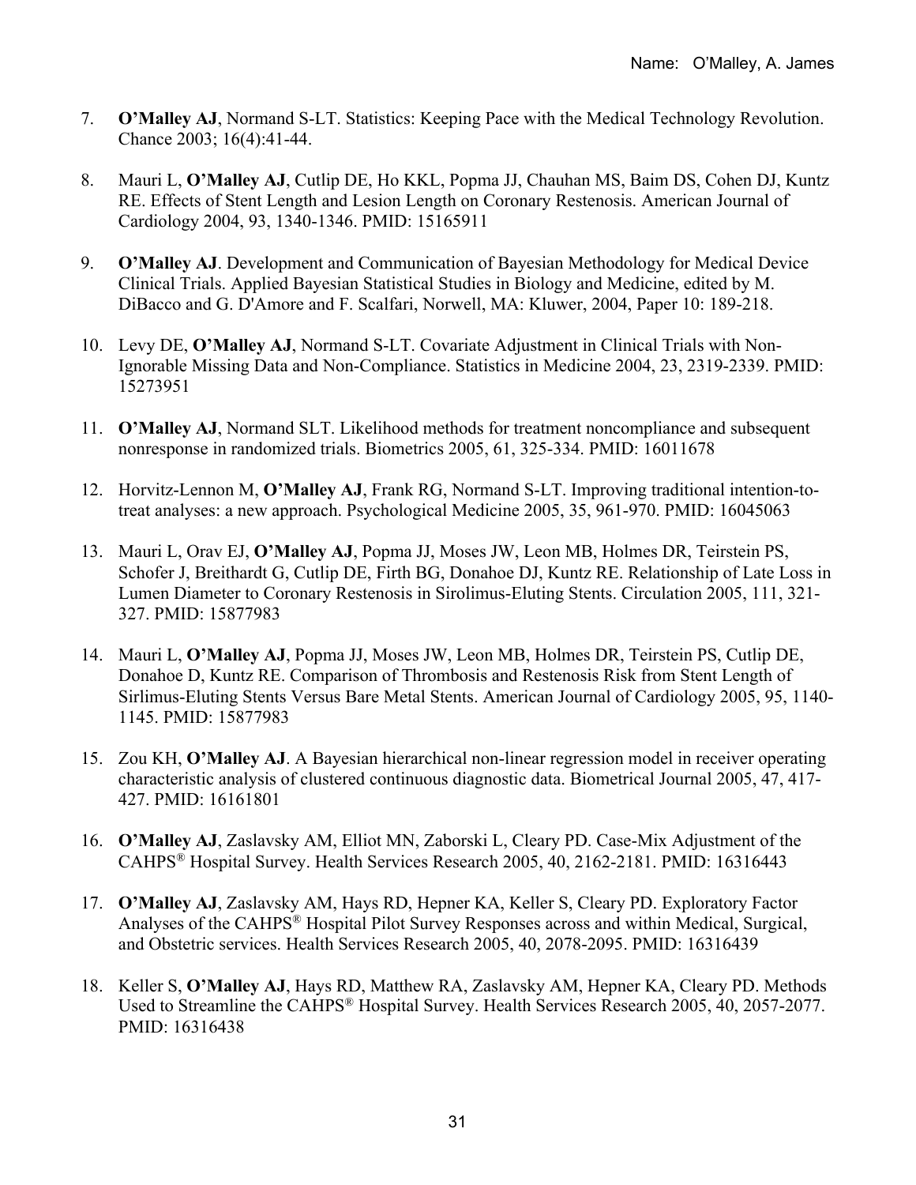7. **O'Malley AJ**, Normand S-LT. Statistics: Keeping Pace with the Medical Technology Revolution. Chance 2003; 16(4):41-44.

8. Mauri L, **O'Malley AJ**, Cutlip DE, Ho KKL, Popma JJ, Chauhan MS, Baim DS, Cohen DJ, Kuntz RE. Effects of Stent Length and Lesion Length on Coronary Restenosis. American Journal of Cardiology 2004, 93, 1340-1346. PMID: 15165911

9. **O'Malley AJ**. Development and Communication of Bayesian Methodology for Medical Device Clinical Trials. Applied Bayesian Statistical Studies in Biology and Medicine, edited by M. DiBacco and G. D'Amore and F. Scalfari, Norwell, MA: Kluwer, 2004, Paper 10: 189-218.

10. Levy DE, **O'Malley AJ**, Normand S-LT. Covariate Adjustment in Clinical Trials with Non-Ignorable Missing Data and Non-Compliance. Statistics in Medicine 2004, 23, 2319-2339. PMID: 15273951

11. **O'Malley AJ**, Normand SLT. Likelihood methods for treatment noncompliance and subsequent nonresponse in randomized trials. Biometrics 2005, 61, 325-334. PMID: 16011678

12. Horvitz-Lennon M, **O'Malley AJ**, Frank RG, Normand S-LT. Improving traditional intention-to-treat analyses: a new approach. Psychological Medicine 2005, 35, 961-970. PMID: 16045063

13. Mauri L, Orav EJ, **O'Malley AJ**, Popma JJ, Moses JW, Leon MB, Holmes DR, Teirstein PS, Schofer J, Breithardt G, Cutlip DE, Firth BG, Donahoe DJ, Kuntz RE. Relationship of Late Loss in Lumen Diameter to Coronary Restenosis in Sirolimus-Eluting Stents. Circulation 2005, 111, 321-327. PMID: 15877983

14. Mauri L, **O'Malley AJ**, Popma JJ, Moses JW, Leon MB, Holmes DR, Teirstein PS, Cutlip DE, Donahoe D, Kuntz RE. Comparison of Thrombosis and Restenosis Risk from Stent Length of Sirlimus-Eluting Stents Versus Bare Metal Stents. American Journal of Cardiology 2005, 95, 1140-1145. PMID: 15877983

15. Zou KH, **O'Malley AJ**. A Bayesian hierarchical non-linear regression model in receiver operating characteristic analysis of clustered continuous diagnostic data. Biometrical Journal 2005, 47, 417-427. PMID: 16161801

16. **O'Malley AJ**, Zaslavsky AM, Elliot MN, Zaborski L, Cleary PD. Case-Mix Adjustment of the CAHPS® Hospital Survey. Health Services Research 2005, 40, 2162-2181. PMID: 16316443

17. **O'Malley AJ**, Zaslavsky AM, Hays RD, Hepner KA, Keller S, Cleary PD. Exploratory Factor Analyses of the CAHPS® Hospital Pilot Survey Responses across and within Medical, Surgical, and Obstetric services. Health Services Research 2005, 40, 2078-2095. PMID: 16316439

18. Keller S, **O'Malley AJ**, Hays RD, Matthew RA, Zaslavsky AM, Hepner KA, Cleary PD. Methods Used to Streamline the CAHPS® Hospital Survey. Health Services Research 2005, 40, 2057-2077. PMID: 16316438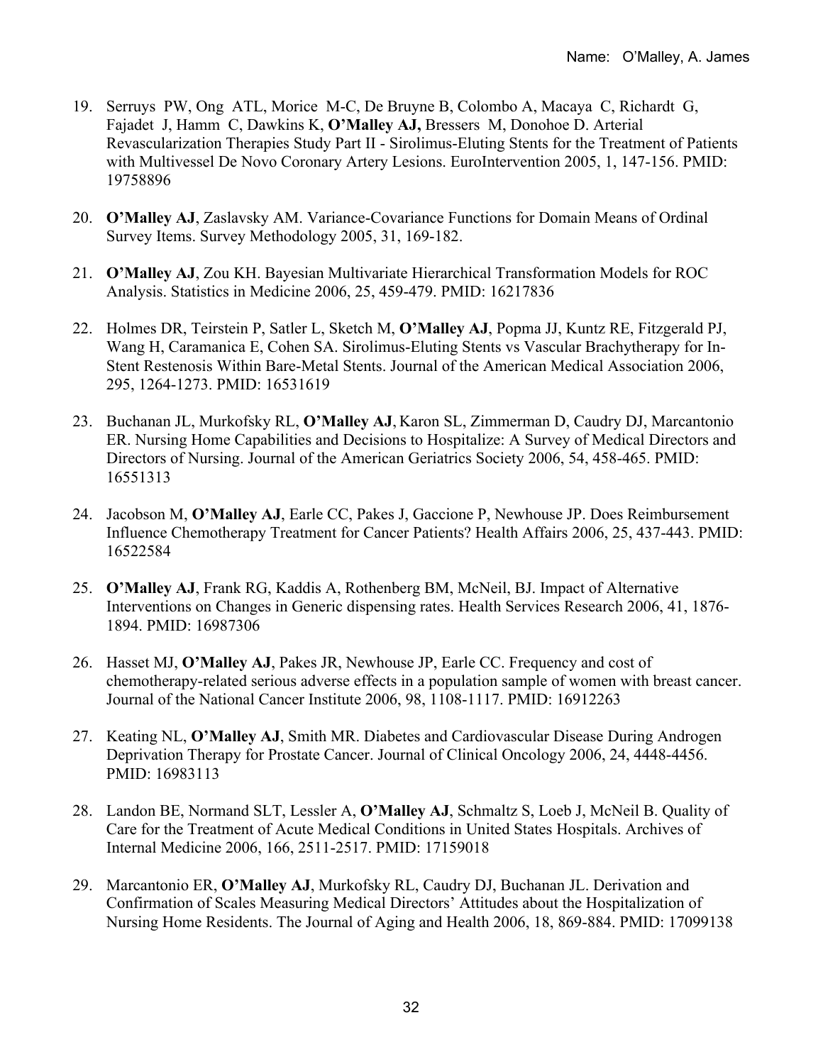19. Serruys PW, Ong ATL, Morice M-C, De Bruyne B, Colombo A, Macaya C, Richardt G, Fajadet J, Hamm C, Dawkins K, **O'Malley AJ,** Bressers M, Donohoe D. Arterial Revascularization Therapies Study Part II - Sirolimus-Eluting Stents for the Treatment of Patients with Multivessel De Novo Coronary Artery Lesions. EuroIntervention 2005, 1, 147-156. PMID: 19758896

20. **O'Malley AJ**, Zaslavsky AM. Variance-Covariance Functions for Domain Means of Ordinal Survey Items. Survey Methodology 2005, 31, 169-182.

21. **O'Malley AJ**, Zou KH. Bayesian Multivariate Hierarchical Transformation Models for ROC Analysis. Statistics in Medicine 2006, 25, 459-479. PMID: 16217836

22. Holmes DR, Teirstein P, Satler L, Sketch M, **O'Malley AJ**, Popma JJ, Kuntz RE, Fitzgerald PJ, Wang H, Caramanica E, Cohen SA. Sirolimus-Eluting Stents vs Vascular Brachytherapy for In-Stent Restenosis Within Bare-Metal Stents. Journal of the American Medical Association 2006, 295, 1264-1273. PMID: 16531619

23. Buchanan JL, Murkofsky RL, **O'Malley AJ**, Karon SL, Zimmerman D, Caudry DJ, Marcantonio ER. Nursing Home Capabilities and Decisions to Hospitalize: A Survey of Medical Directors and Directors of Nursing. Journal of the American Geriatrics Society 2006, 54, 458-465. PMID: 16551313

24. Jacobson M, **O'Malley AJ**, Earle CC, Pakes J, Gaccione P, Newhouse JP. Does Reimbursement Influence Chemotherapy Treatment for Cancer Patients? Health Affairs 2006, 25, 437-443. PMID: 16522584

25. **O'Malley AJ**, Frank RG, Kaddis A, Rothenberg BM, McNeil, BJ. Impact of Alternative Interventions on Changes in Generic dispensing rates. Health Services Research 2006, 41, 1876-1894. PMID: 16987306

26. Hasset MJ, **O'Malley AJ**, Pakes JR, Newhouse JP, Earle CC. Frequency and cost of chemotherapy-related serious adverse effects in a population sample of women with breast cancer. Journal of the National Cancer Institute 2006, 98, 1108-1117. PMID: 16912263

27. Keating NL, **O'Malley AJ**, Smith MR. Diabetes and Cardiovascular Disease During Androgen Deprivation Therapy for Prostate Cancer. Journal of Clinical Oncology 2006, 24, 4448-4456. PMID: 16983113

28. Landon BE, Normand SLT, Lessler A, **O'Malley AJ**, Schmaltz S, Loeb J, McNeil B. Quality of Care for the Treatment of Acute Medical Conditions in United States Hospitals. Archives of Internal Medicine 2006, 166, 2511-2517. PMID: 17159018

29. Marcantonio ER, **O'Malley AJ**, Murkofsky RL, Caudry DJ, Buchanan JL. Derivation and Confirmation of Scales Measuring Medical Directors' Attitudes about the Hospitalization of Nursing Home Residents. The Journal of Aging and Health 2006, 18, 869-884. PMID: 17099138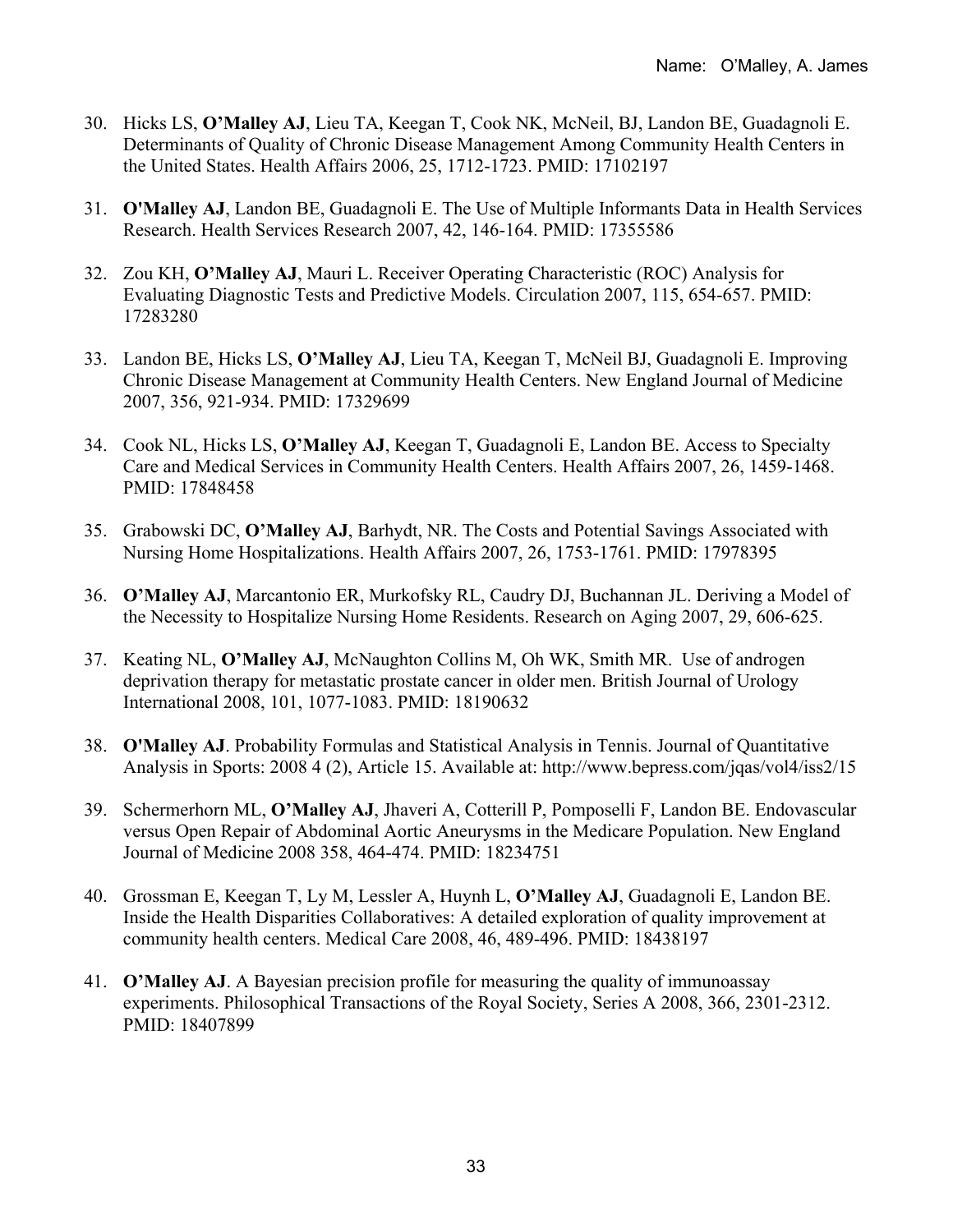30. Hicks LS, **O'Malley AJ**, Lieu TA, Keegan T, Cook NK, McNeil, BJ, Landon BE, Guadagnoli E. Determinants of Quality of Chronic Disease Management Among Community Health Centers in the United States. Health Affairs 2006, 25, 1712-1723. PMID: 17102197

31. **O'Malley AJ**, Landon BE, Guadagnoli E. The Use of Multiple Informants Data in Health Services Research. Health Services Research 2007, 42, 146-164. PMID: 17355586

32. Zou KH, **O'Malley AJ**, Mauri L. Receiver Operating Characteristic (ROC) Analysis for Evaluating Diagnostic Tests and Predictive Models. Circulation 2007, 115, 654-657. PMID: 17283280

33. Landon BE, Hicks LS, **O'Malley AJ**, Lieu TA, Keegan T, McNeil BJ, Guadagnoli E. Improving Chronic Disease Management at Community Health Centers. New England Journal of Medicine 2007, 356, 921-934. PMID: 17329699

34. Cook NL, Hicks LS, **O'Malley AJ**, Keegan T, Guadagnoli E, Landon BE. Access to Specialty Care and Medical Services in Community Health Centers. Health Affairs 2007, 26, 1459-1468. PMID: 17848458

35. Grabowski DC, **O'Malley AJ**, Barhydt, NR. The Costs and Potential Savings Associated with Nursing Home Hospitalizations. Health Affairs 2007, 26, 1753-1761. PMID: 17978395

36. **O'Malley AJ**, Marcantonio ER, Murkofsky RL, Caudry DJ, Buchannan JL. Deriving a Model of the Necessity to Hospitalize Nursing Home Residents. Research on Aging 2007, 29, 606-625.

37. Keating NL, **O'Malley AJ**, McNaughton Collins M, Oh WK, Smith MR. Use of androgen deprivation therapy for metastatic prostate cancer in older men. British Journal of Urology International 2008, 101, 1077-1083. PMID: 18190632

38. **O'Malley AJ**. Probability Formulas and Statistical Analysis in Tennis. Journal of Quantitative Analysis in Sports: 2008 4 (2), Article 15. Available at: http://www.bepress.com/jqas/vol4/iss2/15

39. Schermerhorn ML, **O'Malley AJ**, Jhaveri A, Cotterill P, Pomposelli F, Landon BE. Endovascular versus Open Repair of Abdominal Aortic Aneurysms in the Medicare Population. New England Journal of Medicine 2008 358, 464-474. PMID: 18234751

40. Grossman E, Keegan T, Ly M, Lessler A, Huynh L, **O'Malley AJ**, Guadagnoli E, Landon BE. Inside the Health Disparities Collaboratives: A detailed exploration of quality improvement at community health centers. Medical Care 2008, 46, 489-496. PMID: 18438197

41. **O'Malley AJ**. A Bayesian precision profile for measuring the quality of immunoassay experiments. Philosophical Transactions of the Royal Society, Series A 2008, 366, 2301-2312. PMID: 18407899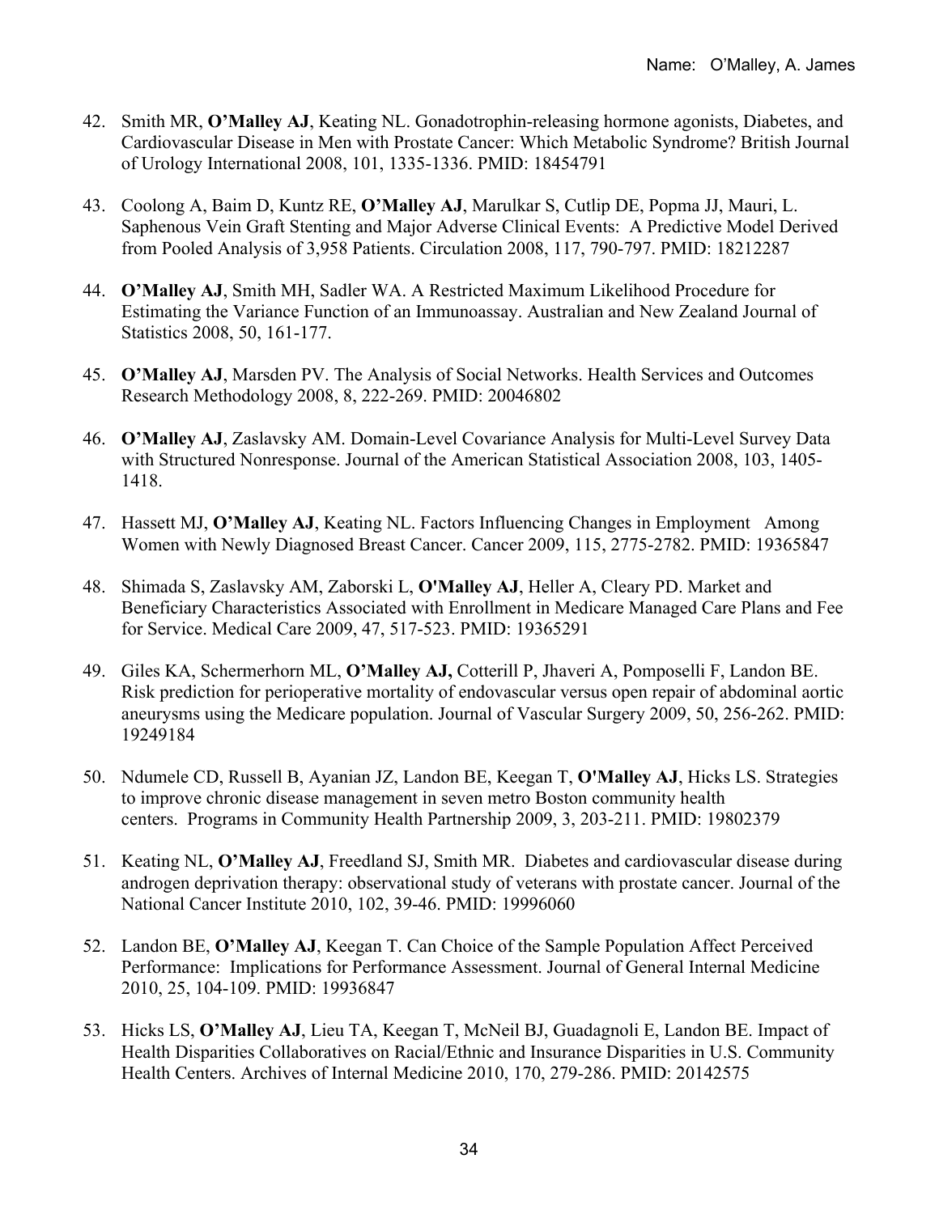42. Smith MR, **O'Malley AJ**, Keating NL. Gonadotrophin-releasing hormone agonists, Diabetes, and Cardiovascular Disease in Men with Prostate Cancer: Which Metabolic Syndrome? British Journal of Urology International 2008, 101, 1335-1336. PMID: 18454791

43. Coolong A, Baim D, Kuntz RE, **O'Malley AJ**, Marulkar S, Cutlip DE, Popma JJ, Mauri, L. Saphenous Vein Graft Stenting and Major Adverse Clinical Events: A Predictive Model Derived from Pooled Analysis of 3,958 Patients. Circulation 2008, 117, 790-797. PMID: 18212287

44. **O'Malley AJ**, Smith MH, Sadler WA. A Restricted Maximum Likelihood Procedure for Estimating the Variance Function of an Immunoassay. Australian and New Zealand Journal of Statistics 2008, 50, 161-177.

45. **O'Malley AJ**, Marsden PV. The Analysis of Social Networks. Health Services and Outcomes Research Methodology 2008, 8, 222-269. PMID: 20046802

46. **O'Malley AJ**, Zaslavsky AM. Domain-Level Covariance Analysis for Multi-Level Survey Data with Structured Nonresponse. Journal of the American Statistical Association 2008, 103, 1405-1418.

47. Hassett MJ, **O'Malley AJ**, Keating NL. Factors Influencing Changes in Employment Among Women with Newly Diagnosed Breast Cancer. Cancer 2009, 115, 2775-2782. PMID: 19365847

48. Shimada S, Zaslavsky AM, Zaborski L, **O'Malley AJ**, Heller A, Cleary PD. Market and Beneficiary Characteristics Associated with Enrollment in Medicare Managed Care Plans and Fee for Service. Medical Care 2009, 47, 517-523. PMID: 19365291

49. Giles KA, Schermerhorn ML, **O'Malley AJ,** Cotterill P, Jhaveri A, Pomposelli F, Landon BE. Risk prediction for perioperative mortality of endovascular versus open repair of abdominal aortic aneurysms using the Medicare population. Journal of Vascular Surgery 2009, 50, 256-262. PMID: 19249184

50. Ndumele CD, Russell B, Ayanian JZ, Landon BE, Keegan T, **O'Malley AJ**, Hicks LS. Strategies to improve chronic disease management in seven metro Boston community health centers. Programs in Community Health Partnership 2009, 3, 203-211. PMID: 19802379

51. Keating NL, **O'Malley AJ**, Freedland SJ, Smith MR. Diabetes and cardiovascular disease during androgen deprivation therapy: observational study of veterans with prostate cancer. Journal of the National Cancer Institute 2010, 102, 39-46. PMID: 19996060

52. Landon BE, **O'Malley AJ**, Keegan T. Can Choice of the Sample Population Affect Perceived Performance: Implications for Performance Assessment. Journal of General Internal Medicine 2010, 25, 104-109. PMID: 19936847

53. Hicks LS, **O'Malley AJ**, Lieu TA, Keegan T, McNeil BJ, Guadagnoli E, Landon BE. Impact of Health Disparities Collaboratives on Racial/Ethnic and Insurance Disparities in U.S. Community Health Centers. Archives of Internal Medicine 2010, 170, 279-286. PMID: 20142575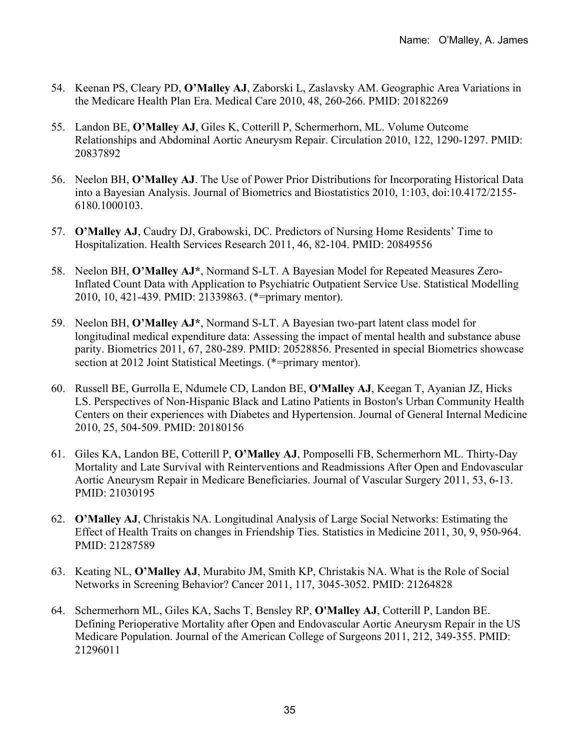54. Keenan PS, Cleary PD, **O'Malley AJ**, Zaborski L, Zaslavsky AM. Geographic Area Variations in the Medicare Health Plan Era. Medical Care 2010, 48, 260-266. PMID: 20182269

55. Landon BE, **O'Malley AJ**, Giles K, Cotterill P, Schermerhorn, ML. Volume Outcome Relationships and Abdominal Aortic Aneurysm Repair. Circulation 2010, 122, 1290-1297. PMID: 20837892

56. Neelon BH, **O'Malley AJ**. The Use of Power Prior Distributions for Incorporating Historical Data into a Bayesian Analysis. Journal of Biometrics and Biostatistics 2010, 1:103, doi:10.4172/2155-6180.1000103.

57. **O'Malley AJ**, Caudry DJ, Grabowski, DC. Predictors of Nursing Home Residents' Time to Hospitalization. Health Services Research 2011, 46, 82-104. PMID: 20849556

58. Neelon BH, **O'Malley AJ***, Normand S-LT. A Bayesian Model for Repeated Measures Zero-Inflated Count Data with Application to Psychiatric Outpatient Service Use. Statistical Modelling 2010, 10, 421-439. PMID: 21339863. (*=primary mentor).

59. Neelon BH, **O'Malley AJ***, Normand S-LT. A Bayesian two-part latent class model for longitudinal medical expenditure data: Assessing the impact of mental health and substance abuse parity. Biometrics 2011, 67, 280-289. PMID: 20528856. Presented in special Biometrics showcase section at 2012 Joint Statistical Meetings. (*=primary mentor).

60. Russell BE, Gurrolla E, Ndumele CD, Landon BE, **O'Malley AJ**, Keegan T, Ayanian JZ, Hicks LS. Perspectives of Non-Hispanic Black and Latino Patients in Boston's Urban Community Health Centers on their experiences with Diabetes and Hypertension. Journal of General Internal Medicine 2010, 25, 504-509. PMID: 20180156

61. Giles KA, Landon BE, Cotterill P, **O'Malley AJ**, Pomposelli FB, Schermerhorn ML. Thirty-Day Mortality and Late Survival with Reinterventions and Readmissions After Open and Endovascular Aortic Aneurysm Repair in Medicare Beneficiaries. Journal of Vascular Surgery 2011, 53, 6-13. PMID: 21030195

62. **O'Malley AJ**, Christakis NA. Longitudinal Analysis of Large Social Networks: Estimating the Effect of Health Traits on changes in Friendship Ties. Statistics in Medicine 2011, 30, 9, 950-964. PMID: 21287589

63. Keating NL, **O'Malley AJ**, Murabito JM, Smith KP, Christakis NA. What is the Role of Social Networks in Screening Behavior? Cancer 2011, 117, 3045-3052. PMID: 21264828

64. Schermerhorn ML, Giles KA, Sachs T, Bensley RP, **O'Malley AJ**, Cotterill P, Landon BE. Defining Perioperative Mortality after Open and Endovascular Aortic Aneurysm Repair in the US Medicare Population. Journal of the American College of Surgeons 2011, 212, 349-355. PMID: 21296011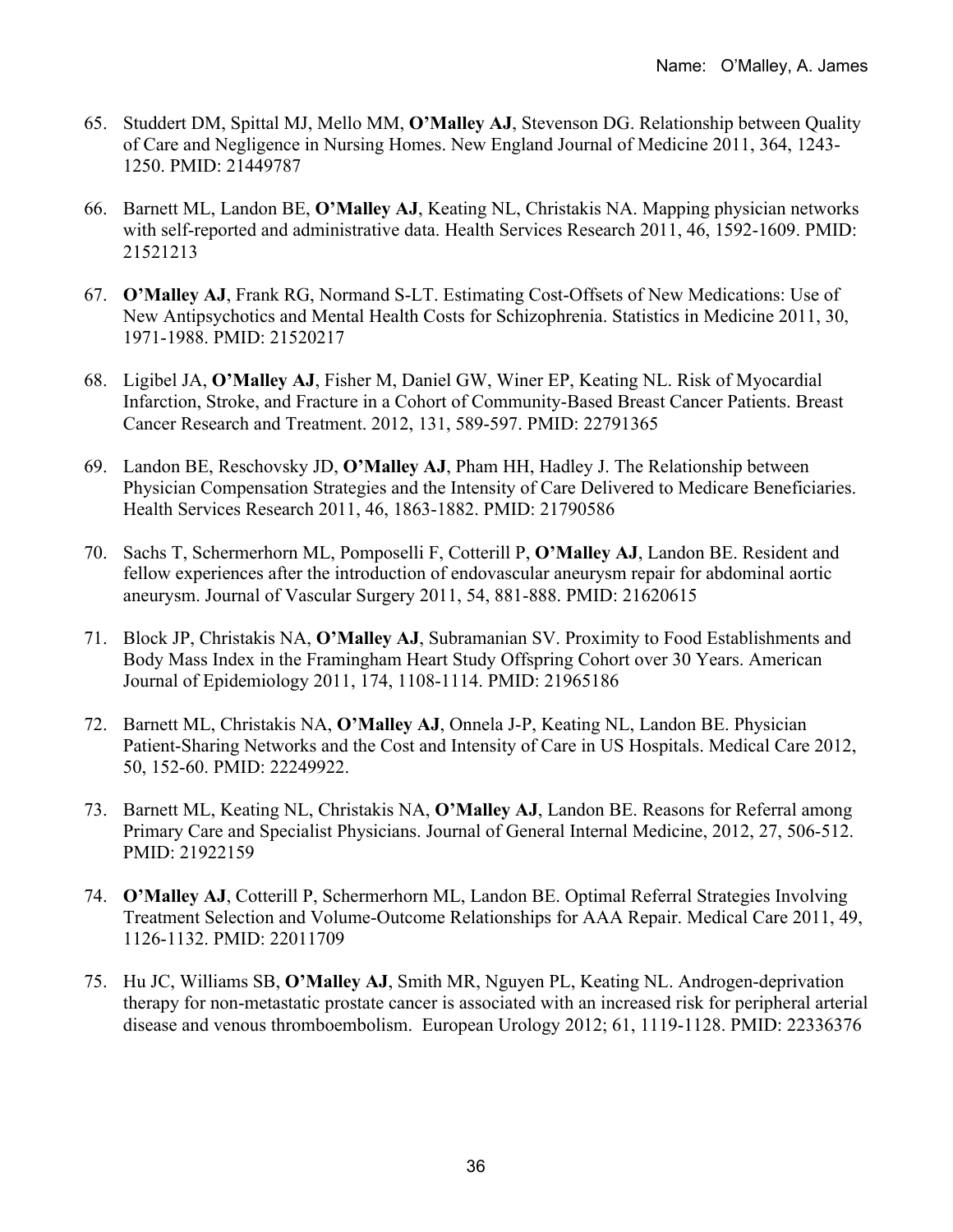65. Studdert DM, Spittal MJ, Mello MM, **O'Malley AJ**, Stevenson DG. Relationship between Quality of Care and Negligence in Nursing Homes. New England Journal of Medicine 2011, 364, 1243-1250. PMID: 21449787

66. Barnett ML, Landon BE, **O'Malley AJ**, Keating NL, Christakis NA. Mapping physician networks with self-reported and administrative data. Health Services Research 2011, 46, 1592-1609. PMID: 21521213

67. **O'Malley AJ**, Frank RG, Normand S-LT. Estimating Cost-Offsets of New Medications: Use of New Antipsychotics and Mental Health Costs for Schizophrenia. Statistics in Medicine 2011, 30, 1971-1988. PMID: 21520217

68. Ligibel JA, **O'Malley AJ**, Fisher M, Daniel GW, Winer EP, Keating NL. Risk of Myocardial Infarction, Stroke, and Fracture in a Cohort of Community-Based Breast Cancer Patients. Breast Cancer Research and Treatment. 2012, 131, 589-597. PMID: 22791365

69. Landon BE, Reschovsky JD, **O'Malley AJ**, Pham HH, Hadley J. The Relationship between Physician Compensation Strategies and the Intensity of Care Delivered to Medicare Beneficiaries. Health Services Research 2011, 46, 1863-1882. PMID: 21790586

70. Sachs T, Schermerhorn ML, Pomposelli F, Cotterill P, **O'Malley AJ**, Landon BE. Resident and fellow experiences after the introduction of endovascular aneurysm repair for abdominal aortic aneurysm. Journal of Vascular Surgery 2011, 54, 881-888. PMID: 21620615

71. Block JP, Christakis NA, **O'Malley AJ**, Subramanian SV. Proximity to Food Establishments and Body Mass Index in the Framingham Heart Study Offspring Cohort over 30 Years. American Journal of Epidemiology 2011, 174, 1108-1114. PMID: 21965186

72. Barnett ML, Christakis NA, **O'Malley AJ**, Onnela J-P, Keating NL, Landon BE. Physician Patient-Sharing Networks and the Cost and Intensity of Care in US Hospitals. Medical Care 2012, 50, 152-60. PMID: 22249922.

73. Barnett ML, Keating NL, Christakis NA, **O'Malley AJ**, Landon BE. Reasons for Referral among Primary Care and Specialist Physicians. Journal of General Internal Medicine, 2012, 27, 506-512. PMID: 21922159

74. **O'Malley AJ**, Cotterill P, Schermerhorn ML, Landon BE. Optimal Referral Strategies Involving Treatment Selection and Volume-Outcome Relationships for AAA Repair. Medical Care 2011, 49, 1126-1132. PMID: 22011709

75. Hu JC, Williams SB, **O'Malley AJ**, Smith MR, Nguyen PL, Keating NL. Androgen-deprivation therapy for non-metastatic prostate cancer is associated with an increased risk for peripheral arterial disease and venous thromboembolism. European Urology 2012; 61, 1119-1128. PMID: 22336376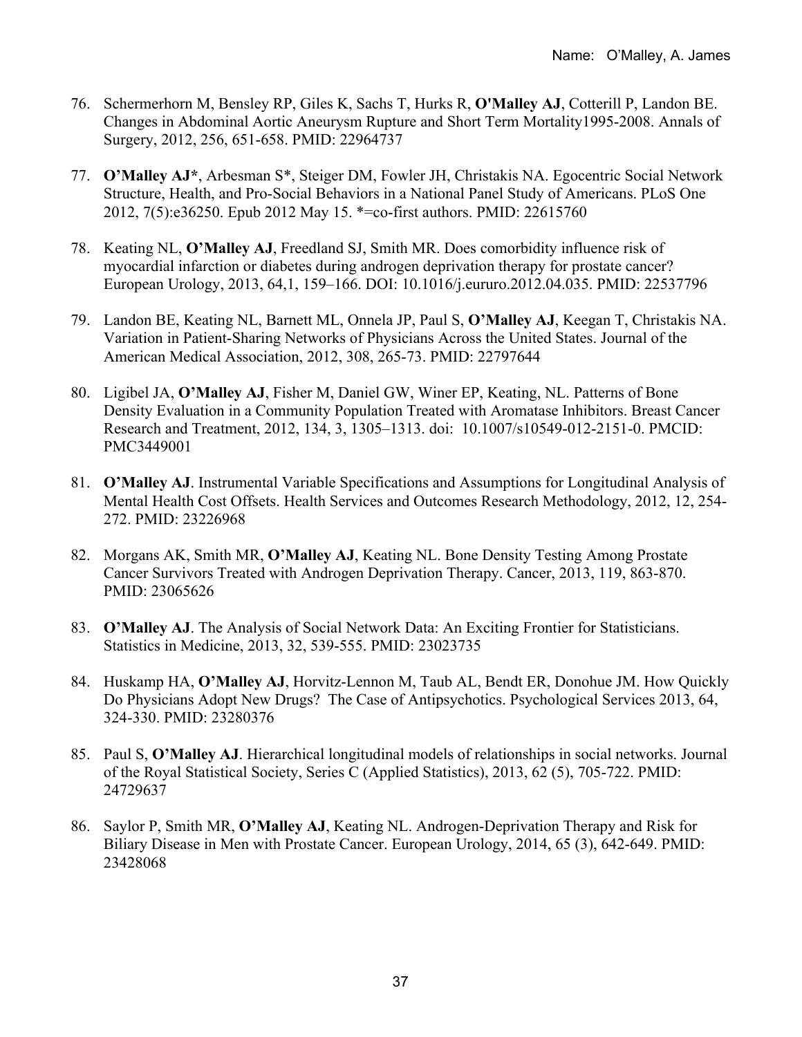76. Schermerhorn M, Bensley RP, Giles K, Sachs T, Hurks R, **O'Malley AJ**, Cotterill P, Landon BE. Changes in Abdominal Aortic Aneurysm Rupture and Short Term Mortality1995-2008. Annals of Surgery, 2012, 256, 651-658. PMID: 22964737

77. **O'Malley AJ***, Arbesman S*, Steiger DM, Fowler JH, Christakis NA. Egocentric Social Network Structure, Health, and Pro-Social Behaviors in a National Panel Study of Americans. PLoS One 2012, 7(5):e36250. Epub 2012 May 15. *=co-first authors. PMID: 22615760

78. Keating NL, **O'Malley AJ**, Freedland SJ, Smith MR. Does comorbidity influence risk of myocardial infarction or diabetes during androgen deprivation therapy for prostate cancer? European Urology, 2013, 64,1, 159–166. DOI: 10.1016/j.eururo.2012.04.035. PMID: 22537796

79. Landon BE, Keating NL, Barnett ML, Onnela JP, Paul S, **O'Malley AJ**, Keegan T, Christakis NA. Variation in Patient-Sharing Networks of Physicians Across the United States. Journal of the American Medical Association, 2012, 308, 265-73. PMID: 22797644

80. Ligibel JA, **O'Malley AJ**, Fisher M, Daniel GW, Winer EP, Keating, NL. Patterns of Bone Density Evaluation in a Community Population Treated with Aromatase Inhibitors. Breast Cancer Research and Treatment, 2012, 134, 3, 1305–1313. doi: 10.1007/s10549-012-2151-0. PMCID: PMC3449001

81. **O'Malley AJ**. Instrumental Variable Specifications and Assumptions for Longitudinal Analysis of Mental Health Cost Offsets. Health Services and Outcomes Research Methodology, 2012, 12, 254-272. PMID: 23226968

82. Morgans AK, Smith MR, **O'Malley AJ**, Keating NL. Bone Density Testing Among Prostate Cancer Survivors Treated with Androgen Deprivation Therapy. Cancer, 2013, 119, 863-870. PMID: 23065626

83. **O'Malley AJ**. The Analysis of Social Network Data: An Exciting Frontier for Statisticians. Statistics in Medicine, 2013, 32, 539-555. PMID: 23023735

84. Huskamp HA, **O'Malley AJ**, Horvitz-Lennon M, Taub AL, Bendt ER, Donohue JM. How Quickly Do Physicians Adopt New Drugs? The Case of Antipsychotics. Psychological Services 2013, 64, 324-330. PMID: 23280376

85. Paul S, **O'Malley AJ**. Hierarchical longitudinal models of relationships in social networks. Journal of the Royal Statistical Society, Series C (Applied Statistics), 2013, 62 (5), 705-722. PMID: 24729637

86. Saylor P, Smith MR, **O'Malley AJ**, Keating NL. Androgen-Deprivation Therapy and Risk for Biliary Disease in Men with Prostate Cancer. European Urology, 2014, 65 (3), 642-649. PMID: 23428068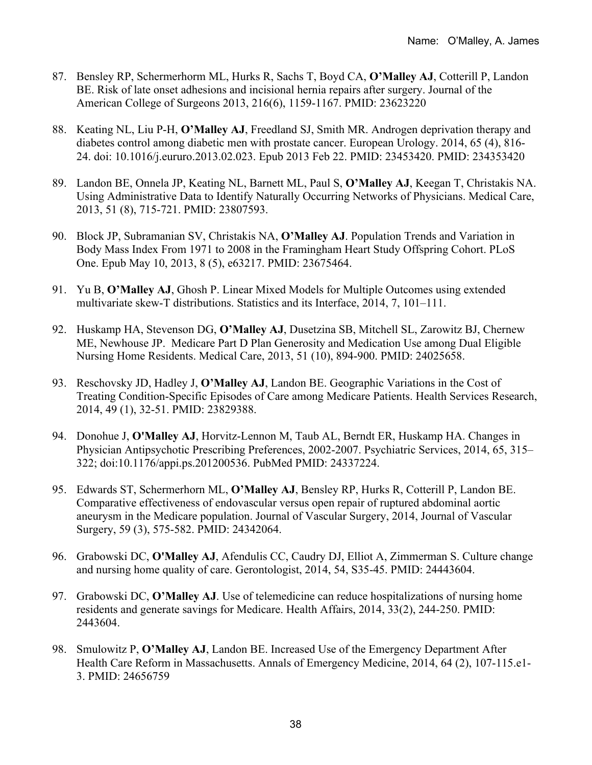87. Bensley RP, Schermerhorm ML, Hurks R, Sachs T, Boyd CA, **O'Malley AJ**, Cotterill P, Landon BE. Risk of late onset adhesions and incisional hernia repairs after surgery. Journal of the American College of Surgeons 2013, 216(6), 1159-1167. PMID: 23623220

88. Keating NL, Liu P-H, **O'Malley AJ**, Freedland SJ, Smith MR. Androgen deprivation therapy and diabetes control among diabetic men with prostate cancer. European Urology. 2014, 65 (4), 816-24. doi: 10.1016/j.eururo.2013.02.023. Epub 2013 Feb 22. PMID: 23453420. PMID: 234353420

89. Landon BE, Onnela JP, Keating NL, Barnett ML, Paul S, **O'Malley AJ**, Keegan T, Christakis NA. Using Administrative Data to Identify Naturally Occurring Networks of Physicians. Medical Care, 2013, 51 (8), 715-721. PMID: 23807593.

90. Block JP, Subramanian SV, Christakis NA, **O'Malley AJ**. Population Trends and Variation in Body Mass Index From 1971 to 2008 in the Framingham Heart Study Offspring Cohort. PLoS One. Epub May 10, 2013, 8 (5), e63217. PMID: 23675464.

91. Yu B, **O'Malley AJ**, Ghosh P. Linear Mixed Models for Multiple Outcomes using extended multivariate skew-T distributions. Statistics and its Interface, 2014, 7, 101–111.

92. Huskamp HA, Stevenson DG, **O'Malley AJ**, Dusetzina SB, Mitchell SL, Zarowitz BJ, Chernew ME, Newhouse JP. Medicare Part D Plan Generosity and Medication Use among Dual Eligible Nursing Home Residents. Medical Care, 2013, 51 (10), 894-900. PMID: 24025658.

93. Reschovsky JD, Hadley J, **O'Malley AJ**, Landon BE. Geographic Variations in the Cost of Treating Condition-Specific Episodes of Care among Medicare Patients. Health Services Research, 2014, 49 (1), 32-51. PMID: 23829388.

94. Donohue J, **O'Malley AJ**, Horvitz-Lennon M, Taub AL, Berndt ER, Huskamp HA. Changes in Physician Antipsychotic Prescribing Preferences, 2002-2007. Psychiatric Services, 2014, 65, 315–322; doi:10.1176/appi.ps.201200536. PubMed PMID: 24337224.

95. Edwards ST, Schermerhorn ML, **O'Malley AJ**, Bensley RP, Hurks R, Cotterill P, Landon BE. Comparative effectiveness of endovascular versus open repair of ruptured abdominal aortic aneurysm in the Medicare population. Journal of Vascular Surgery, 2014, Journal of Vascular Surgery, 59 (3), 575-582. PMID: 24342064.

96. Grabowski DC, **O'Malley AJ**, Afendulis CC, Caudry DJ, Elliot A, Zimmerman S. Culture change and nursing home quality of care. Gerontologist, 2014, 54, S35-45. PMID: 24443604.

97. Grabowski DC, **O'Malley AJ**. Use of telemedicine can reduce hospitalizations of nursing home residents and generate savings for Medicare. Health Affairs, 2014, 33(2), 244-250. PMID: 2443604.

98. Smulowitz P, **O'Malley AJ**, Landon BE. Increased Use of the Emergency Department After Health Care Reform in Massachusetts. Annals of Emergency Medicine, 2014, 64 (2), 107-115.e1-3. PMID: 24656759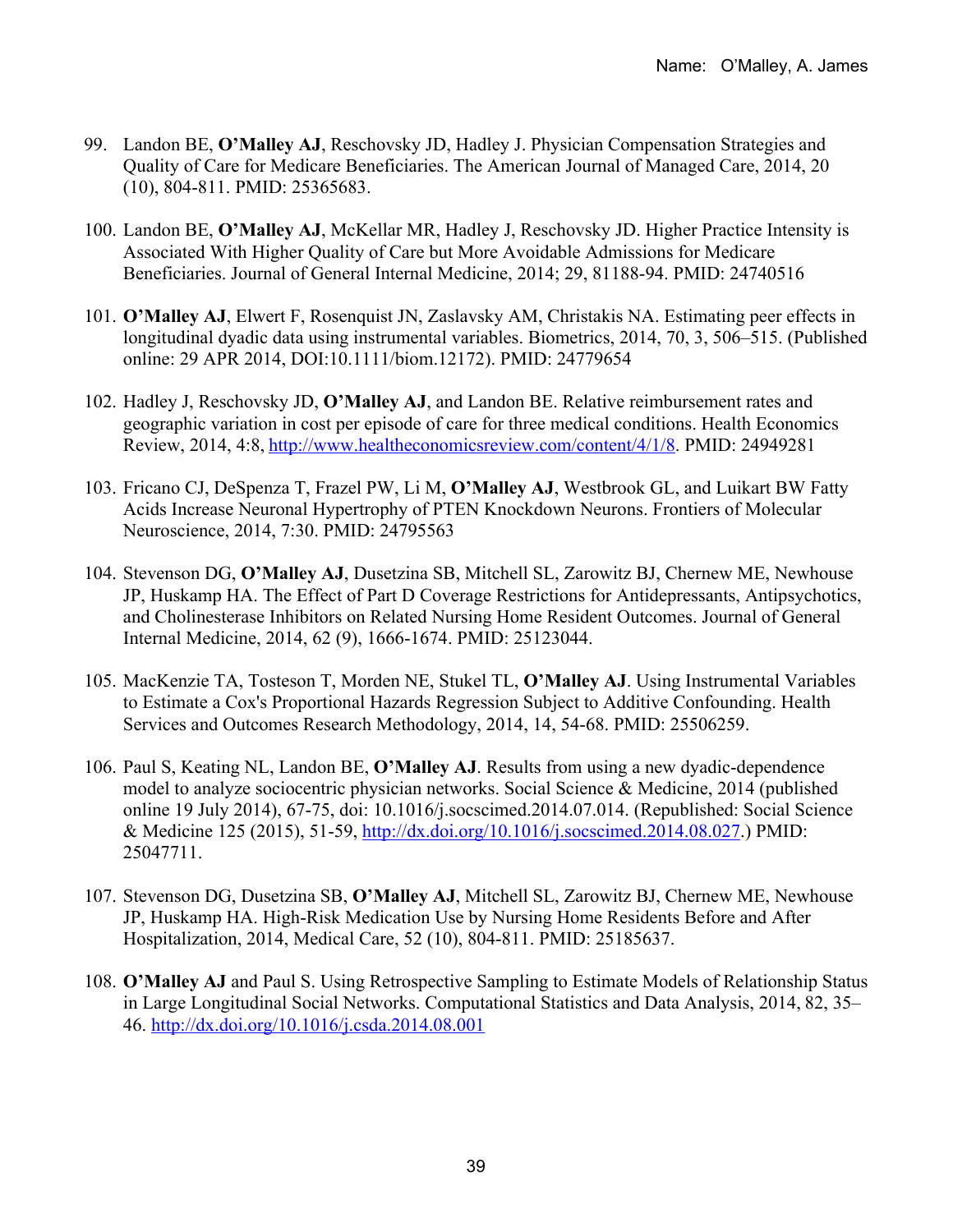99. Landon BE, **O'Malley AJ**, Reschovsky JD, Hadley J. Physician Compensation Strategies and Quality of Care for Medicare Beneficiaries. The American Journal of Managed Care, 2014, 20 (10), 804-811. PMID: 25365683.

100. Landon BE, **O'Malley AJ**, McKellar MR, Hadley J, Reschovsky JD. Higher Practice Intensity is Associated With Higher Quality of Care but More Avoidable Admissions for Medicare Beneficiaries. Journal of General Internal Medicine, 2014; 29, 81188-94. PMID: 24740516

101. **O'Malley AJ**, Elwert F, Rosenquist JN, Zaslavsky AM, Christakis NA. Estimating peer effects in longitudinal dyadic data using instrumental variables. Biometrics, 2014, 70, 3, 506–515. (Published online: 29 APR 2014, DOI:10.1111/biom.12172). PMID: 24779654

102. Hadley J, Reschovsky JD, **O'Malley AJ**, and Landon BE. Relative reimbursement rates and geographic variation in cost per episode of care for three medical conditions. Health Economics Review, 2014, 4:8, http://www.healtheconomicsreview.com/content/4/1/8. PMID: 24949281

103. Fricano CJ, DeSpenza T, Frazel PW, Li M, **O'Malley AJ**, Westbrook GL, and Luikart BW Fatty Acids Increase Neuronal Hypertrophy of PTEN Knockdown Neurons. Frontiers of Molecular Neuroscience, 2014, 7:30. PMID: 24795563

104. Stevenson DG, **O'Malley AJ**, Dusetzina SB, Mitchell SL, Zarowitz BJ, Chernew ME, Newhouse JP, Huskamp HA. The Effect of Part D Coverage Restrictions for Antidepressants, Antipsychotics, and Cholinesterase Inhibitors on Related Nursing Home Resident Outcomes. Journal of General Internal Medicine, 2014, 62 (9), 1666-1674. PMID: 25123044.

105. MacKenzie TA, Tosteson T, Morden NE, Stukel TL, **O'Malley AJ**. Using Instrumental Variables to Estimate a Cox's Proportional Hazards Regression Subject to Additive Confounding. Health Services and Outcomes Research Methodology, 2014, 14, 54-68. PMID: 25506259.

106. Paul S, Keating NL, Landon BE, **O'Malley AJ**. Results from using a new dyadic-dependence model to analyze sociocentric physician networks. Social Science & Medicine, 2014 (published online 19 July 2014), 67-75, doi: 10.1016/j.socscimed.2014.07.014. (Republished: Social Science & Medicine 125 (2015), 51-59, http://dx.doi.org/10.1016/j.socscimed.2014.08.027.) PMID: 25047711.

107. Stevenson DG, Dusetzina SB, **O'Malley AJ**, Mitchell SL, Zarowitz BJ, Chernew ME, Newhouse JP, Huskamp HA. High-Risk Medication Use by Nursing Home Residents Before and After Hospitalization, 2014, Medical Care, 52 (10), 804-811. PMID: 25185637.

108. **O'Malley AJ** and Paul S. Using Retrospective Sampling to Estimate Models of Relationship Status in Large Longitudinal Social Networks. Computational Statistics and Data Analysis, 2014, 82, 35–46. http://dx.doi.org/10.1016/j.csda.2014.08.001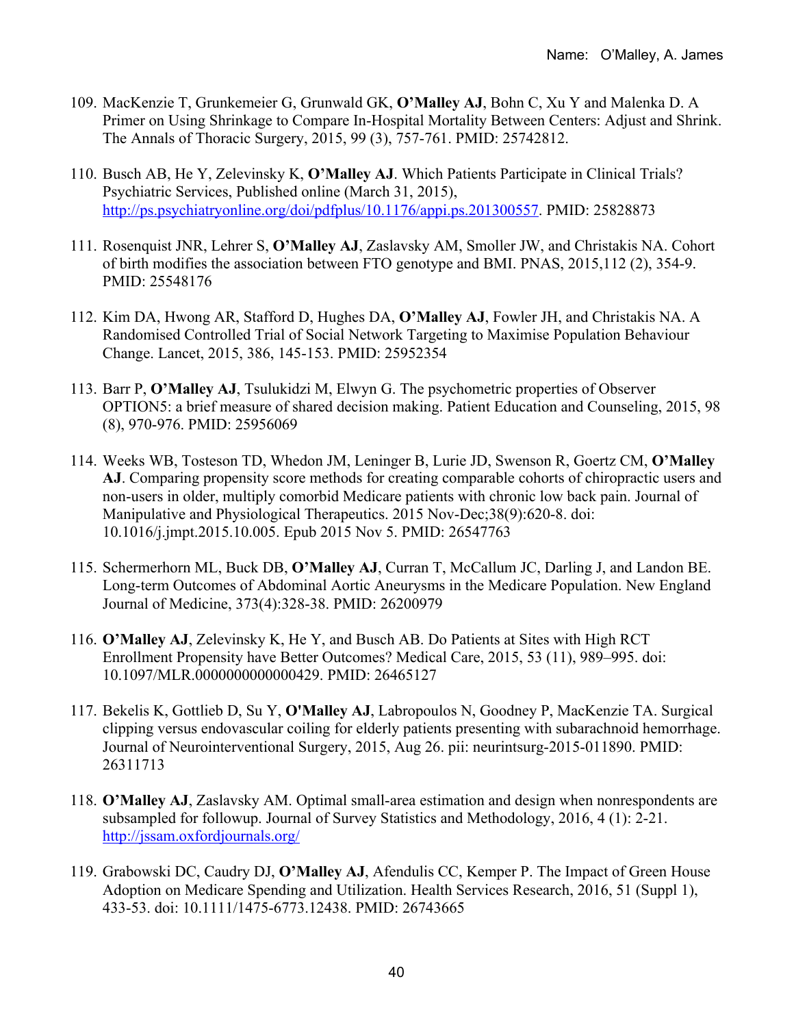109. MacKenzie T, Grunkemeier G, Grunwald GK, **O'Malley AJ**, Bohn C, Xu Y and Malenka D. A Primer on Using Shrinkage to Compare In-Hospital Mortality Between Centers: Adjust and Shrink. The Annals of Thoracic Surgery, 2015, 99 (3), 757-761. PMID: 25742812.

110. Busch AB, He Y, Zelevinsky K, **O'Malley AJ**. Which Patients Participate in Clinical Trials? Psychiatric Services, Published online (March 31, 2015), http://ps.psychiatryonline.org/doi/pdfplus/10.1176/appi.ps.201300557. PMID: 25828873

111. Rosenquist JNR, Lehrer S, **O'Malley AJ**, Zaslavsky AM, Smoller JW, and Christakis NA. Cohort of birth modifies the association between FTO genotype and BMI. PNAS, 2015,112 (2), 354-9. PMID: 25548176

112. Kim DA, Hwong AR, Stafford D, Hughes DA, **O'Malley AJ**, Fowler JH, and Christakis NA. A Randomised Controlled Trial of Social Network Targeting to Maximise Population Behaviour Change. Lancet, 2015, 386, 145-153. PMID: 25952354

113. Barr P, **O'Malley AJ**, Tsulukidzi M, Elwyn G. The psychometric properties of Observer OPTION5: a brief measure of shared decision making. Patient Education and Counseling, 2015, 98 (8), 970-976. PMID: 25956069

114. Weeks WB, Tosteson TD, Whedon JM, Leninger B, Lurie JD, Swenson R, Goertz CM, **O'Malley AJ**. Comparing propensity score methods for creating comparable cohorts of chiropractic users and non-users in older, multiply comorbid Medicare patients with chronic low back pain. Journal of Manipulative and Physiological Therapeutics. 2015 Nov-Dec;38(9):620-8. doi: 10.1016/j.jmpt.2015.10.005. Epub 2015 Nov 5. PMID: 26547763

115. Schermerhorn ML, Buck DB, **O'Malley AJ**, Curran T, McCallum JC, Darling J, and Landon BE. Long-term Outcomes of Abdominal Aortic Aneurysms in the Medicare Population. New England Journal of Medicine, 373(4):328-38. PMID: 26200979

116. **O'Malley AJ**, Zelevinsky K, He Y, and Busch AB. Do Patients at Sites with High RCT Enrollment Propensity have Better Outcomes? Medical Care, 2015, 53 (11), 989–995. doi: 10.1097/MLR.0000000000000429. PMID: 26465127

117. Bekelis K, Gottlieb D, Su Y, **O'Malley AJ**, Labropoulos N, Goodney P, MacKenzie TA. Surgical clipping versus endovascular coiling for elderly patients presenting with subarachnoid hemorrhage. Journal of Neurointerventional Surgery, 2015, Aug 26. pii: neurintsurg-2015-011890. PMID: 26311713

118. **O'Malley AJ**, Zaslavsky AM. Optimal small-area estimation and design when nonrespondents are subsampled for followup. Journal of Survey Statistics and Methodology, 2016, 4 (1): 2-21. http://jssam.oxfordjournals.org/

119. Grabowski DC, Caudry DJ, **O'Malley AJ**, Afendulis CC, Kemper P. The Impact of Green House Adoption on Medicare Spending and Utilization. Health Services Research, 2016, 51 (Suppl 1), 433-53. doi: 10.1111/1475-6773.12438. PMID: 26743665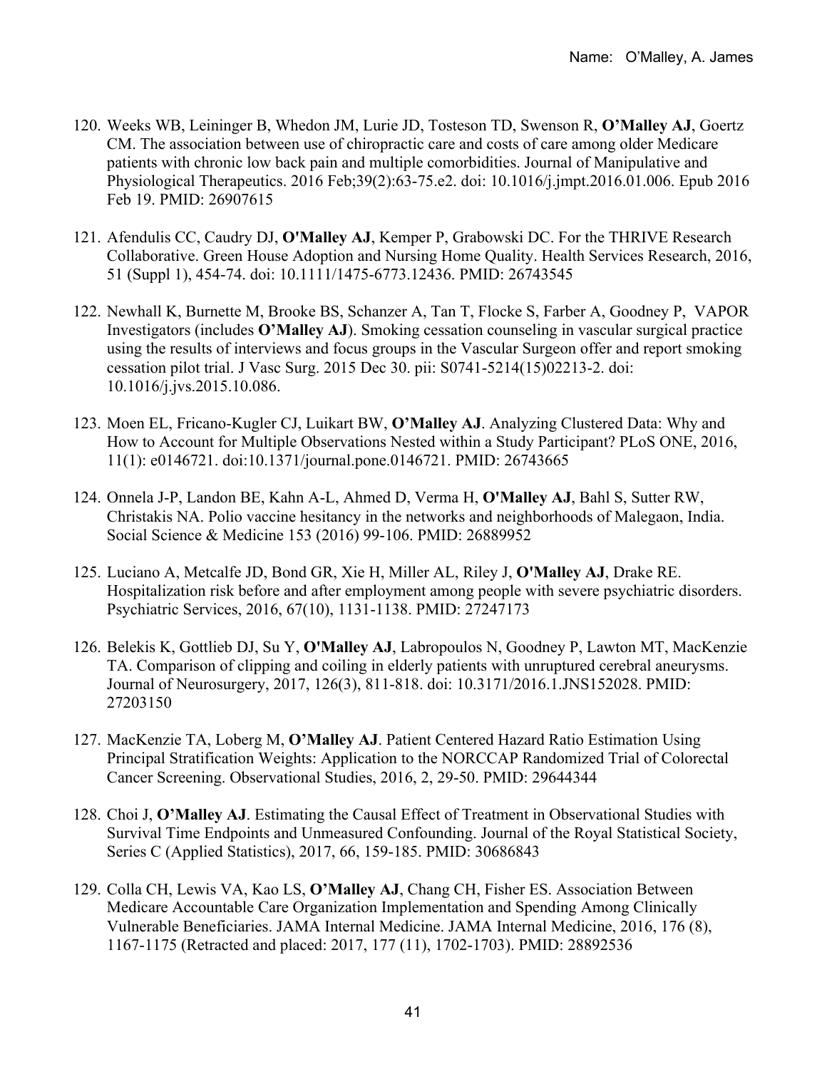120. Weeks WB, Leininger B, Whedon JM, Lurie JD, Tosteson TD, Swenson R, **O'Malley AJ**, Goertz CM. The association between use of chiropractic care and costs of care among older Medicare patients with chronic low back pain and multiple comorbidities. Journal of Manipulative and Physiological Therapeutics. 2016 Feb;39(2):63-75.e2. doi: 10.1016/j.jmpt.2016.01.006. Epub 2016 Feb 19. PMID: 26907615

121. Afendulis CC, Caudry DJ, **O'Malley AJ**, Kemper P, Grabowski DC. For the THRIVE Research Collaborative. Green House Adoption and Nursing Home Quality. Health Services Research, 2016, 51 (Suppl 1), 454-74. doi: 10.1111/1475-6773.12436. PMID: 26743545

122. Newhall K, Burnette M, Brooke BS, Schanzer A, Tan T, Flocke S, Farber A, Goodney P, VAPOR Investigators (includes **O'Malley AJ**). Smoking cessation counseling in vascular surgical practice using the results of interviews and focus groups in the Vascular Surgeon offer and report smoking cessation pilot trial. J Vasc Surg. 2015 Dec 30. pii: S0741-5214(15)02213-2. doi: 10.1016/j.jvs.2015.10.086.

123. Moen EL, Fricano-Kugler CJ, Luikart BW, **O'Malley AJ**. Analyzing Clustered Data: Why and How to Account for Multiple Observations Nested within a Study Participant? PLoS ONE, 2016, 11(1): e0146721. doi:10.1371/journal.pone.0146721. PMID: 26743665

124. Onnela J-P, Landon BE, Kahn A-L, Ahmed D, Verma H, **O'Malley AJ**, Bahl S, Sutter RW, Christakis NA. Polio vaccine hesitancy in the networks and neighborhoods of Malegaon, India. Social Science & Medicine 153 (2016) 99-106. PMID: 26889952

125. Luciano A, Metcalfe JD, Bond GR, Xie H, Miller AL, Riley J, **O'Malley AJ**, Drake RE. Hospitalization risk before and after employment among people with severe psychiatric disorders. Psychiatric Services, 2016, 67(10), 1131-1138. PMID: 27247173

126. Belekis K, Gottlieb DJ, Su Y, **O'Malley AJ**, Labropoulos N, Goodney P, Lawton MT, MacKenzie TA. Comparison of clipping and coiling in elderly patients with unruptured cerebral aneurysms. Journal of Neurosurgery, 2017, 126(3), 811-818. doi: 10.3171/2016.1.JNS152028. PMID: 27203150

127. MacKenzie TA, Loberg M, **O'Malley AJ**. Patient Centered Hazard Ratio Estimation Using Principal Stratification Weights: Application to the NORCCAP Randomized Trial of Colorectal Cancer Screening. Observational Studies, 2016, 2, 29-50. PMID: 29644344

128. Choi J, **O'Malley AJ**. Estimating the Causal Effect of Treatment in Observational Studies with Survival Time Endpoints and Unmeasured Confounding. Journal of the Royal Statistical Society, Series C (Applied Statistics), 2017, 66, 159-185. PMID: 30686843

129. Colla CH, Lewis VA, Kao LS, **O'Malley AJ**, Chang CH, Fisher ES. Association Between Medicare Accountable Care Organization Implementation and Spending Among Clinically Vulnerable Beneficiaries. JAMA Internal Medicine. JAMA Internal Medicine, 2016, 176 (8), 1167-1175 (Retracted and placed: 2017, 177 (11), 1702-1703). PMID: 28892536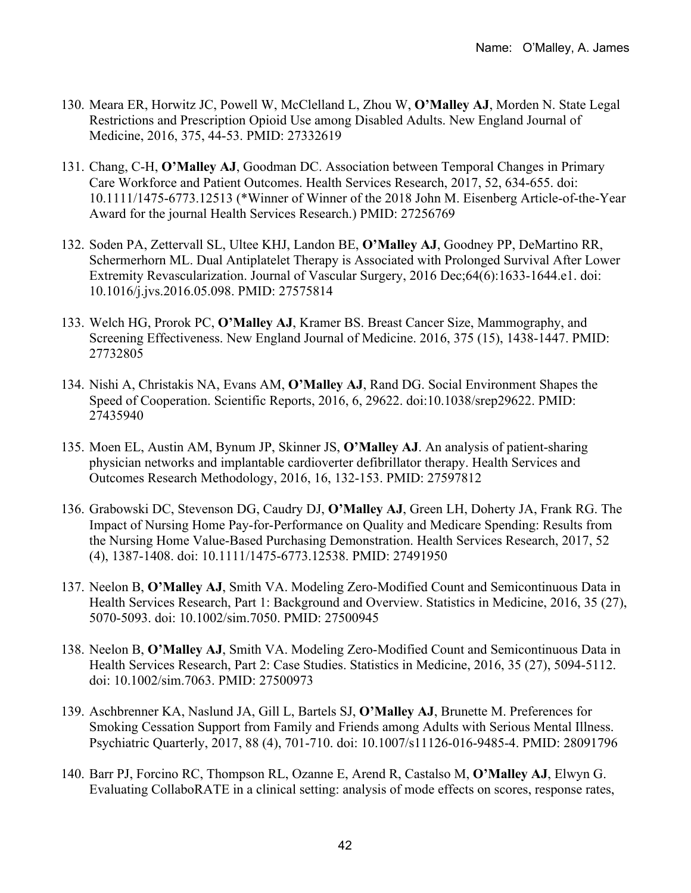130. Meara ER, Horwitz JC, Powell W, McClelland L, Zhou W, **O'Malley AJ**, Morden N. State Legal Restrictions and Prescription Opioid Use among Disabled Adults. New England Journal of Medicine, 2016, 375, 44-53. PMID: 27332619

131. Chang, C-H, **O'Malley AJ**, Goodman DC. Association between Temporal Changes in Primary Care Workforce and Patient Outcomes. Health Services Research, 2017, 52, 634-655. doi: 10.1111/1475-6773.12513 (*Winner of Winner of the 2018 John M. Eisenberg Article-of-the-Year Award for the journal Health Services Research.) PMID: 27256769

132. Soden PA, Zettervall SL, Ultee KHJ, Landon BE, **O'Malley AJ**, Goodney PP, DeMartino RR, Schermerhorn ML. Dual Antiplatelet Therapy is Associated with Prolonged Survival After Lower Extremity Revascularization. Journal of Vascular Surgery, 2016 Dec;64(6):1633-1644.e1. doi: 10.1016/j.jvs.2016.05.098. PMID: 27575814

133. Welch HG, Prorok PC, **O'Malley AJ**, Kramer BS. Breast Cancer Size, Mammography, and Screening Effectiveness. New England Journal of Medicine. 2016, 375 (15), 1438-1447. PMID: 27732805

134. Nishi A, Christakis NA, Evans AM, **O'Malley AJ**, Rand DG. Social Environment Shapes the Speed of Cooperation. Scientific Reports, 2016, 6, 29622. doi:10.1038/srep29622. PMID: 27435940

135. Moen EL, Austin AM, Bynum JP, Skinner JS, **O'Malley AJ**. An analysis of patient-sharing physician networks and implantable cardioverter defibrillator therapy. Health Services and Outcomes Research Methodology, 2016, 16, 132-153. PMID: 27597812

136. Grabowski DC, Stevenson DG, Caudry DJ, **O'Malley AJ**, Green LH, Doherty JA, Frank RG. The Impact of Nursing Home Pay-for-Performance on Quality and Medicare Spending: Results from the Nursing Home Value-Based Purchasing Demonstration. Health Services Research, 2017, 52 (4), 1387-1408. doi: 10.1111/1475-6773.12538. PMID: 27491950

137. Neelon B, **O'Malley AJ**, Smith VA. Modeling Zero-Modified Count and Semicontinuous Data in Health Services Research, Part 1: Background and Overview. Statistics in Medicine, 2016, 35 (27), 5070-5093. doi: 10.1002/sim.7050. PMID: 27500945

138. Neelon B, **O'Malley AJ**, Smith VA. Modeling Zero-Modified Count and Semicontinuous Data in Health Services Research, Part 2: Case Studies. Statistics in Medicine, 2016, 35 (27), 5094-5112. doi: 10.1002/sim.7063. PMID: 27500973

139. Aschbrenner KA, Naslund JA, Gill L, Bartels SJ, **O'Malley AJ**, Brunette M. Preferences for Smoking Cessation Support from Family and Friends among Adults with Serious Mental Illness. Psychiatric Quarterly, 2017, 88 (4), 701-710. doi: 10.1007/s11126-016-9485-4. PMID: 28091796

140. Barr PJ, Forcino RC, Thompson RL, Ozanne E, Arend R, Castalso M, **O'Malley AJ**, Elwyn G. Evaluating CollaboRATE in a clinical setting: analysis of mode effects on scores, response rates,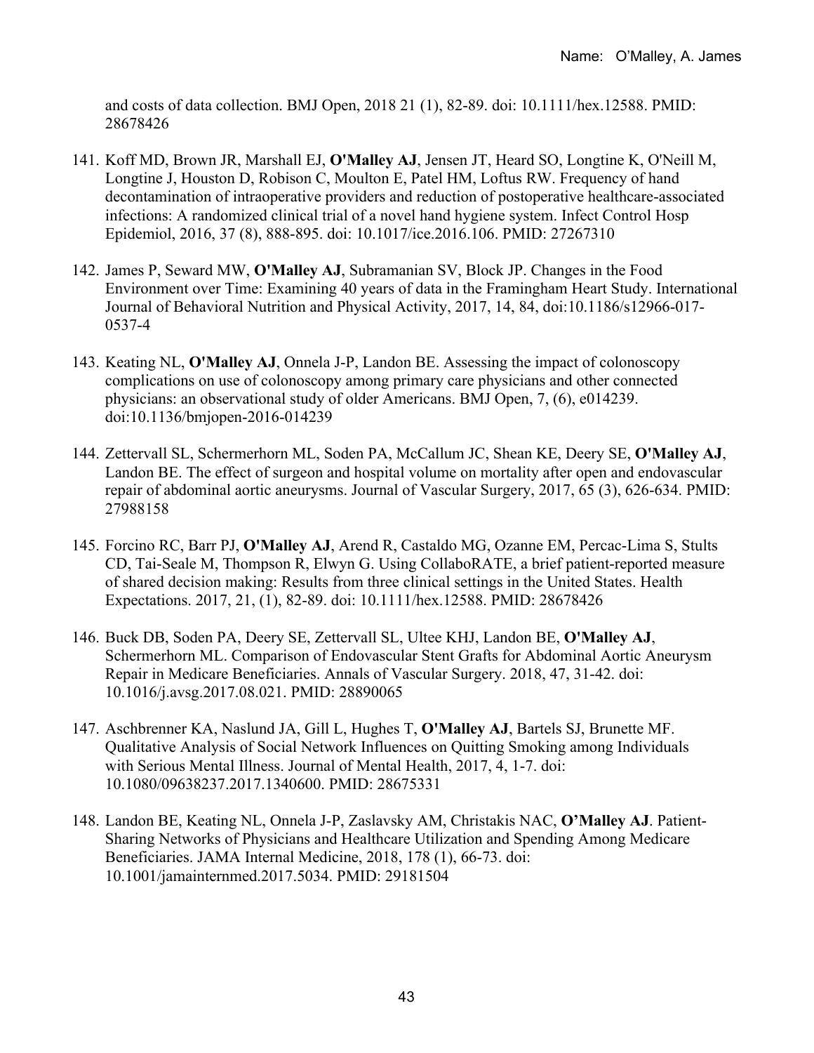and costs of data collection. BMJ Open, 2018 21 (1), 82-89. doi: 10.1111/hex.12588. PMID: 28678426

141. Koff MD, Brown JR, Marshall EJ, **O'Malley AJ**, Jensen JT, Heard SO, Longtine K, O'Neill M, Longtine J, Houston D, Robison C, Moulton E, Patel HM, Loftus RW. Frequency of hand decontamination of intraoperative providers and reduction of postoperative healthcare-associated infections: A randomized clinical trial of a novel hand hygiene system. Infect Control Hosp Epidemiol, 2016, 37 (8), 888-895. doi: 10.1017/ice.2016.106. PMID: 27267310

142. James P, Seward MW, **O'Malley AJ**, Subramanian SV, Block JP. Changes in the Food Environment over Time: Examining 40 years of data in the Framingham Heart Study. International Journal of Behavioral Nutrition and Physical Activity, 2017, 14, 84, doi:10.1186/s12966-017-0537-4

143. Keating NL, **O'Malley AJ**, Onnela J-P, Landon BE. Assessing the impact of colonoscopy complications on use of colonoscopy among primary care physicians and other connected physicians: an observational study of older Americans. BMJ Open, 7, (6), e014239. doi:10.1136/bmjopen-2016-014239

144. Zettervall SL, Schermerhorn ML, Soden PA, McCallum JC, Shean KE, Deery SE, **O'Malley AJ**, Landon BE. The effect of surgeon and hospital volume on mortality after open and endovascular repair of abdominal aortic aneurysms. Journal of Vascular Surgery, 2017, 65 (3), 626-634. PMID: 27988158

145. Forcino RC, Barr PJ, **O'Malley AJ**, Arend R, Castaldo MG, Ozanne EM, Percac-Lima S, Stults CD, Tai-Seale M, Thompson R, Elwyn G. Using CollaboRATE, a brief patient-reported measure of shared decision making: Results from three clinical settings in the United States. Health Expectations. 2017, 21, (1), 82-89. doi: 10.1111/hex.12588. PMID: 28678426

146. Buck DB, Soden PA, Deery SE, Zettervall SL, Ultee KHJ, Landon BE, **O'Malley AJ**, Schermerhorn ML. Comparison of Endovascular Stent Grafts for Abdominal Aortic Aneurysm Repair in Medicare Beneficiaries. Annals of Vascular Surgery. 2018, 47, 31-42. doi: 10.1016/j.avsg.2017.08.021. PMID: 28890065

147. Aschbrenner KA, Naslund JA, Gill L, Hughes T, **O'Malley AJ**, Bartels SJ, Brunette MF. Qualitative Analysis of Social Network Influences on Quitting Smoking among Individuals with Serious Mental Illness. Journal of Mental Health, 2017, 4, 1-7. doi: 10.1080/09638237.2017.1340600. PMID: 28675331

148. Landon BE, Keating NL, Onnela J-P, Zaslavsky AM, Christakis NAC, **O'Malley AJ**. Patient-Sharing Networks of Physicians and Healthcare Utilization and Spending Among Medicare Beneficiaries. JAMA Internal Medicine, 2018, 178 (1), 66-73. doi: 10.1001/jamainternmed.2017.5034. PMID: 29181504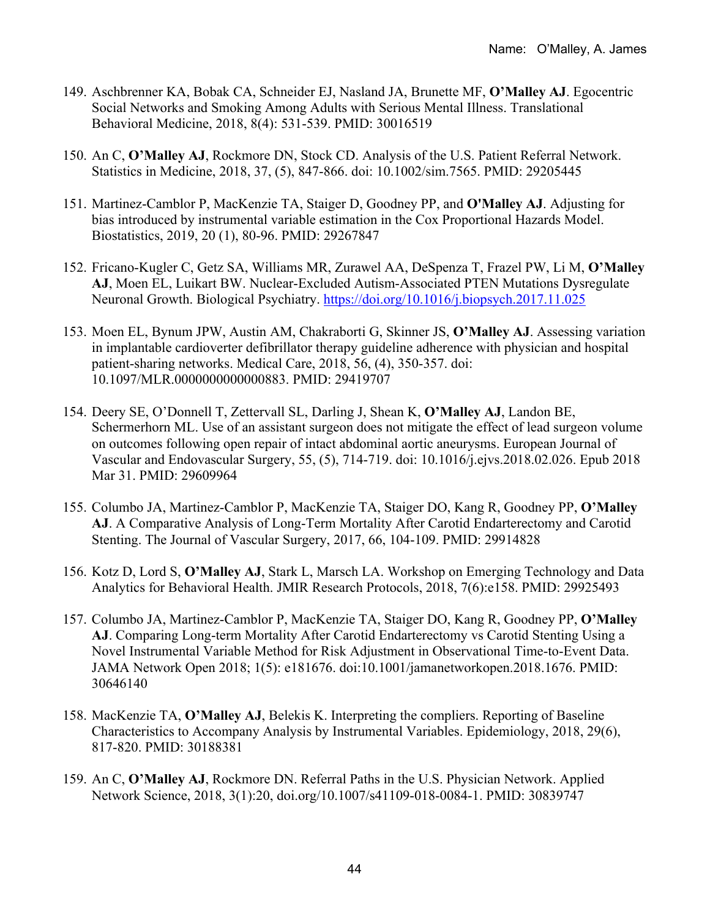149. Aschbrenner KA, Bobak CA, Schneider EJ, Nasland JA, Brunette MF, **O'Malley AJ**. Egocentric Social Networks and Smoking Among Adults with Serious Mental Illness. Translational Behavioral Medicine, 2018, 8(4): 531-539. PMID: 30016519

150. An C, **O'Malley AJ**, Rockmore DN, Stock CD. Analysis of the U.S. Patient Referral Network. Statistics in Medicine, 2018, 37, (5), 847-866. doi: 10.1002/sim.7565. PMID: 29205445

151. Martinez-Camblor P, MacKenzie TA, Staiger D, Goodney PP, and **O'Malley AJ**. Adjusting for bias introduced by instrumental variable estimation in the Cox Proportional Hazards Model. Biostatistics, 2019, 20 (1), 80-96. PMID: 29267847

152. Fricano-Kugler C, Getz SA, Williams MR, Zurawel AA, DeSpenza T, Frazel PW, Li M, **O'Malley AJ**, Moen EL, Luikart BW. Nuclear-Excluded Autism-Associated PTEN Mutations Dysregulate Neuronal Growth. Biological Psychiatry. https://doi.org/10.1016/j.biopsych.2017.11.025

153. Moen EL, Bynum JPW, Austin AM, Chakraborti G, Skinner JS, **O'Malley AJ**. Assessing variation in implantable cardioverter defibrillator therapy guideline adherence with physician and hospital patient-sharing networks. Medical Care, 2018, 56, (4), 350-357. doi: 10.1097/MLR.0000000000000883. PMID: 29419707

154. Deery SE, O'Donnell T, Zettervall SL, Darling J, Shean K, **O'Malley AJ**, Landon BE, Schermerhorn ML. Use of an assistant surgeon does not mitigate the effect of lead surgeon volume on outcomes following open repair of intact abdominal aortic aneurysms. European Journal of Vascular and Endovascular Surgery, 55, (5), 714-719. doi: 10.1016/j.ejvs.2018.02.026. Epub 2018 Mar 31. PMID: 29609964

155. Columbo JA, Martinez-Camblor P, MacKenzie TA, Staiger DO, Kang R, Goodney PP, **O'Malley AJ**. A Comparative Analysis of Long-Term Mortality After Carotid Endarterectomy and Carotid Stenting. The Journal of Vascular Surgery, 2017, 66, 104-109. PMID: 29914828

156. Kotz D, Lord S, **O'Malley AJ**, Stark L, Marsch LA. Workshop on Emerging Technology and Data Analytics for Behavioral Health. JMIR Research Protocols, 2018, 7(6):e158. PMID: 29925493

157. Columbo JA, Martinez-Camblor P, MacKenzie TA, Staiger DO, Kang R, Goodney PP, **O'Malley AJ**. Comparing Long-term Mortality After Carotid Endarterectomy vs Carotid Stenting Using a Novel Instrumental Variable Method for Risk Adjustment in Observational Time-to-Event Data. JAMA Network Open 2018; 1(5): e181676. doi:10.1001/jamanetworkopen.2018.1676. PMID: 30646140

158. MacKenzie TA, **O'Malley AJ**, Belekis K. Interpreting the compliers. Reporting of Baseline Characteristics to Accompany Analysis by Instrumental Variables. Epidemiology, 2018, 29(6), 817-820. PMID: 30188381

159. An C, **O'Malley AJ**, Rockmore DN. Referral Paths in the U.S. Physician Network. Applied Network Science, 2018, 3(1):20, doi.org/10.1007/s41109-018-0084-1. PMID: 30839747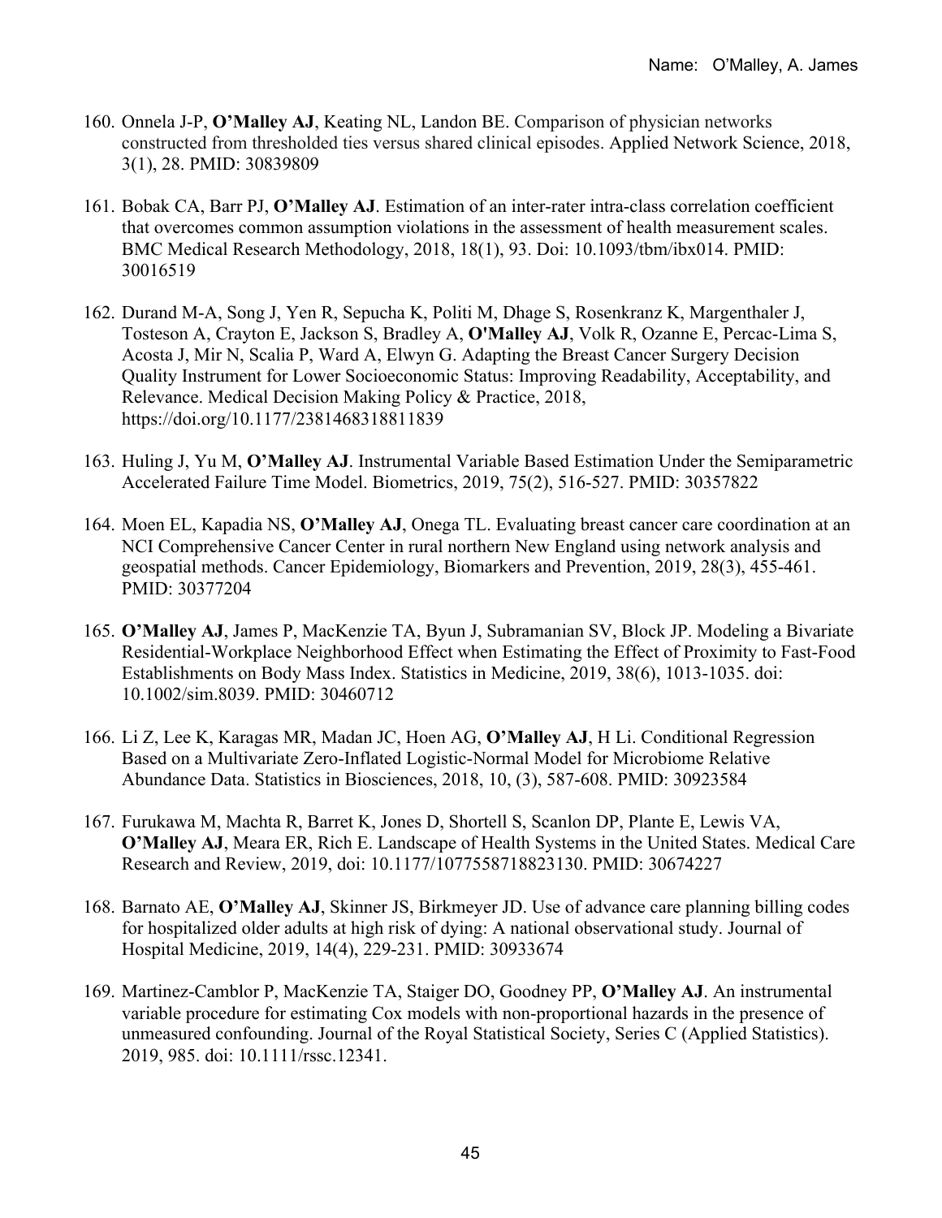160. Onnela J-P, **O'Malley AJ**, Keating NL, Landon BE. Comparison of physician networks constructed from thresholded ties versus shared clinical episodes. Applied Network Science, 2018, 3(1), 28. PMID: 30839809

161. Bobak CA, Barr PJ, **O'Malley AJ**. Estimation of an inter-rater intra-class correlation coefficient that overcomes common assumption violations in the assessment of health measurement scales. BMC Medical Research Methodology, 2018, 18(1), 93. Doi: 10.1093/tbm/ibx014. PMID: 30016519

162. Durand M-A, Song J, Yen R, Sepucha K, Politi M, Dhage S, Rosenkranz K, Margenthaler J, Tosteson A, Crayton E, Jackson S, Bradley A, **O'Malley AJ**, Volk R, Ozanne E, Percac-Lima S, Acosta J, Mir N, Scalia P, Ward A, Elwyn G. Adapting the Breast Cancer Surgery Decision Quality Instrument for Lower Socioeconomic Status: Improving Readability, Acceptability, and Relevance. Medical Decision Making Policy & Practice, 2018, https://doi.org/10.1177/2381468318811839

163. Huling J, Yu M, **O'Malley AJ**. Instrumental Variable Based Estimation Under the Semiparametric Accelerated Failure Time Model. Biometrics, 2019, 75(2), 516-527. PMID: 30357822

164. Moen EL, Kapadia NS, **O'Malley AJ**, Onega TL. Evaluating breast cancer care coordination at an NCI Comprehensive Cancer Center in rural northern New England using network analysis and geospatial methods. Cancer Epidemiology, Biomarkers and Prevention, 2019, 28(3), 455-461. PMID: 30377204

165. **O'Malley AJ**, James P, MacKenzie TA, Byun J, Subramanian SV, Block JP. Modeling a Bivariate Residential-Workplace Neighborhood Effect when Estimating the Effect of Proximity to Fast-Food Establishments on Body Mass Index. Statistics in Medicine, 2019, 38(6), 1013-1035. doi: 10.1002/sim.8039. PMID: 30460712

166. Li Z, Lee K, Karagas MR, Madan JC, Hoen AG, **O'Malley AJ**, H Li. Conditional Regression Based on a Multivariate Zero-Inflated Logistic-Normal Model for Microbiome Relative Abundance Data. Statistics in Biosciences, 2018, 10, (3), 587-608. PMID: 30923584

167. Furukawa M, Machta R, Barret K, Jones D, Shortell S, Scanlon DP, Plante E, Lewis VA, **O'Malley AJ**, Meara ER, Rich E. Landscape of Health Systems in the United States. Medical Care Research and Review, 2019, doi: 10.1177/1077558718823130. PMID: 30674227

168. Barnato AE, **O'Malley AJ**, Skinner JS, Birkmeyer JD. Use of advance care planning billing codes for hospitalized older adults at high risk of dying: A national observational study. Journal of Hospital Medicine, 2019, 14(4), 229-231. PMID: 30933674

169. Martinez-Camblor P, MacKenzie TA, Staiger DO, Goodney PP, **O'Malley AJ**. An instrumental variable procedure for estimating Cox models with non-proportional hazards in the presence of unmeasured confounding. Journal of the Royal Statistical Society, Series C (Applied Statistics). 2019, 985. doi: 10.1111/rssc.12341.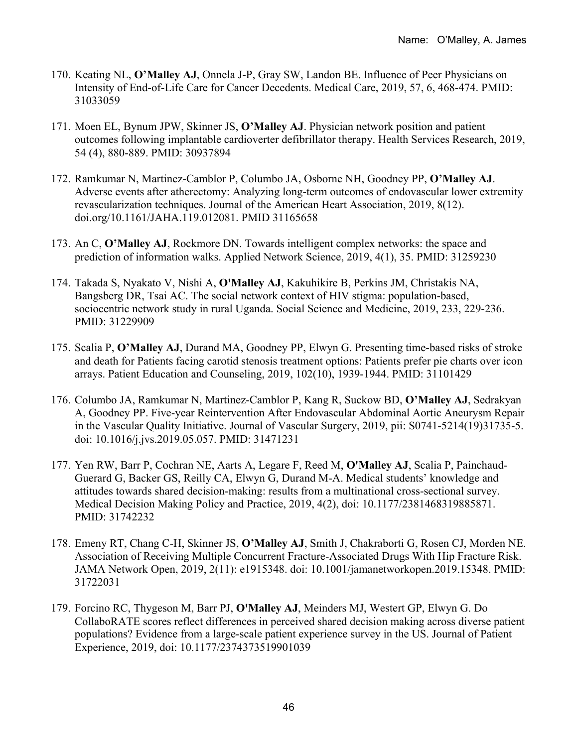170. Keating NL, **O'Malley AJ**, Onnela J-P, Gray SW, Landon BE. Influence of Peer Physicians on Intensity of End-of-Life Care for Cancer Decedents. Medical Care, 2019, 57, 6, 468-474. PMID: 31033059

171. Moen EL, Bynum JPW, Skinner JS, **O'Malley AJ**. Physician network position and patient outcomes following implantable cardioverter defibrillator therapy. Health Services Research, 2019, 54 (4), 880-889. PMID: 30937894

172. Ramkumar N, Martinez-Camblor P, Columbo JA, Osborne NH, Goodney PP, **O'Malley AJ**. Adverse events after atherectomy: Analyzing long-term outcomes of endovascular lower extremity revascularization techniques. Journal of the American Heart Association, 2019, 8(12). doi.org/10.1161/JAHA.119.012081. PMID 31165658

173. An C, **O'Malley AJ**, Rockmore DN. Towards intelligent complex networks: the space and prediction of information walks. Applied Network Science, 2019, 4(1), 35. PMID: 31259230

174. Takada S, Nyakato V, Nishi A, **O'Malley AJ**, Kakuhikire B, Perkins JM, Christakis NA, Bangsberg DR, Tsai AC. The social network context of HIV stigma: population-based, sociocentric network study in rural Uganda. Social Science and Medicine, 2019, 233, 229-236. PMID: 31229909

175. Scalia P, **O'Malley AJ**, Durand MA, Goodney PP, Elwyn G. Presenting time-based risks of stroke and death for Patients facing carotid stenosis treatment options: Patients prefer pie charts over icon arrays. Patient Education and Counseling, 2019, 102(10), 1939-1944. PMID: 31101429

176. Columbo JA, Ramkumar N, Martinez-Camblor P, Kang R, Suckow BD, **O'Malley AJ**, Sedrakyan A, Goodney PP. Five-year Reintervention After Endovascular Abdominal Aortic Aneurysm Repair in the Vascular Quality Initiative. Journal of Vascular Surgery, 2019, pii: S0741-5214(19)31735-5. doi: 10.1016/j.jvs.2019.05.057. PMID: 31471231

177. Yen RW, Barr P, Cochran NE, Aarts A, Legare F, Reed M, **O'Malley AJ**, Scalia P, Painchaud-Guerard G, Backer GS, Reilly CA, Elwyn G, Durand M-A. Medical students' knowledge and attitudes towards shared decision-making: results from a multinational cross-sectional survey. Medical Decision Making Policy and Practice, 2019, 4(2), doi: 10.1177/2381468319885871. PMID: 31742232

178. Emeny RT, Chang C-H, Skinner JS, **O'Malley AJ**, Smith J, Chakraborti G, Rosen CJ, Morden NE. Association of Receiving Multiple Concurrent Fracture-Associated Drugs With Hip Fracture Risk. JAMA Network Open, 2019, 2(11): e1915348. doi: 10.1001/jamanetworkopen.2019.15348. PMID: 31722031

179. Forcino RC, Thygeson M, Barr PJ, **O'Malley AJ**, Meinders MJ, Westert GP, Elwyn G. Do CollaboRATE scores reflect differences in perceived shared decision making across diverse patient populations? Evidence from a large-scale patient experience survey in the US. Journal of Patient Experience, 2019, doi: 10.1177/2374373519901039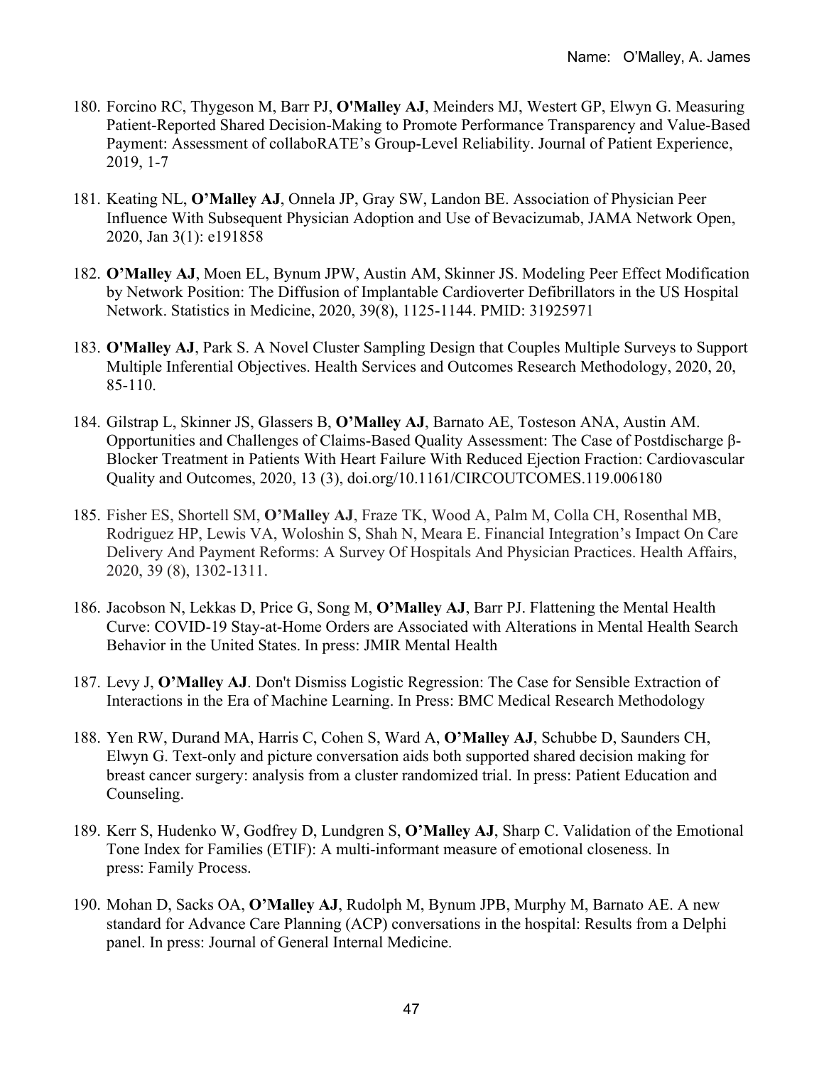180. Forcino RC, Thygeson M, Barr PJ, **O'Malley AJ**, Meinders MJ, Westert GP, Elwyn G. Measuring Patient-Reported Shared Decision-Making to Promote Performance Transparency and Value-Based Payment: Assessment of collaboRATE's Group-Level Reliability. Journal of Patient Experience, 2019, 1-7

181. Keating NL, **O'Malley AJ**, Onnela JP, Gray SW, Landon BE. Association of Physician Peer Influence With Subsequent Physician Adoption and Use of Bevacizumab, JAMA Network Open, 2020, Jan 3(1): e191858

182. **O'Malley AJ**, Moen EL, Bynum JPW, Austin AM, Skinner JS. Modeling Peer Effect Modification by Network Position: The Diffusion of Implantable Cardioverter Defibrillators in the US Hospital Network. Statistics in Medicine, 2020, 39(8), 1125-1144. PMID: 31925971

183. **O'Malley AJ**, Park S. A Novel Cluster Sampling Design that Couples Multiple Surveys to Support Multiple Inferential Objectives. Health Services and Outcomes Research Methodology, 2020, 20, 85-110.

184. Gilstrap L, Skinner JS, Glassers B, **O'Malley AJ**, Barnato AE, Tosteson ANA, Austin AM. Opportunities and Challenges of Claims-Based Quality Assessment: The Case of Postdischarge β-Blocker Treatment in Patients With Heart Failure With Reduced Ejection Fraction: Cardiovascular Quality and Outcomes, 2020, 13 (3), doi.org/10.1161/CIRCOUTCOMES.119.006180

185. Fisher ES, Shortell SM, **O'Malley AJ**, Fraze TK, Wood A, Palm M, Colla CH, Rosenthal MB, Rodriguez HP, Lewis VA, Woloshin S, Shah N, Meara E. Financial Integration's Impact On Care Delivery And Payment Reforms: A Survey Of Hospitals And Physician Practices. Health Affairs, 2020, 39 (8), 1302-1311.

186. Jacobson N, Lekkas D, Price G, Song M, **O'Malley AJ**, Barr PJ. Flattening the Mental Health Curve: COVID-19 Stay-at-Home Orders are Associated with Alterations in Mental Health Search Behavior in the United States. In press: JMIR Mental Health

187. Levy J, **O'Malley AJ**. Don't Dismiss Logistic Regression: The Case for Sensible Extraction of Interactions in the Era of Machine Learning. In Press: BMC Medical Research Methodology

188. Yen RW, Durand MA, Harris C, Cohen S, Ward A, **O'Malley AJ**, Schubbe D, Saunders CH, Elwyn G. Text-only and picture conversation aids both supported shared decision making for breast cancer surgery: analysis from a cluster randomized trial. In press: Patient Education and Counseling.

189. Kerr S, Hudenko W, Godfrey D, Lundgren S, **O'Malley AJ**, Sharp C. Validation of the Emotional Tone Index for Families (ETIF): A multi-informant measure of emotional closeness. In press: Family Process.

190. Mohan D, Sacks OA, **O'Malley AJ**, Rudolph M, Bynum JPB, Murphy M, Barnato AE. A new standard for Advance Care Planning (ACP) conversations in the hospital: Results from a Delphi panel. In press: Journal of General Internal Medicine.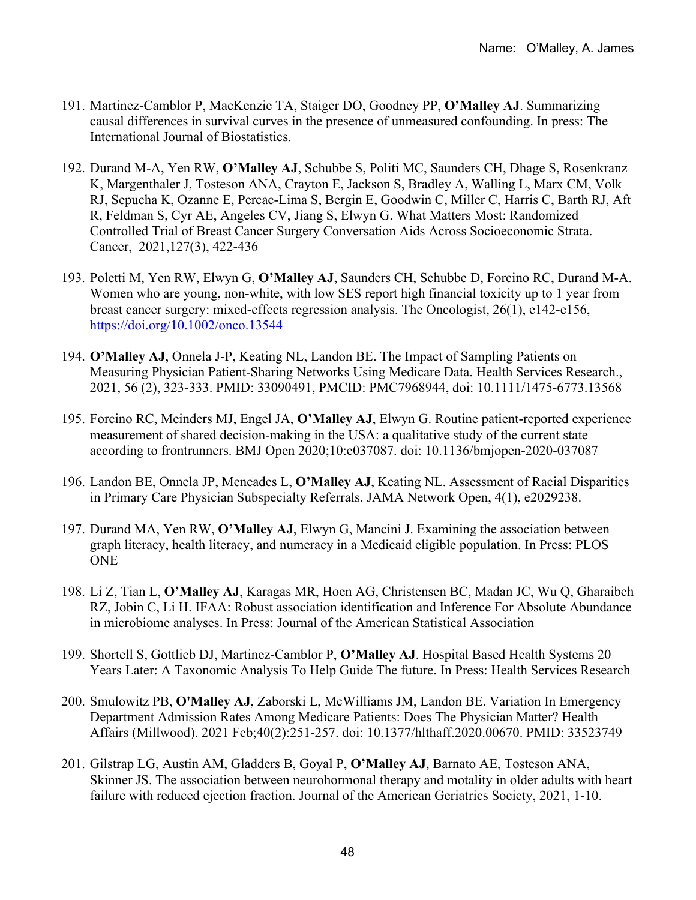191. Martinez-Camblor P, MacKenzie TA, Staiger DO, Goodney PP, **O'Malley AJ**. Summarizing causal differences in survival curves in the presence of unmeasured confounding. In press: The International Journal of Biostatistics.

192. Durand M-A, Yen RW, **O'Malley AJ**, Schubbe S, Politi MC, Saunders CH, Dhage S, Rosenkranz K, Margenthaler J, Tosteson ANA, Crayton E, Jackson S, Bradley A, Walling L, Marx CM, Volk RJ, Sepucha K, Ozanne E, Percac-Lima S, Bergin E, Goodwin C, Miller C, Harris C, Barth RJ, Aft R, Feldman S, Cyr AE, Angeles CV, Jiang S, Elwyn G. What Matters Most: Randomized Controlled Trial of Breast Cancer Surgery Conversation Aids Across Socioeconomic Strata. Cancer, 2021,127(3), 422-436

193. Poletti M, Yen RW, Elwyn G, **O'Malley AJ**, Saunders CH, Schubbe D, Forcino RC, Durand M-A. Women who are young, non-white, with low SES report high financial toxicity up to 1 year from breast cancer surgery: mixed-effects regression analysis. The Oncologist, 26(1), e142-e156, https://doi.org/10.1002/onco.13544

194. **O'Malley AJ**, Onnela J-P, Keating NL, Landon BE. The Impact of Sampling Patients on Measuring Physician Patient-Sharing Networks Using Medicare Data. Health Services Research., 2021, 56 (2), 323-333. PMID: 33090491, PMCID: PMC7968944, doi: 10.1111/1475-6773.13568

195. Forcino RC, Meinders MJ, Engel JA, **O'Malley AJ**, Elwyn G. Routine patient-reported experience measurement of shared decision-making in the USA: a qualitative study of the current state according to frontrunners. BMJ Open 2020;10:e037087. doi: 10.1136/bmjopen-2020-037087

196. Landon BE, Onnela JP, Meneades L, **O'Malley AJ**, Keating NL. Assessment of Racial Disparities in Primary Care Physician Subspecialty Referrals. JAMA Network Open, 4(1), e2029238.

197. Durand MA, Yen RW, **O'Malley AJ**, Elwyn G, Mancini J. Examining the association between graph literacy, health literacy, and numeracy in a Medicaid eligible population. In Press: PLOS ONE

198. Li Z, Tian L, **O'Malley AJ**, Karagas MR, Hoen AG, Christensen BC, Madan JC, Wu Q, Gharaibeh RZ, Jobin C, Li H. IFAA: Robust association identification and Inference For Absolute Abundance in microbiome analyses. In Press: Journal of the American Statistical Association

199. Shortell S, Gottlieb DJ, Martinez-Camblor P, **O'Malley AJ**. Hospital Based Health Systems 20 Years Later: A Taxonomic Analysis To Help Guide The future. In Press: Health Services Research

200. Smulowitz PB, **O'Malley AJ**, Zaborski L, McWilliams JM, Landon BE. Variation In Emergency Department Admission Rates Among Medicare Patients: Does The Physician Matter? Health Affairs (Millwood). 2021 Feb;40(2):251-257. doi: 10.1377/hlthaff.2020.00670. PMID: 33523749

201. Gilstrap LG, Austin AM, Gladders B, Goyal P, **O'Malley AJ**, Barnato AE, Tosteson ANA, Skinner JS. The association between neurohormonal therapy and motality in older adults with heart failure with reduced ejection fraction. Journal of the American Geriatrics Society, 2021, 1-10.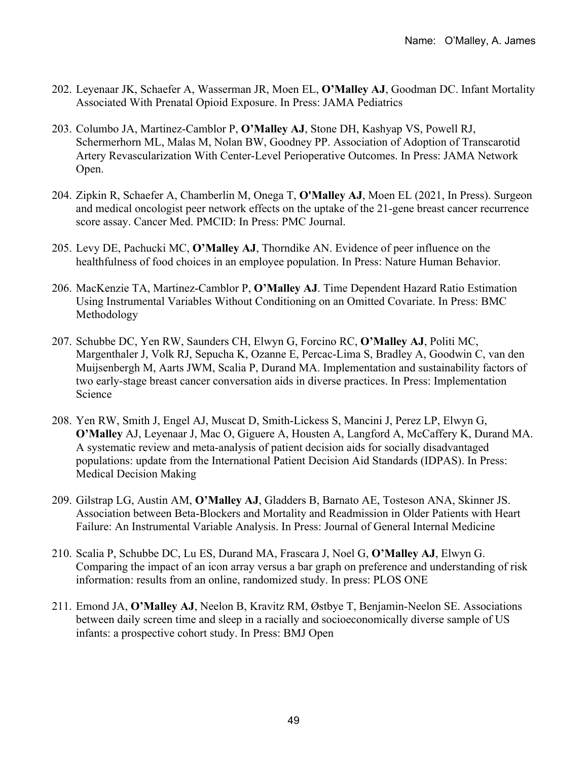202. Leyenaar JK, Schaefer A, Wasserman JR, Moen EL, **O'Malley AJ**, Goodman DC. Infant Mortality Associated With Prenatal Opioid Exposure. In Press: JAMA Pediatrics

203. Columbo JA, Martinez-Camblor P, **O'Malley AJ**, Stone DH, Kashyap VS, Powell RJ, Schermerhorn ML, Malas M, Nolan BW, Goodney PP. Association of Adoption of Transcarotid Artery Revascularization With Center-Level Perioperative Outcomes. In Press: JAMA Network Open.

204. Zipkin R, Schaefer A, Chamberlin M, Onega T, **O'Malley AJ**, Moen EL (2021, In Press). Surgeon and medical oncologist peer network effects on the uptake of the 21-gene breast cancer recurrence score assay. Cancer Med. PMCID: In Press: PMC Journal.

205. Levy DE, Pachucki MC, **O'Malley AJ**, Thorndike AN. Evidence of peer influence on the healthfulness of food choices in an employee population. In Press: Nature Human Behavior.

206. MacKenzie TA, Martinez-Camblor P, **O'Malley AJ**. Time Dependent Hazard Ratio Estimation Using Instrumental Variables Without Conditioning on an Omitted Covariate. In Press: BMC Methodology

207. Schubbe DC, Yen RW, Saunders CH, Elwyn G, Forcino RC, **O'Malley AJ**, Politi MC, Margenthaler J, Volk RJ, Sepucha K, Ozanne E, Percac-Lima S, Bradley A, Goodwin C, van den Muijsenbergh M, Aarts JWM, Scalia P, Durand MA. Implementation and sustainability factors of two early-stage breast cancer conversation aids in diverse practices. In Press: Implementation Science

208. Yen RW, Smith J, Engel AJ, Muscat D, Smith-Lickess S, Mancini J, Perez LP, Elwyn G, **O'Malley** AJ, Leyenaar J, Mac O, Giguere A, Housten A, Langford A, McCaffery K, Durand MA. A systematic review and meta-analysis of patient decision aids for socially disadvantaged populations: update from the International Patient Decision Aid Standards (IDPAS). In Press: Medical Decision Making

209. Gilstrap LG, Austin AM, **O'Malley AJ**, Gladders B, Barnato AE, Tosteson ANA, Skinner JS. Association between Beta-Blockers and Mortality and Readmission in Older Patients with Heart Failure: An Instrumental Variable Analysis. In Press: Journal of General Internal Medicine

210. Scalia P, Schubbe DC, Lu ES, Durand MA, Frascara J, Noel G, **O'Malley AJ**, Elwyn G. Comparing the impact of an icon array versus a bar graph on preference and understanding of risk information: results from an online, randomized study. In press: PLOS ONE

211. Emond JA, **O'Malley AJ**, Neelon B, Kravitz RM, Østbye T, Benjamin-Neelon SE. Associations between daily screen time and sleep in a racially and socioeconomically diverse sample of US infants: a prospective cohort study. In Press: BMJ Open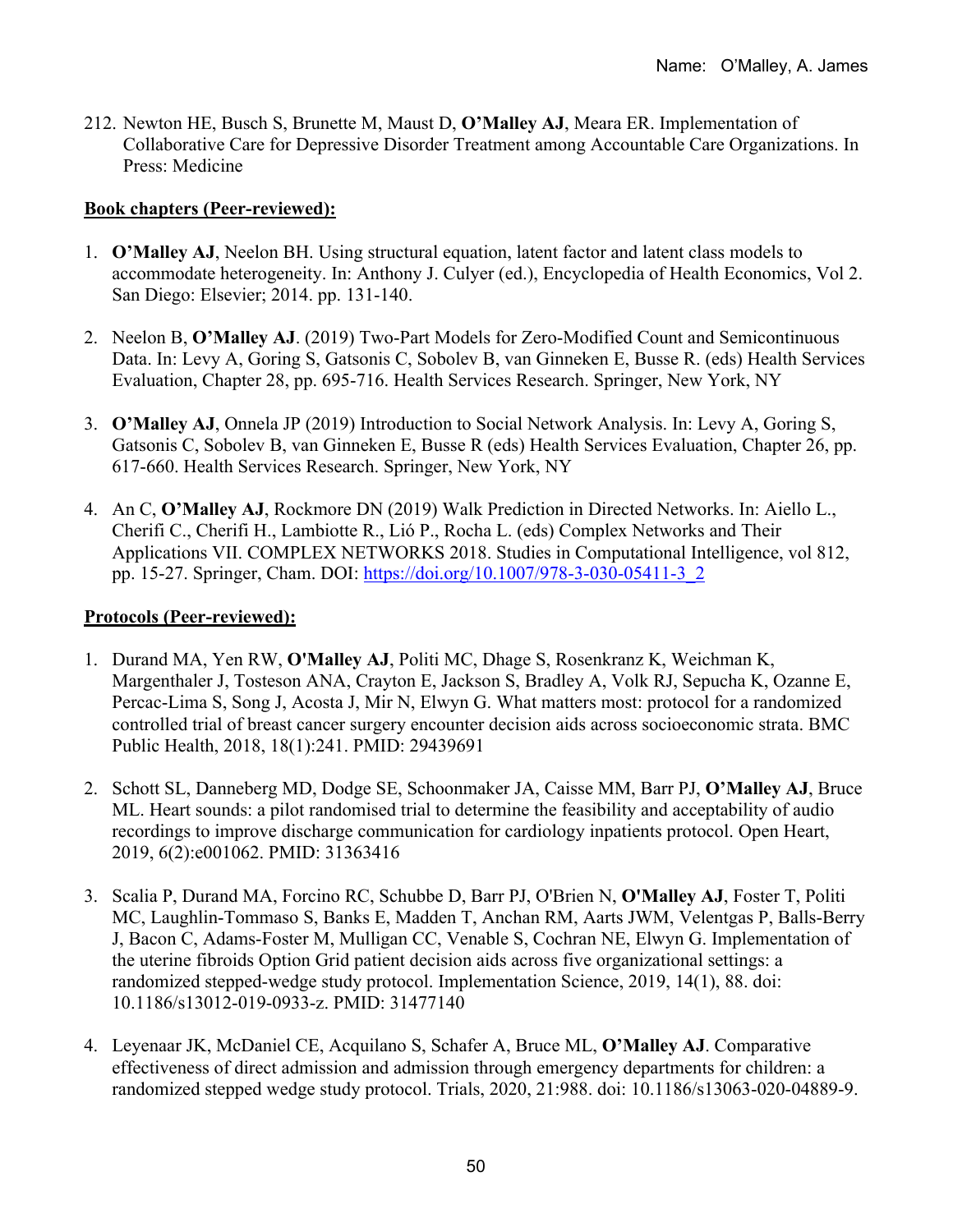212. Newton HE, Busch S, Brunette M, Maust D, **O'Malley AJ**, Meara ER. Implementation of Collaborative Care for Depressive Disorder Treatment among Accountable Care Organizations. In Press: Medicine

**Book chapters (Peer-reviewed):**

1. **O'Malley AJ**, Neelon BH. Using structural equation, latent factor and latent class models to accommodate heterogeneity. In: Anthony J. Culyer (ed.), Encyclopedia of Health Economics, Vol 2. San Diego: Elsevier; 2014. pp. 131-140.

2. Neelon B, **O'Malley AJ**. (2019) Two-Part Models for Zero-Modified Count and Semicontinuous Data. In: Levy A, Goring S, Gatsonis C, Sobolev B, van Ginneken E, Busse R. (eds) Health Services Evaluation, Chapter 28, pp. 695-716. Health Services Research. Springer, New York, NY

3. **O'Malley AJ**, Onnela JP (2019) Introduction to Social Network Analysis. In: Levy A, Goring S, Gatsonis C, Sobolev B, van Ginneken E, Busse R (eds) Health Services Evaluation, Chapter 26, pp. 617-660. Health Services Research. Springer, New York, NY

4. An C, **O'Malley AJ**, Rockmore DN (2019) Walk Prediction in Directed Networks. In: Aiello L., Cherifi C., Cherifi H., Lambiotte R., Lió P., Rocha L. (eds) Complex Networks and Their Applications VII. COMPLEX NETWORKS 2018. Studies in Computational Intelligence, vol 812, pp. 15-27. Springer, Cham. DOI: https://doi.org/10.1007/978-3-030-05411-3_2

**Protocols (Peer-reviewed):**

1. Durand MA, Yen RW, **O'Malley AJ**, Politi MC, Dhage S, Rosenkranz K, Weichman K, Margenthaler J, Tosteson ANA, Crayton E, Jackson S, Bradley A, Volk RJ, Sepucha K, Ozanne E, Percac-Lima S, Song J, Acosta J, Mir N, Elwyn G. What matters most: protocol for a randomized controlled trial of breast cancer surgery encounter decision aids across socioeconomic strata. BMC Public Health, 2018, 18(1):241. PMID: 29439691

2. Schott SL, Danneberg MD, Dodge SE, Schoonmaker JA, Caisse MM, Barr PJ, **O'Malley AJ**, Bruce ML. Heart sounds: a pilot randomised trial to determine the feasibility and acceptability of audio recordings to improve discharge communication for cardiology inpatients protocol. Open Heart, 2019, 6(2):e001062. PMID: 31363416

3. Scalia P, Durand MA, Forcino RC, Schubbe D, Barr PJ, O'Brien N, **O'Malley AJ**, Foster T, Politi MC, Laughlin-Tommaso S, Banks E, Madden T, Anchan RM, Aarts JWM, Velentgas P, Balls-Berry J, Bacon C, Adams-Foster M, Mulligan CC, Venable S, Cochran NE, Elwyn G. Implementation of the uterine fibroids Option Grid patient decision aids across five organizational settings: a randomized stepped-wedge study protocol. Implementation Science, 2019, 14(1), 88. doi: 10.1186/s13012-019-0933-z. PMID: 31477140

4. Leyenaar JK, McDaniel CE, Acquilano S, Schafer A, Bruce ML, **O'Malley AJ**. Comparative effectiveness of direct admission and admission through emergency departments for children: a randomized stepped wedge study protocol. Trials, 2020, 21:988. doi: 10.1186/s13063-020-04889-9.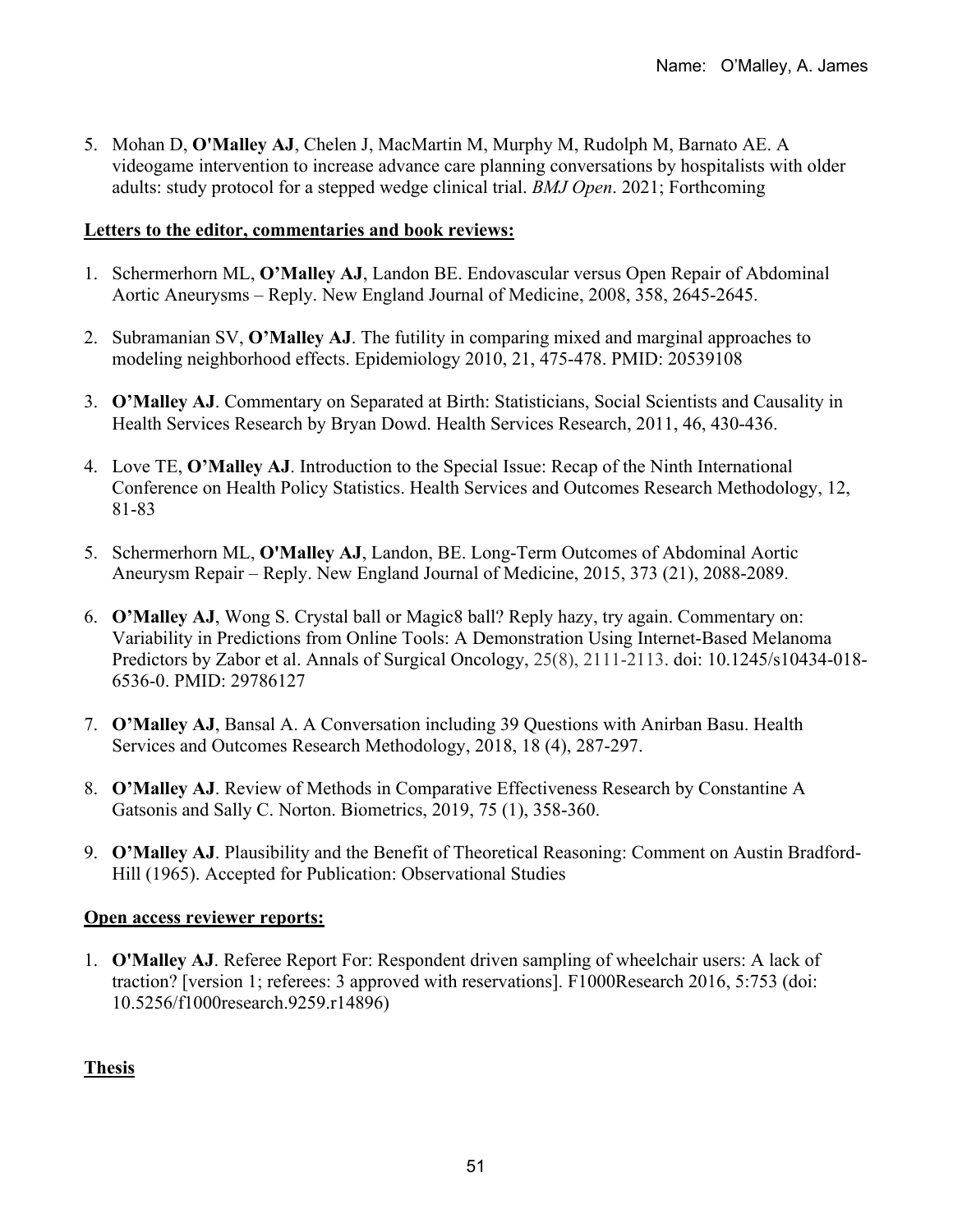5. Mohan D, **O'Malley AJ**, Chelen J, MacMartin M, Murphy M, Rudolph M, Barnato AE. A videogame intervention to increase advance care planning conversations by hospitalists with older adults: study protocol for a stepped wedge clinical trial. *BMJ Open*. 2021; Forthcoming

**Letters to the editor, commentaries and book reviews:**

1. Schermerhorn ML, **O'Malley AJ**, Landon BE. Endovascular versus Open Repair of Abdominal Aortic Aneurysms – Reply. New England Journal of Medicine, 2008, 358, 2645-2645.

2. Subramanian SV, **O'Malley AJ**. The futility in comparing mixed and marginal approaches to modeling neighborhood effects. Epidemiology 2010, 21, 475-478. PMID: 20539108

3. **O'Malley AJ**. Commentary on Separated at Birth: Statisticians, Social Scientists and Causality in Health Services Research by Bryan Dowd. Health Services Research, 2011, 46, 430-436.

4. Love TE, **O'Malley AJ**. Introduction to the Special Issue: Recap of the Ninth International Conference on Health Policy Statistics. Health Services and Outcomes Research Methodology, 12, 81-83

5. Schermerhorn ML, **O'Malley AJ**, Landon, BE. Long-Term Outcomes of Abdominal Aortic Aneurysm Repair – Reply. New England Journal of Medicine, 2015, 373 (21), 2088-2089.

6. **O'Malley AJ**, Wong S. Crystal ball or Magic8 ball? Reply hazy, try again. Commentary on: Variability in Predictions from Online Tools: A Demonstration Using Internet-Based Melanoma Predictors by Zabor et al. Annals of Surgical Oncology, 25(8), 2111-2113. doi: 10.1245/s10434-018-6536-0. PMID: 29786127

7. **O'Malley AJ**, Bansal A. A Conversation including 39 Questions with Anirban Basu. Health Services and Outcomes Research Methodology, 2018, 18 (4), 287-297.

8. **O'Malley AJ**. Review of Methods in Comparative Effectiveness Research by Constantine A Gatsonis and Sally C. Norton. Biometrics, 2019, 75 (1), 358-360.

9. **O'Malley AJ**. Plausibility and the Benefit of Theoretical Reasoning: Comment on Austin Bradford-Hill (1965). Accepted for Publication: Observational Studies

**Open access reviewer reports:**

1. **O'Malley AJ**. Referee Report For: Respondent driven sampling of wheelchair users: A lack of traction? [version 1; referees: 3 approved with reservations]. F1000Research 2016, 5:753 (doi: 10.5256/f1000research.9259.r14896)

**Thesis**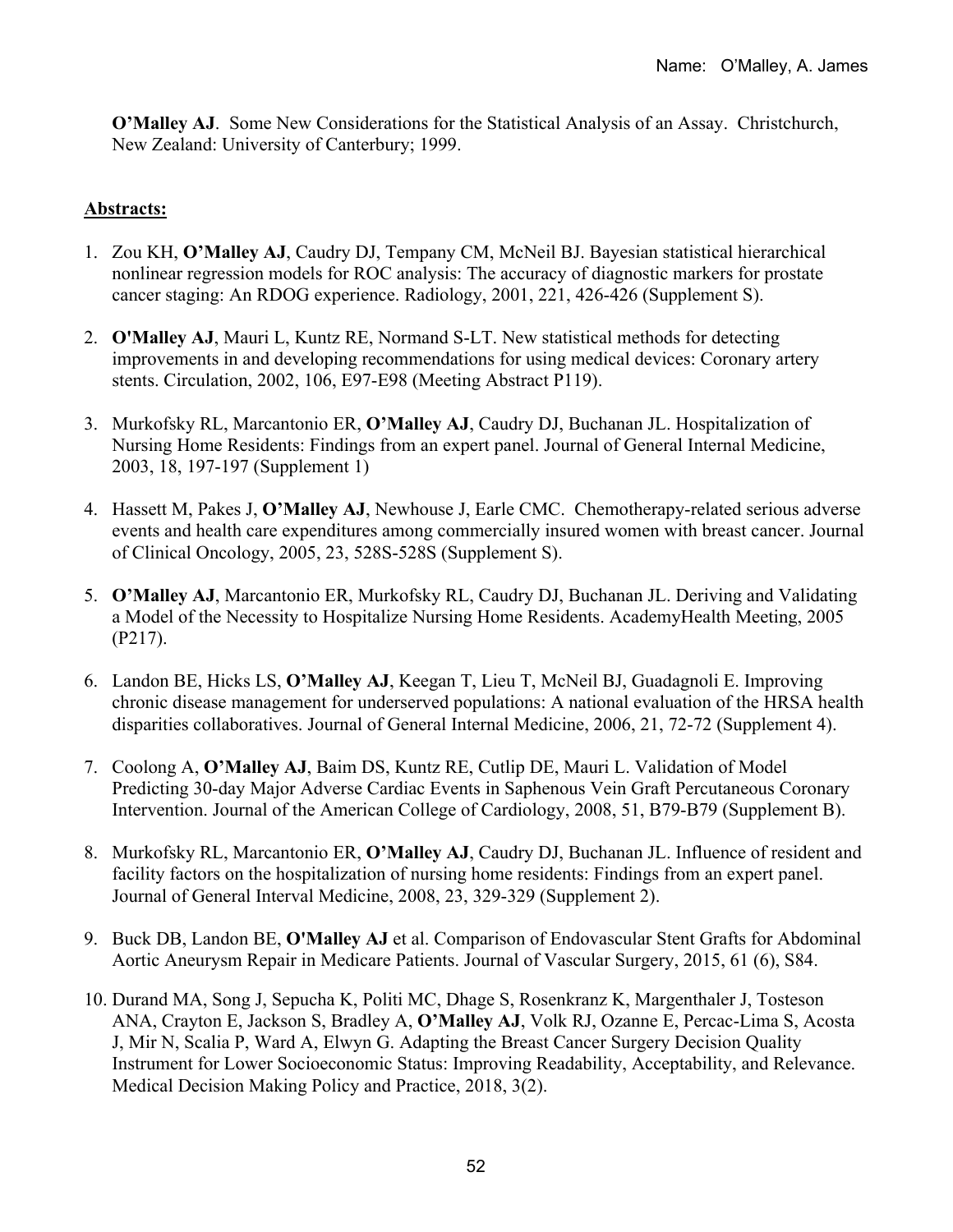**O'Malley AJ**. Some New Considerations for the Statistical Analysis of an Assay. Christchurch, New Zealand: University of Canterbury; 1999.

**Abstracts:**

1. Zou KH, **O'Malley AJ**, Caudry DJ, Tempany CM, McNeil BJ. Bayesian statistical hierarchical nonlinear regression models for ROC analysis: The accuracy of diagnostic markers for prostate cancer staging: An RDOG experience. Radiology, 2001, 221, 426-426 (Supplement S).

2. **O'Malley AJ**, Mauri L, Kuntz RE, Normand S-LT. New statistical methods for detecting improvements in and developing recommendations for using medical devices: Coronary artery stents. Circulation, 2002, 106, E97-E98 (Meeting Abstract P119).

3. Murkofsky RL, Marcantonio ER, **O'Malley AJ**, Caudry DJ, Buchanan JL. Hospitalization of Nursing Home Residents: Findings from an expert panel. Journal of General Internal Medicine, 2003, 18, 197-197 (Supplement 1)

4. Hassett M, Pakes J, **O'Malley AJ**, Newhouse J, Earle CMC. Chemotherapy-related serious adverse events and health care expenditures among commercially insured women with breast cancer. Journal of Clinical Oncology, 2005, 23, 528S-528S (Supplement S).

5. **O'Malley AJ**, Marcantonio ER, Murkofsky RL, Caudry DJ, Buchanan JL. Deriving and Validating a Model of the Necessity to Hospitalize Nursing Home Residents. AcademyHealth Meeting, 2005 (P217).

6. Landon BE, Hicks LS, **O'Malley AJ**, Keegan T, Lieu T, McNeil BJ, Guadagnoli E. Improving chronic disease management for underserved populations: A national evaluation of the HRSA health disparities collaboratives. Journal of General Internal Medicine, 2006, 21, 72-72 (Supplement 4).

7. Coolong A, **O'Malley AJ**, Baim DS, Kuntz RE, Cutlip DE, Mauri L. Validation of Model Predicting 30-day Major Adverse Cardiac Events in Saphenous Vein Graft Percutaneous Coronary Intervention. Journal of the American College of Cardiology, 2008, 51, B79-B79 (Supplement B).

8. Murkofsky RL, Marcantonio ER, **O'Malley AJ**, Caudry DJ, Buchanan JL. Influence of resident and facility factors on the hospitalization of nursing home residents: Findings from an expert panel. Journal of General Interval Medicine, 2008, 23, 329-329 (Supplement 2).

9. Buck DB, Landon BE, **O'Malley AJ** et al. Comparison of Endovascular Stent Grafts for Abdominal Aortic Aneurysm Repair in Medicare Patients. Journal of Vascular Surgery, 2015, 61 (6), S84.

10. Durand MA, Song J, Sepucha K, Politi MC, Dhage S, Rosenkranz K, Margenthaler J, Tosteson ANA, Crayton E, Jackson S, Bradley A, **O'Malley AJ**, Volk RJ, Ozanne E, Percac-Lima S, Acosta J, Mir N, Scalia P, Ward A, Elwyn G. Adapting the Breast Cancer Surgery Decision Quality Instrument for Lower Socioeconomic Status: Improving Readability, Acceptability, and Relevance. Medical Decision Making Policy and Practice, 2018, 3(2).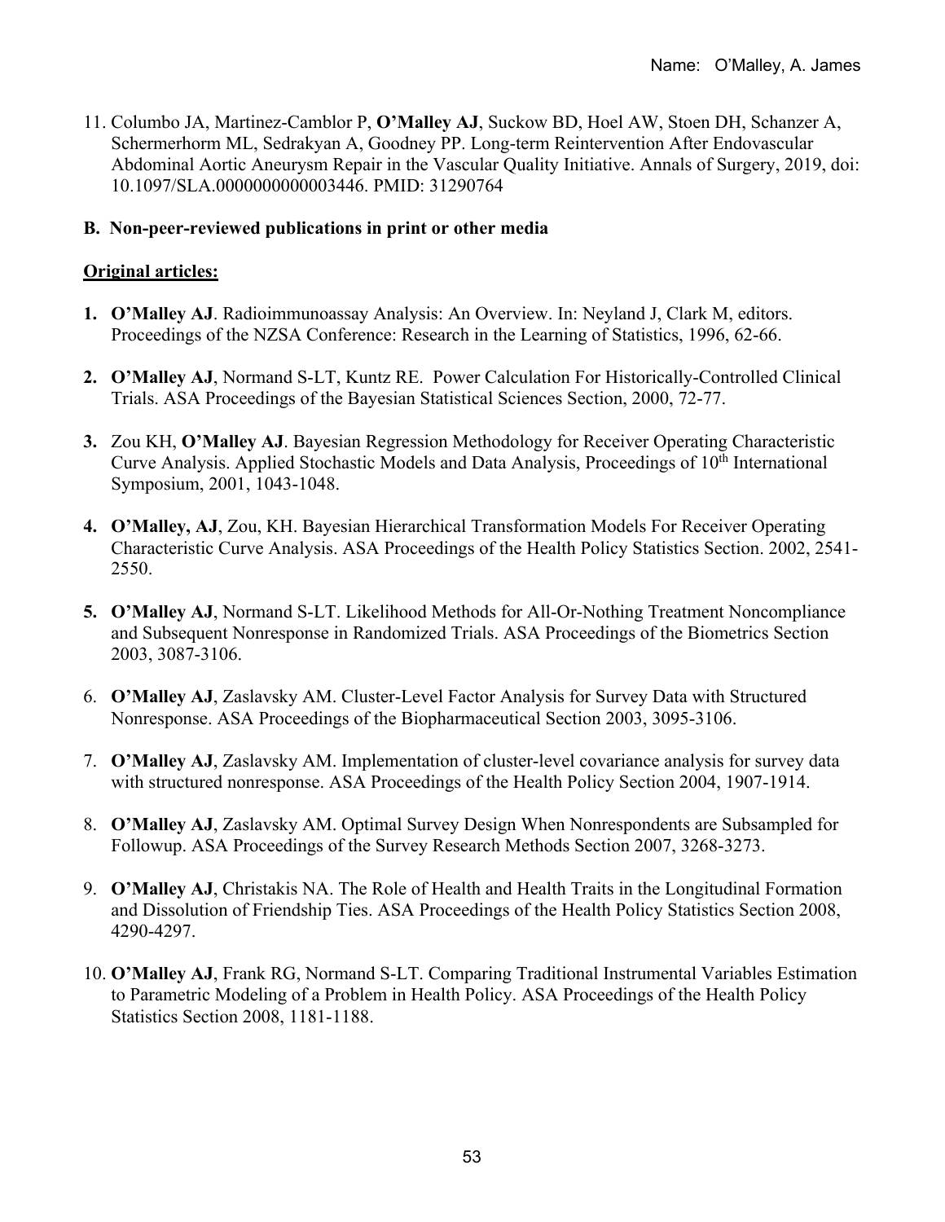11. Columbo JA, Martinez-Camblor P, **O'Malley AJ**, Suckow BD, Hoel AW, Stoen DH, Schanzer A, Schermerhorm ML, Sedrakyan A, Goodney PP. Long-term Reintervention After Endovascular Abdominal Aortic Aneurysm Repair in the Vascular Quality Initiative. Annals of Surgery, 2019, doi: 10.1097/SLA.0000000000003446. PMID: 31290764

**B. Non-peer-reviewed publications in print or other media**

**Original articles:**

1. **O'Malley AJ**. Radioimmunoassay Analysis: An Overview. In: Neyland J, Clark M, editors. Proceedings of the NZSA Conference: Research in the Learning of Statistics, 1996, 62-66.

2. **O'Malley AJ**, Normand S-LT, Kuntz RE. Power Calculation For Historically-Controlled Clinical Trials. ASA Proceedings of the Bayesian Statistical Sciences Section, 2000, 72-77.

3. Zou KH, **O'Malley AJ**. Bayesian Regression Methodology for Receiver Operating Characteristic Curve Analysis. Applied Stochastic Models and Data Analysis, Proceedings of 10th International Symposium, 2001, 1043-1048.

4. **O'Malley, AJ**, Zou, KH. Bayesian Hierarchical Transformation Models For Receiver Operating Characteristic Curve Analysis. ASA Proceedings of the Health Policy Statistics Section. 2002, 2541-2550.

5. **O'Malley AJ**, Normand S-LT. Likelihood Methods for All-Or-Nothing Treatment Noncompliance and Subsequent Nonresponse in Randomized Trials. ASA Proceedings of the Biometrics Section 2003, 3087-3106.

6. **O'Malley AJ**, Zaslavsky AM. Cluster-Level Factor Analysis for Survey Data with Structured Nonresponse. ASA Proceedings of the Biopharmaceutical Section 2003, 3095-3106.

7. **O'Malley AJ**, Zaslavsky AM. Implementation of cluster-level covariance analysis for survey data with structured nonresponse. ASA Proceedings of the Health Policy Section 2004, 1907-1914.

8. **O'Malley AJ**, Zaslavsky AM. Optimal Survey Design When Nonrespondents are Subsampled for Followup. ASA Proceedings of the Survey Research Methods Section 2007, 3268-3273.

9. **O'Malley AJ**, Christakis NA. The Role of Health and Health Traits in the Longitudinal Formation and Dissolution of Friendship Ties. ASA Proceedings of the Health Policy Statistics Section 2008, 4290-4297.

10. **O'Malley AJ**, Frank RG, Normand S-LT. Comparing Traditional Instrumental Variables Estimation to Parametric Modeling of a Problem in Health Policy. ASA Proceedings of the Health Policy Statistics Section 2008, 1181-1188.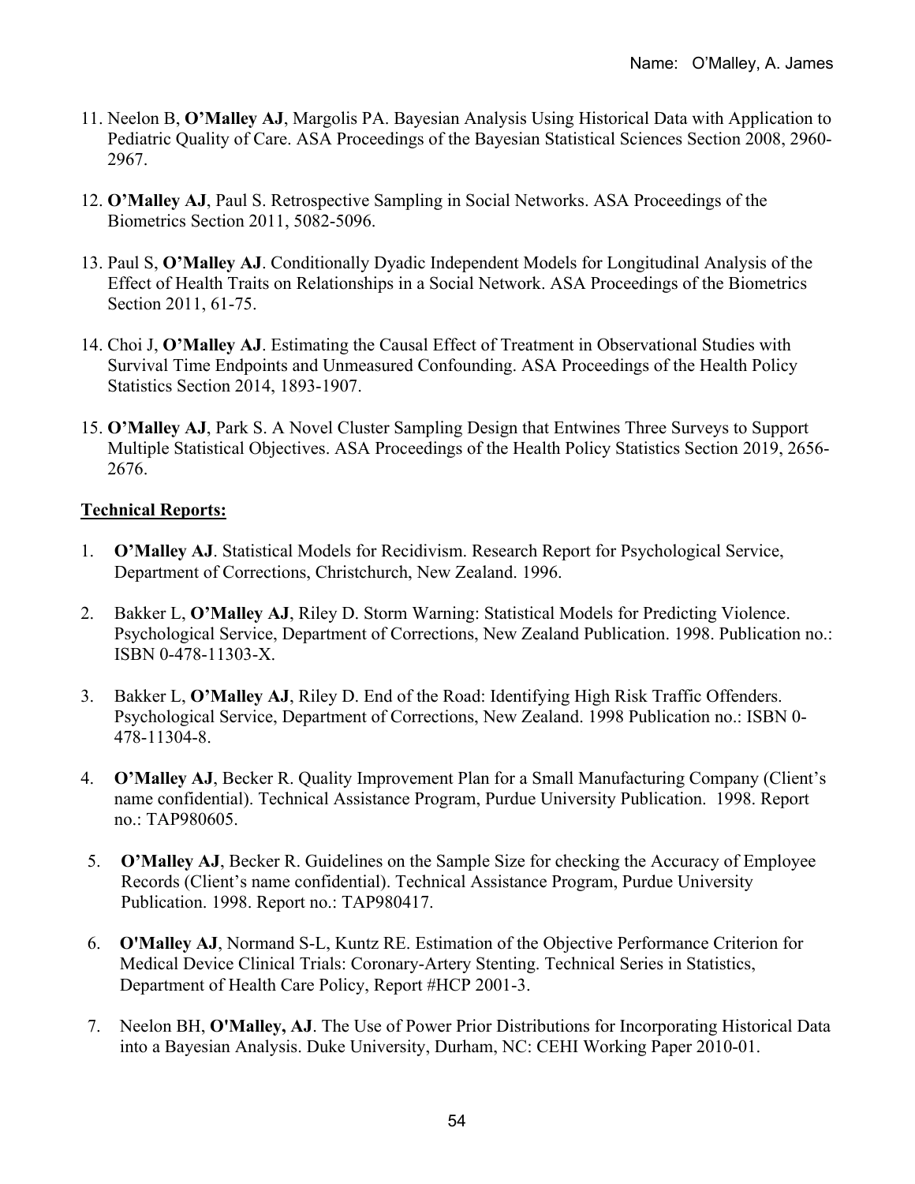11. Neelon B, **O'Malley AJ**, Margolis PA. Bayesian Analysis Using Historical Data with Application to Pediatric Quality of Care. ASA Proceedings of the Bayesian Statistical Sciences Section 2008, 2960-2967.

12. **O'Malley AJ**, Paul S. Retrospective Sampling in Social Networks. ASA Proceedings of the Biometrics Section 2011, 5082-5096.

13. Paul S, **O'Malley AJ**. Conditionally Dyadic Independent Models for Longitudinal Analysis of the Effect of Health Traits on Relationships in a Social Network. ASA Proceedings of the Biometrics Section 2011, 61-75.

14. Choi J, **O'Malley AJ**. Estimating the Causal Effect of Treatment in Observational Studies with Survival Time Endpoints and Unmeasured Confounding. ASA Proceedings of the Health Policy Statistics Section 2014, 1893-1907.

15. **O'Malley AJ**, Park S. A Novel Cluster Sampling Design that Entwines Three Surveys to Support Multiple Statistical Objectives. ASA Proceedings of the Health Policy Statistics Section 2019, 2656-2676.

**<u>Technical Reports:</u>**

1. **O'Malley AJ**. Statistical Models for Recidivism. Research Report for Psychological Service, Department of Corrections, Christchurch, New Zealand. 1996.

2. Bakker L, **O'Malley AJ**, Riley D. Storm Warning: Statistical Models for Predicting Violence. Psychological Service, Department of Corrections, New Zealand Publication. 1998. Publication no.: ISBN 0-478-11303-X.

3. Bakker L, **O'Malley AJ**, Riley D. End of the Road: Identifying High Risk Traffic Offenders. Psychological Service, Department of Corrections, New Zealand. 1998 Publication no.: ISBN 0-478-11304-8.

4. **O'Malley AJ**, Becker R. Quality Improvement Plan for a Small Manufacturing Company (Client's name confidential). Technical Assistance Program, Purdue University Publication. 1998. Report no.: TAP980605.

5. **O'Malley AJ**, Becker R. Guidelines on the Sample Size for checking the Accuracy of Employee Records (Client's name confidential). Technical Assistance Program, Purdue University Publication. 1998. Report no.: TAP980417.

6. **O'Malley AJ**, Normand S-L, Kuntz RE. Estimation of the Objective Performance Criterion for Medical Device Clinical Trials: Coronary-Artery Stenting. Technical Series in Statistics, Department of Health Care Policy, Report #HCP 2001-3.

7. Neelon BH, **O'Malley, AJ**. The Use of Power Prior Distributions for Incorporating Historical Data into a Bayesian Analysis. Duke University, Durham, NC: CEHI Working Paper 2010-01.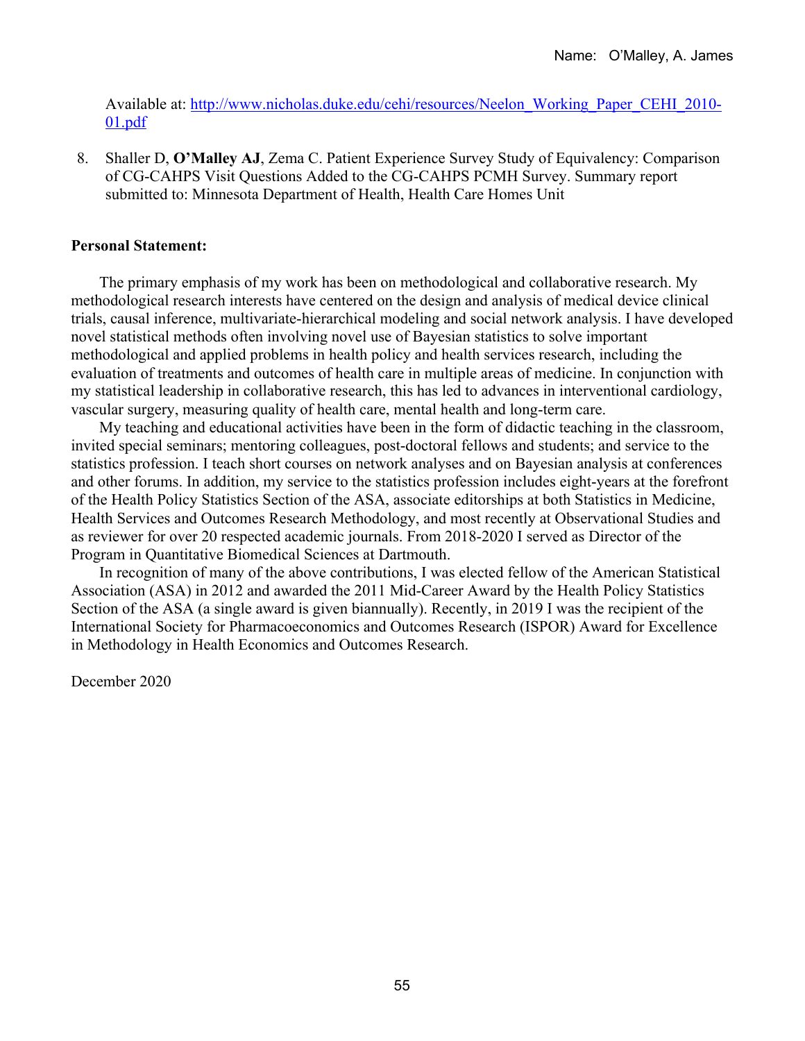Available at: http://www.nicholas.duke.edu/cehi/resources/Neelon_Working_Paper_CEHI_2010-01.pdf

8. Shaller D, **O'Malley AJ**, Zema C. Patient Experience Survey Study of Equivalency: Comparison of CG-CAHPS Visit Questions Added to the CG-CAHPS PCMH Survey. Summary report submitted to: Minnesota Department of Health, Health Care Homes Unit

**Personal Statement:**

The primary emphasis of my work has been on methodological and collaborative research. My methodological research interests have centered on the design and analysis of medical device clinical trials, causal inference, multivariate-hierarchical modeling and social network analysis. I have developed novel statistical methods often involving novel use of Bayesian statistics to solve important methodological and applied problems in health policy and health services research, including the evaluation of treatments and outcomes of health care in multiple areas of medicine. In conjunction with my statistical leadership in collaborative research, this has led to advances in interventional cardiology, vascular surgery, measuring quality of health care, mental health and long-term care.

My teaching and educational activities have been in the form of didactic teaching in the classroom, invited special seminars; mentoring colleagues, post-doctoral fellows and students; and service to the statistics profession. I teach short courses on network analyses and on Bayesian analysis at conferences and other forums. In addition, my service to the statistics profession includes eight-years at the forefront of the Health Policy Statistics Section of the ASA, associate editorships at both Statistics in Medicine, Health Services and Outcomes Research Methodology, and most recently at Observational Studies and as reviewer for over 20 respected academic journals. From 2018-2020 I served as Director of the Program in Quantitative Biomedical Sciences at Dartmouth.

In recognition of many of the above contributions, I was elected fellow of the American Statistical Association (ASA) in 2012 and awarded the 2011 Mid-Career Award by the Health Policy Statistics Section of the ASA (a single award is given biannually). Recently, in 2019 I was the recipient of the International Society for Pharmacoeconomics and Outcomes Research (ISPOR) Award for Excellence in Methodology in Health Economics and Outcomes Research.

December 2020